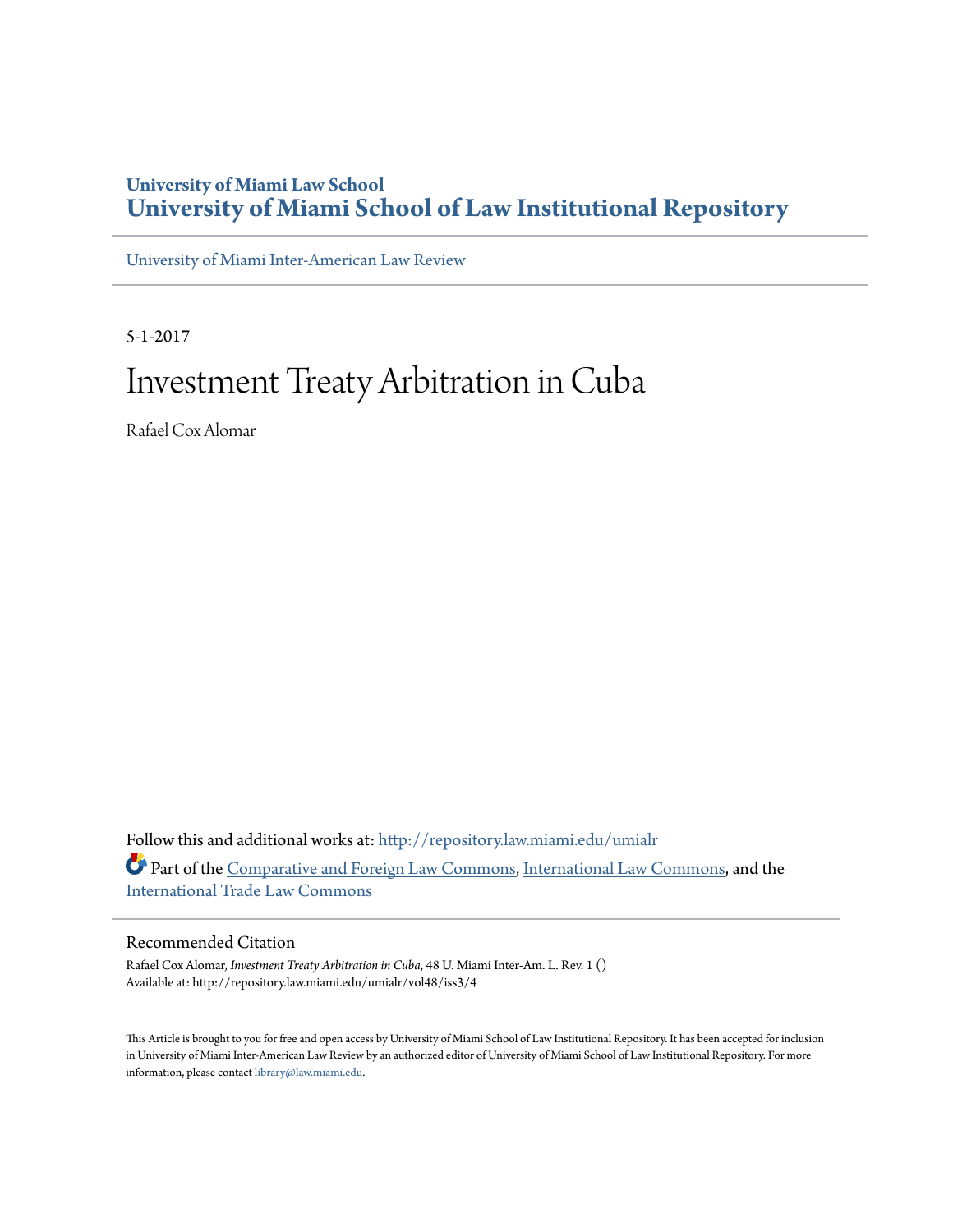University of Miami Law School
**University of Miami School of Law Institutional Repository**

University of Miami Inter-American Law Review

5-1-2017

# Investment Treaty Arbitration in Cuba

Rafael Cox Alomar

Follow this and additional works at: http://repository.law.miami.edu/umialr

Part of the Comparative and Foreign Law Commons, International Law Commons, and the International Trade Law Commons

## Recommended Citation

Rafael Cox Alomar, *Investment Treaty Arbitration in Cuba*, 48 U. Miami Inter-Am. L. Rev. 1 ()
Available at: http://repository.law.miami.edu/umialr/vol48/iss3/4

This Article is brought to you for free and open access by University of Miami School of Law Institutional Repository. It has been accepted for inclusion in University of Miami Inter-American Law Review by an authorized editor of University of Miami School of Law Institutional Repository. For more information, please contact library@law.miami.edu.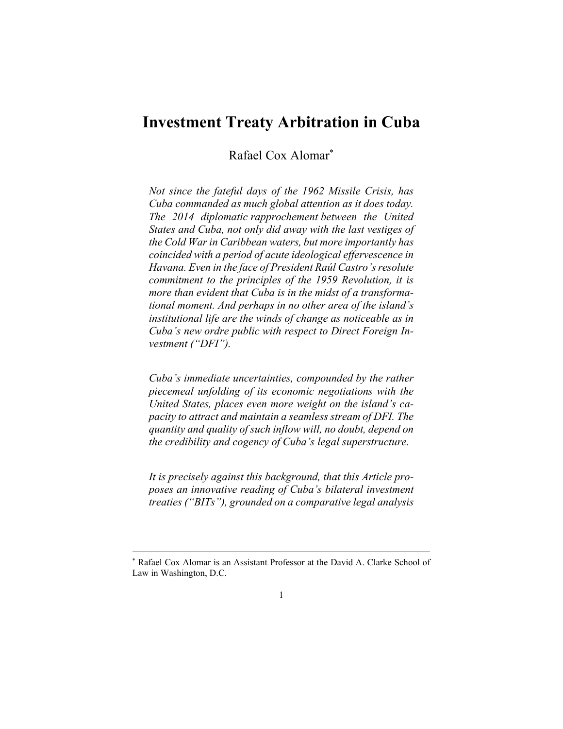# Investment Treaty Arbitration in Cuba

Rafael Cox Alomar[*]

*Not since the fateful days of the 1962 Missile Crisis, has Cuba commanded as much global attention as it does today. The 2014 diplomatic rapprochement between the United States and Cuba, not only did away with the last vestiges of the Cold War in Caribbean waters, but more importantly has coincided with a period of acute ideological effervescence in Havana. Even in the face of President Raúl Castro's resolute commitment to the principles of the 1959 Revolution, it is more than evident that Cuba is in the midst of a transformational moment. And perhaps in no other area of the island's institutional life are the winds of change as noticeable as in Cuba's new ordre public with respect to Direct Foreign Investment ("DFI").*

*Cuba's immediate uncertainties, compounded by the rather piecemeal unfolding of its economic negotiations with the United States, places even more weight on the island's capacity to attract and maintain a seamless stream of DFI. The quantity and quality of such inflow will, no doubt, depend on the credibility and cogency of Cuba's legal superstructure.*

*It is precisely against this background, that this Article proposes an innovative reading of Cuba's bilateral investment treaties ("BITs"), grounded on a comparative legal analysis*

---

[*] Rafael Cox Alomar is an Assistant Professor at the David A. Clarke School of Law in Washington, D.C.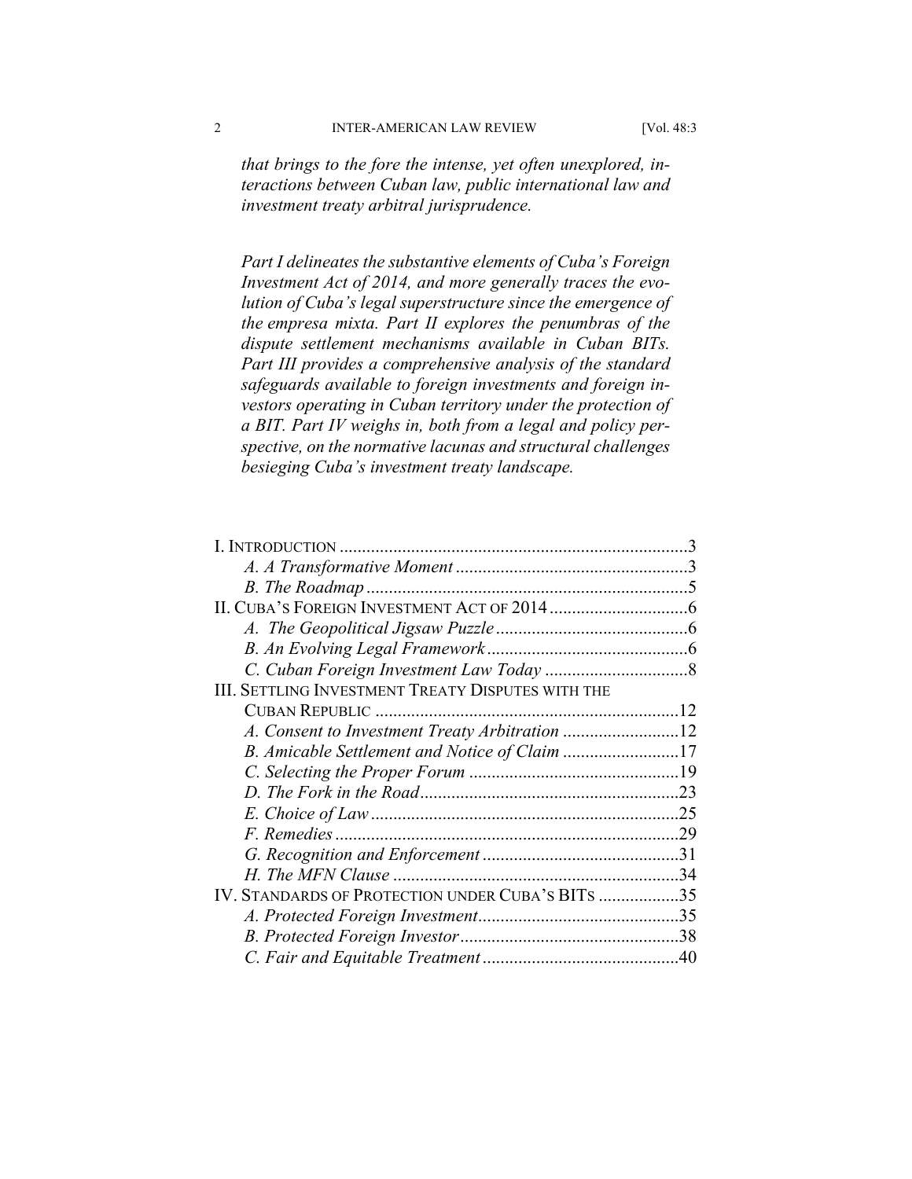*that brings to the fore the intense, yet often unexplored, interactions between Cuban law, public international law and investment treaty arbitral jurisprudence.*

*Part I delineates the substantive elements of Cuba's Foreign Investment Act of 2014, and more generally traces the evolution of Cuba's legal superstructure since the emergence of the empresa mixta. Part II explores the penumbras of the dispute settlement mechanisms available in Cuban BITs. Part III provides a comprehensive analysis of the standard safeguards available to foreign investments and foreign investors operating in Cuban territory under the protection of a BIT. Part IV weighs in, both from a legal and policy perspective, on the normative lacunas and structural challenges besieging Cuba's investment treaty landscape.*

I. INTRODUCTION .....3
- *A. A Transformative Moment* .....3
- *B. The Roadmap* .....5

II. CUBA'S FOREIGN INVESTMENT ACT OF 2014 .....6
- *A. The Geopolitical Jigsaw Puzzle* .....6
- *B. An Evolving Legal Framework* .....6
- *C. Cuban Foreign Investment Law Today* .....8

III. SETTLING INVESTMENT TREATY DISPUTES WITH THE CUBAN REPUBLIC .....12
- *A. Consent to Investment Treaty Arbitration* .....12
- *B. Amicable Settlement and Notice of Claim* .....17
- *C. Selecting the Proper Forum* .....19
- *D. The Fork in the Road* .....23
- *E. Choice of Law* .....25
- *F. Remedies* .....29
- *G. Recognition and Enforcement* .....31
- *H. The MFN Clause* .....34

IV. STANDARDS OF PROTECTION UNDER CUBA'S BITS .....35
- *A. Protected Foreign Investment* .....35
- *B. Protected Foreign Investor* .....38
- *C. Fair and Equitable Treatment* .....40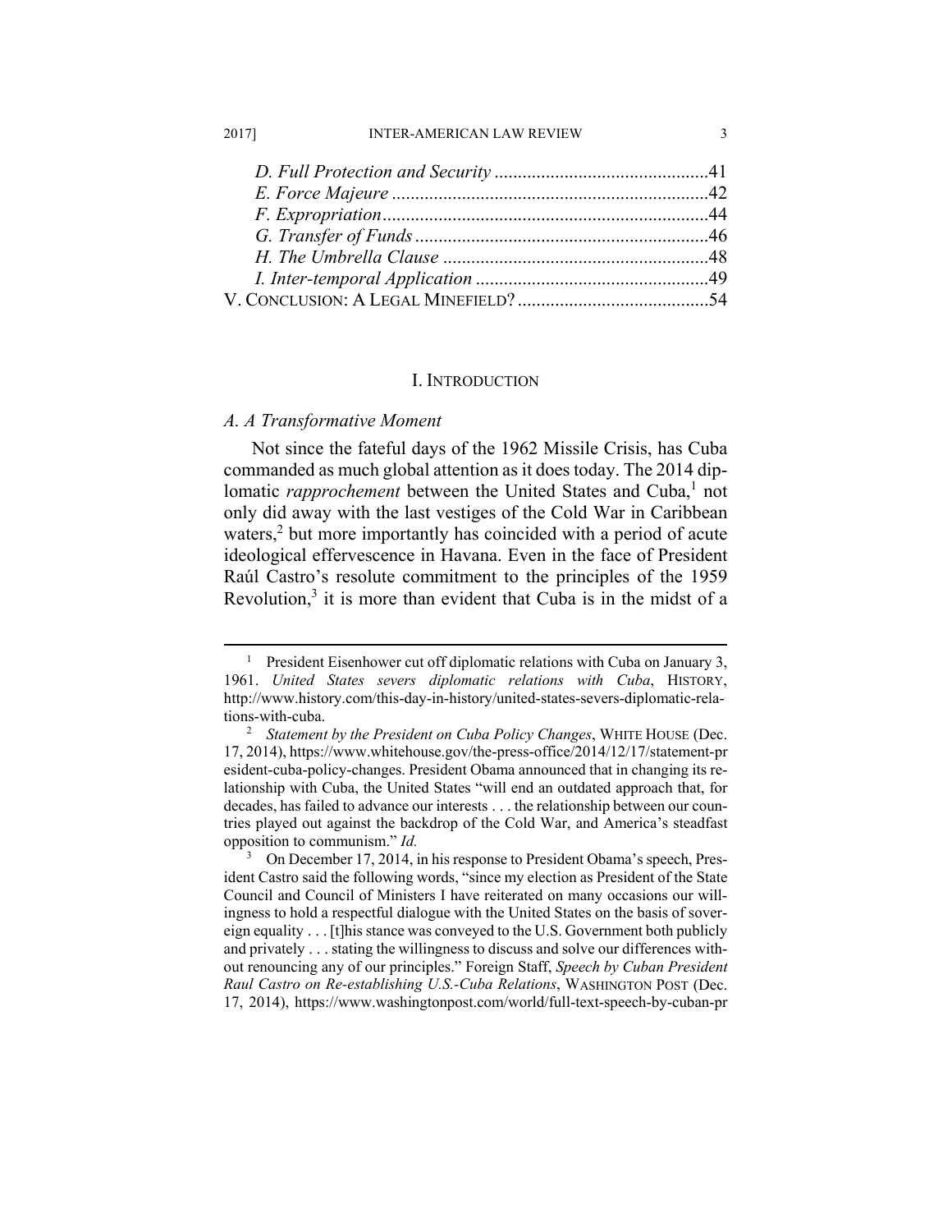*D. Full Protection and Security* ..............................................41
*E. Force Majeure* ....................................................................42
*F. Expropriation*......................................................................44
*G. Transfer of Funds* ...............................................................46
*H. The Umbrella Clause* .........................................................48
*I. Inter-temporal Application* ..................................................49
V. CONCLUSION: A LEGAL MINEFIELD? .........................................54

## I. INTRODUCTION

### *A. A Transformative Moment*

Not since the fateful days of the 1962 Missile Crisis, has Cuba commanded as much global attention as it does today. The 2014 diplomatic *rapprochement* between the United States and Cuba,[1] not only did away with the last vestiges of the Cold War in Caribbean waters,[2] but more importantly has coincided with a period of acute ideological effervescence in Havana. Even in the face of President Raúl Castro's resolute commitment to the principles of the 1959 Revolution,[3] it is more than evident that Cuba is in the midst of a

---

[1] President Eisenhower cut off diplomatic relations with Cuba on January 3, 1961. *United States severs diplomatic relations with Cuba*, HISTORY, http://www.history.com/this-day-in-history/united-states-severs-diplomatic-relations-with-cuba.

[2] *Statement by the President on Cuba Policy Changes*, WHITE HOUSE (Dec. 17, 2014), https://www.whitehouse.gov/the-press-office/2014/12/17/statement-president-cuba-policy-changes. President Obama announced that in changing its relationship with Cuba, the United States "will end an outdated approach that, for decades, has failed to advance our interests . . . the relationship between our countries played out against the backdrop of the Cold War, and America's steadfast opposition to communism." *Id.*

[3] On December 17, 2014, in his response to President Obama's speech, President Castro said the following words, "since my election as President of the State Council and Council of Ministers I have reiterated on many occasions our willingness to hold a respectful dialogue with the United States on the basis of sovereign equality . . . [t]his stance was conveyed to the U.S. Government both publicly and privately . . . stating the willingness to discuss and solve our differences without renouncing any of our principles." Foreign Staff, *Speech by Cuban President Raul Castro on Re-establishing U.S.-Cuba Relations*, WASHINGTON POST (Dec. 17, 2014), https://www.washingtonpost.com/world/full-text-speech-by-cuban-pr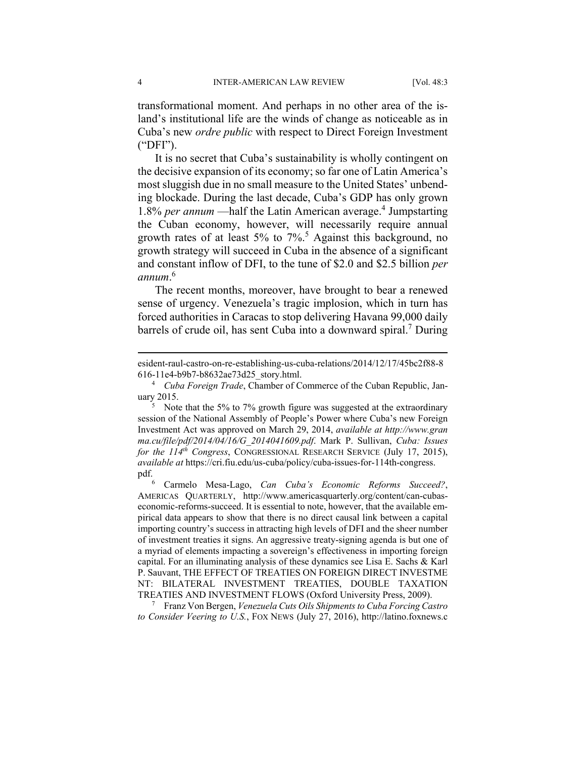transformational moment. And perhaps in no other area of the island's institutional life are the winds of change as noticeable as in Cuba's new *ordre public* with respect to Direct Foreign Investment ("DFI").

It is no secret that Cuba's sustainability is wholly contingent on the decisive expansion of its economy; so far one of Latin America's most sluggish due in no small measure to the United States' unbending blockade. During the last decade, Cuba's GDP has only grown 1.8% *per annum* —half the Latin American average.[4] Jumpstarting the Cuban economy, however, will necessarily require annual growth rates of at least 5% to 7%.[5] Against this background, no growth strategy will succeed in Cuba in the absence of a significant and constant inflow of DFI, to the tune of \$2.0 and \$2.5 billion *per annum*.[6]

The recent months, moreover, have brought to bear a renewed sense of urgency. Venezuela's tragic implosion, which in turn has forced authorities in Caracas to stop delivering Havana 99,000 daily barrels of crude oil, has sent Cuba into a downward spiral.[7] During

---

esident-raul-castro-on-re-establishing-us-cuba-relations/2014/12/17/45bc2f88-8616-11e4-b9b7-b8632ae73d25_story.html.

[4] *Cuba Foreign Trade*, Chamber of Commerce of the Cuban Republic, January 2015.

[5] Note that the 5% to 7% growth figure was suggested at the extraordinary session of the National Assembly of People's Power where Cuba's new Foreign Investment Act was approved on March 29, 2014, *available at http://www.granma.cu/file/pdf/2014/04/16/G_2014041609.pdf*. Mark P. Sullivan, *Cuba: Issues for the 114th Congress*, CONGRESSIONAL RESEARCH SERVICE (July 17, 2015), *available at* https://cri.fiu.edu/us-cuba/policy/cuba-issues-for-114th-congress.pdf.

[6] Carmelo Mesa-Lago, *Can Cuba's Economic Reforms Succeed?*, AMERICAS QUARTERLY, http://www.americasquarterly.org/content/can-cubas-economic-reforms-succeed. It is essential to note, however, that the available empirical data appears to show that there is no direct causal link between a capital importing country's success in attracting high levels of DFI and the sheer number of investment treaties it signs. An aggressive treaty-signing agenda is but one of a myriad of elements impacting a sovereign's effectiveness in importing foreign capital. For an illuminating analysis of these dynamics see Lisa E. Sachs & Karl P. Sauvant, THE EFFECT OF TREATIES ON FOREIGN DIRECT INVESTMENT: BILATERAL INVESTMENT TREATIES, DOUBLE TAXATION TREATIES AND INVESTMENT FLOWS (Oxford University Press, 2009).

[7] Franz Von Bergen, *Venezuela Cuts Oils Shipments to Cuba Forcing Castro to Consider Veering to U.S.*, FOX NEWS (July 27, 2016), http://latino.foxnews.c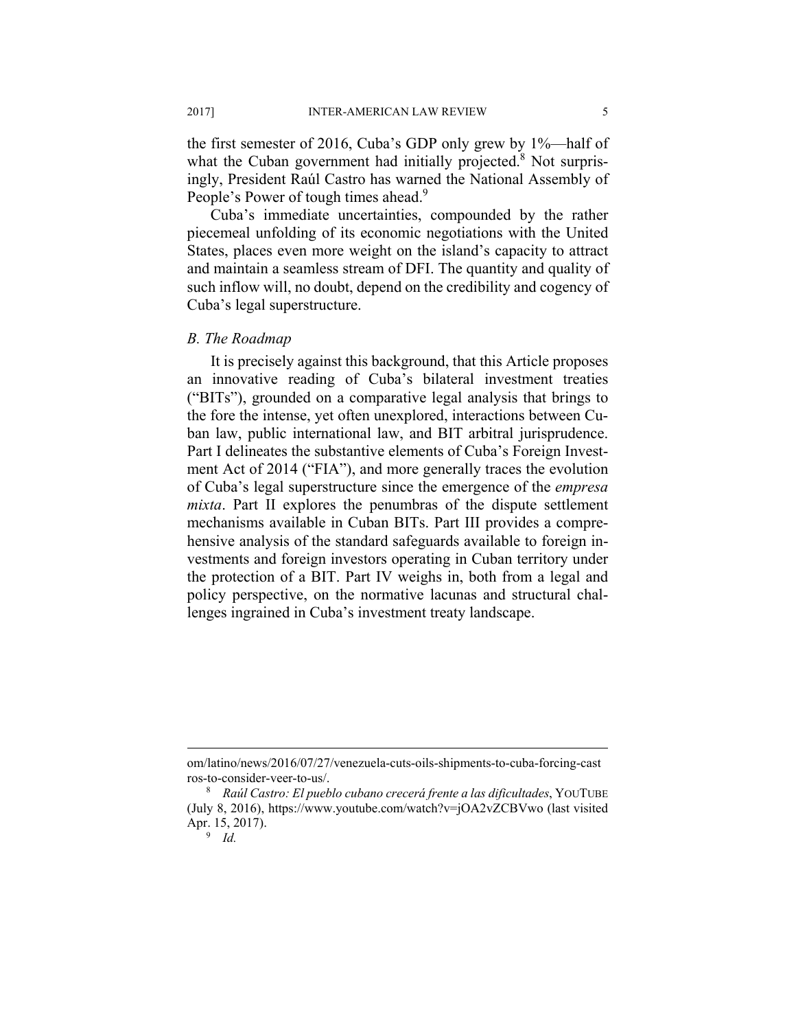the first semester of 2016, Cuba's GDP only grew by 1%—half of what the Cuban government had initially projected.[8] Not surprisingly, President Raúl Castro has warned the National Assembly of People's Power of tough times ahead.[9]

Cuba's immediate uncertainties, compounded by the rather piecemeal unfolding of its economic negotiations with the United States, places even more weight on the island's capacity to attract and maintain a seamless stream of DFI. The quantity and quality of such inflow will, no doubt, depend on the credibility and cogency of Cuba's legal superstructure.

### *B. The Roadmap*

It is precisely against this background, that this Article proposes an innovative reading of Cuba's bilateral investment treaties ("BITs"), grounded on a comparative legal analysis that brings to the fore the intense, yet often unexplored, interactions between Cuban law, public international law, and BIT arbitral jurisprudence. Part I delineates the substantive elements of Cuba's Foreign Investment Act of 2014 ("FIA"), and more generally traces the evolution of Cuba's legal superstructure since the emergence of the *empresa mixta*. Part II explores the penumbras of the dispute settlement mechanisms available in Cuban BITs. Part III provides a comprehensive analysis of the standard safeguards available to foreign investments and foreign investors operating in Cuban territory under the protection of a BIT. Part IV weighs in, both from a legal and policy perspective, on the normative lacunas and structural challenges ingrained in Cuba's investment treaty landscape.

---

om/latino/news/2016/07/27/venezuela-cuts-oils-shipments-to-cuba-forcing-castros-to-consider-veer-to-us/.

[8] *Raúl Castro: El pueblo cubano crecerá frente a las dificultades*, YOUTUBE (July 8, 2016), https://www.youtube.com/watch?v=jOA2vZCBVwo (last visited Apr. 15, 2017).

[9] *Id.*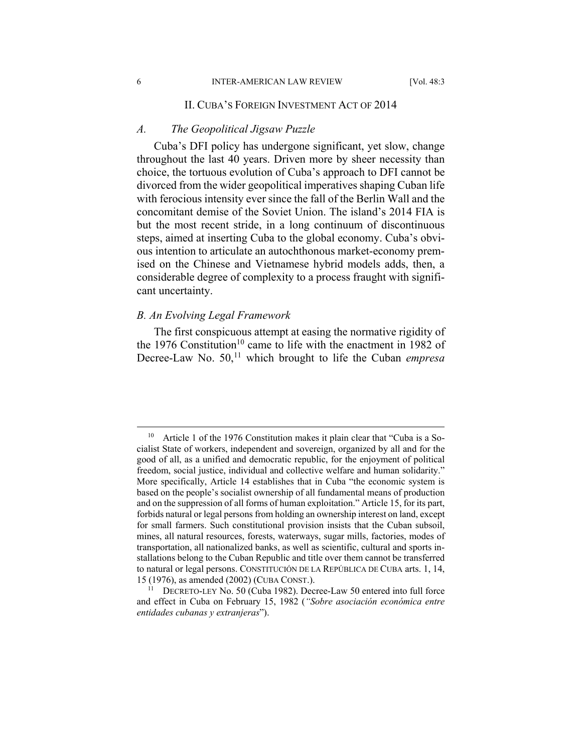## II. CUBA'S FOREIGN INVESTMENT ACT OF 2014

### *A. The Geopolitical Jigsaw Puzzle*

Cuba's DFI policy has undergone significant, yet slow, change throughout the last 40 years. Driven more by sheer necessity than choice, the tortuous evolution of Cuba's approach to DFI cannot be divorced from the wider geopolitical imperatives shaping Cuban life with ferocious intensity ever since the fall of the Berlin Wall and the concomitant demise of the Soviet Union. The island's 2014 FIA is but the most recent stride, in a long continuum of discontinuous steps, aimed at inserting Cuba to the global economy. Cuba's obvious intention to articulate an autochthonous market-economy premised on the Chinese and Vietnamese hybrid models adds, then, a considerable degree of complexity to a process fraught with significant uncertainty.

### *B. An Evolving Legal Framework*

The first conspicuous attempt at easing the normative rigidity of the 1976 Constitution[10] came to life with the enactment in 1982 of Decree-Law No. 50,[11] which brought to life the Cuban *empresa*

---

[10] Article 1 of the 1976 Constitution makes it plain clear that "Cuba is a Socialist State of workers, independent and sovereign, organized by all and for the good of all, as a unified and democratic republic, for the enjoyment of political freedom, social justice, individual and collective welfare and human solidarity." More specifically, Article 14 establishes that in Cuba "the economic system is based on the people's socialist ownership of all fundamental means of production and on the suppression of all forms of human exploitation." Article 15, for its part, forbids natural or legal persons from holding an ownership interest on land, except for small farmers. Such constitutional provision insists that the Cuban subsoil, mines, all natural resources, forests, waterways, sugar mills, factories, modes of transportation, all nationalized banks, as well as scientific, cultural and sports installations belong to the Cuban Republic and title over them cannot be transferred to natural or legal persons. CONSTITUCIÓN DE LA REPÚBLICA DE CUBA arts. 1, 14, 15 (1976), as amended (2002) (CUBA CONST.).

[11] DECRETO-LEY No. 50 (Cuba 1982). Decree-Law 50 entered into full force and effect in Cuba on February 15, 1982 (*"Sobre asociación económica entre entidades cubanas y extranjeras*").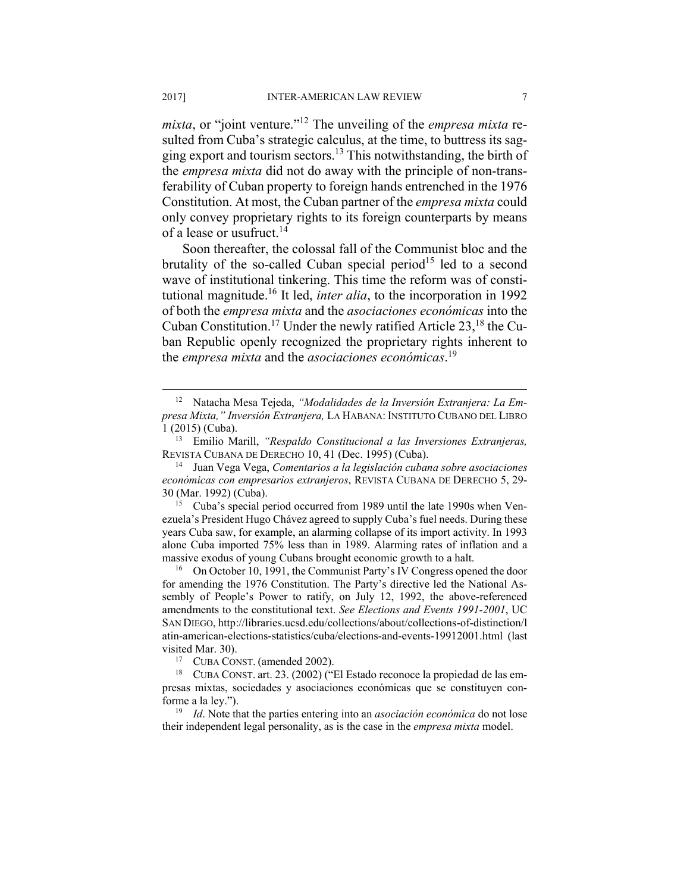*mixta*, or "joint venture."[12] The unveiling of the *empresa mixta* resulted from Cuba's strategic calculus, at the time, to buttress its sagging export and tourism sectors.[13] This notwithstanding, the birth of the *empresa mixta* did not do away with the principle of non-transferability of Cuban property to foreign hands entrenched in the 1976 Constitution. At most, the Cuban partner of the *empresa mixta* could only convey proprietary rights to its foreign counterparts by means of a lease or usufruct.[14]

Soon thereafter, the colossal fall of the Communist bloc and the brutality of the so-called Cuban special period[15] led to a second wave of institutional tinkering. This time the reform was of constitutional magnitude.[16] It led, *inter alia*, to the incorporation in 1992 of both the *empresa mixta* and the *asociaciones económicas* into the Cuban Constitution.[17] Under the newly ratified Article 23,[18] the Cuban Republic openly recognized the proprietary rights inherent to the *empresa mixta* and the *asociaciones económicas*.[19]

---

[12] Natacha Mesa Tejeda, *"Modalidades de la Inversión Extranjera: La Empresa Mixta," Inversión Extranjera,* LA HABANA: INSTITUTO CUBANO DEL LIBRO 1 (2015) (Cuba).

[13] Emilio Marill, *"Respaldo Constitucional a las Inversiones Extranjeras,* REVISTA CUBANA DE DERECHO 10, 41 (Dec. 1995) (Cuba).

[14] Juan Vega Vega, *Comentarios a la legislación cubana sobre asociaciones económicas con empresarios extranjeros*, REVISTA CUBANA DE DERECHO 5, 29-30 (Mar. 1992) (Cuba).

[15] Cuba's special period occurred from 1989 until the late 1990s when Venezuela's President Hugo Chávez agreed to supply Cuba's fuel needs. During these years Cuba saw, for example, an alarming collapse of its import activity. In 1993 alone Cuba imported 75% less than in 1989. Alarming rates of inflation and a massive exodus of young Cubans brought economic growth to a halt.

[16] On October 10, 1991, the Communist Party's IV Congress opened the door for amending the 1976 Constitution. The Party's directive led the National Assembly of People's Power to ratify, on July 12, 1992, the above-referenced amendments to the constitutional text. *See Elections and Events 1991-2001*, UC SAN DIEGO, http://libraries.ucsd.edu/collections/about/collections-of-distinction/latin-american-elections-statistics/cuba/elections-and-events-19912001.html (last visited Mar. 30).

[17] CUBA CONST. (amended 2002).

[18] CUBA CONST. art. 23. (2002) ("El Estado reconoce la propiedad de las empresas mixtas, sociedades y asociaciones económicas que se constituyen conforme a la ley.").

[19] *Id*. Note that the parties entering into an *asociación económica* do not lose their independent legal personality, as is the case in the *empresa mixta* model.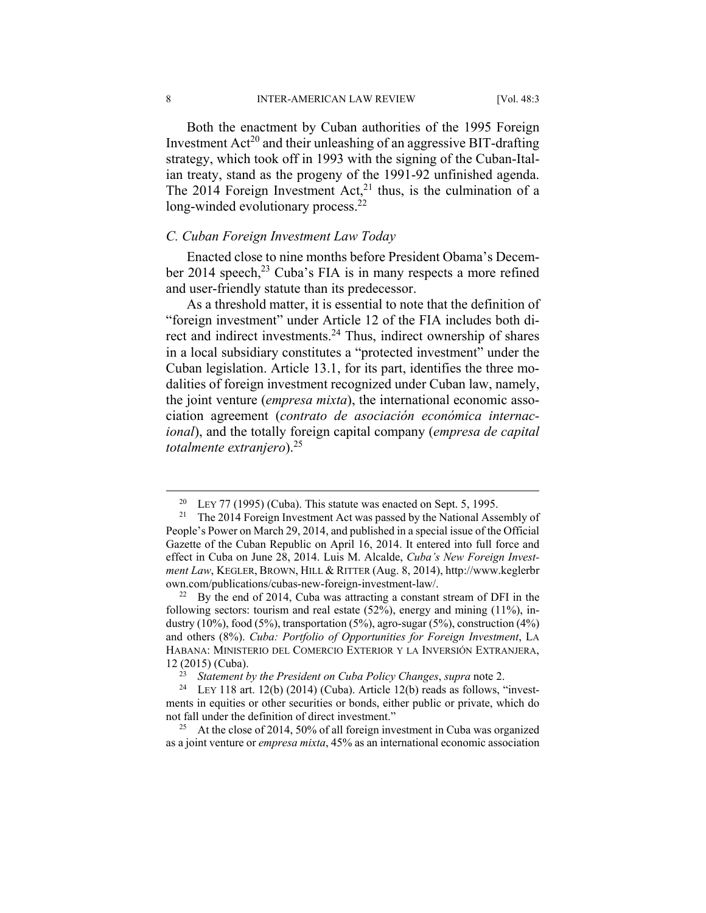Both the enactment by Cuban authorities of the 1995 Foreign Investment Act[20] and their unleashing of an aggressive BIT-drafting strategy, which took off in 1993 with the signing of the Cuban-Italian treaty, stand as the progeny of the 1991-92 unfinished agenda. The 2014 Foreign Investment Act,[21] thus, is the culmination of a long-winded evolutionary process.[22]

### *C. Cuban Foreign Investment Law Today*

Enacted close to nine months before President Obama's December 2014 speech,[23] Cuba's FIA is in many respects a more refined and user-friendly statute than its predecessor.

As a threshold matter, it is essential to note that the definition of "foreign investment" under Article 12 of the FIA includes both direct and indirect investments.[24] Thus, indirect ownership of shares in a local subsidiary constitutes a "protected investment" under the Cuban legislation. Article 13.1, for its part, identifies the three modalities of foreign investment recognized under Cuban law, namely, the joint venture (*empresa mixta*), the international economic association agreement (*contrato de asociación económica internacional*), and the totally foreign capital company (*empresa de capital totalmente extranjero*).[25]

---

[20] LEY 77 (1995) (Cuba). This statute was enacted on Sept. 5, 1995.

[21] The 2014 Foreign Investment Act was passed by the National Assembly of People's Power on March 29, 2014, and published in a special issue of the Official Gazette of the Cuban Republic on April 16, 2014. It entered into full force and effect in Cuba on June 28, 2014. Luis M. Alcalde, *Cuba's New Foreign Investment Law*, KEGLER, BROWN, HILL & RITTER (Aug. 8, 2014), http://www.keglerbrown.com/publications/cubas-new-foreign-investment-law/.

[22] By the end of 2014, Cuba was attracting a constant stream of DFI in the following sectors: tourism and real estate (52%), energy and mining (11%), industry (10%), food (5%), transportation (5%), agro-sugar (5%), construction (4%) and others (8%). *Cuba: Portfolio of Opportunities for Foreign Investment*, LA HABANA: MINISTERIO DEL COMERCIO EXTERIOR Y LA INVERSIÓN EXTRANJERA, 12 (2015) (Cuba).

[23] *Statement by the President on Cuba Policy Changes*, *supra* note 2.

[24] LEY 118 art. 12(b) (2014) (Cuba). Article 12(b) reads as follows, "investments in equities or other securities or bonds, either public or private, which do not fall under the definition of direct investment."

[25] At the close of 2014, 50% of all foreign investment in Cuba was organized as a joint venture or *empresa mixta*, 45% as an international economic association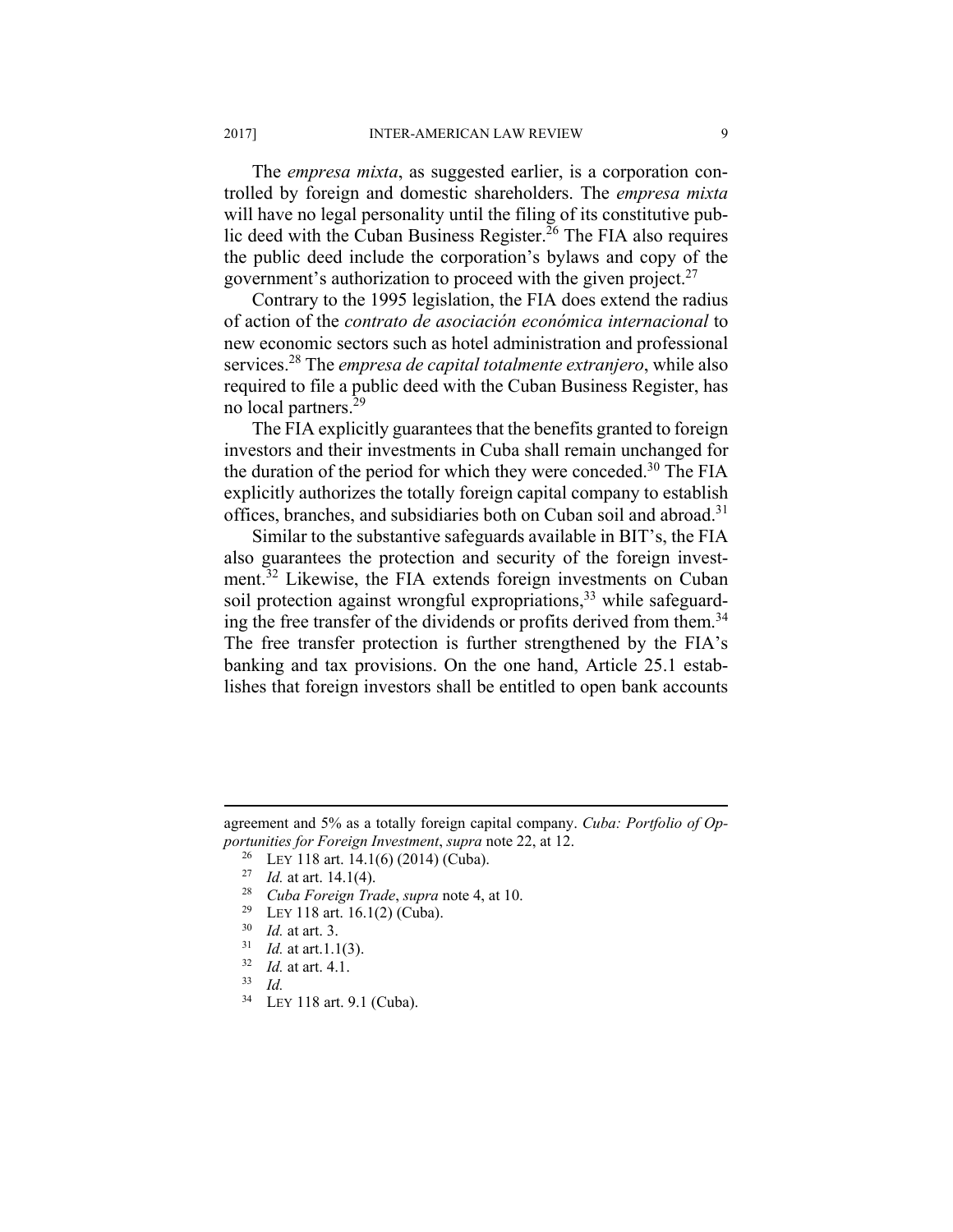The *empresa mixta*, as suggested earlier, is a corporation controlled by foreign and domestic shareholders. The *empresa mixta* will have no legal personality until the filing of its constitutive public deed with the Cuban Business Register.[26] The FIA also requires the public deed include the corporation's bylaws and copy of the government's authorization to proceed with the given project.[27]

Contrary to the 1995 legislation, the FIA does extend the radius of action of the *contrato de asociación económica internacional* to new economic sectors such as hotel administration and professional services.[28] The *empresa de capital totalmente extranjero*, while also required to file a public deed with the Cuban Business Register, has no local partners.[29]

The FIA explicitly guarantees that the benefits granted to foreign investors and their investments in Cuba shall remain unchanged for the duration of the period for which they were conceded.[30] The FIA explicitly authorizes the totally foreign capital company to establish offices, branches, and subsidiaries both on Cuban soil and abroad.[31]

Similar to the substantive safeguards available in BIT's, the FIA also guarantees the protection and security of the foreign investment.[32] Likewise, the FIA extends foreign investments on Cuban soil protection against wrongful expropriations,[33] while safeguarding the free transfer of the dividends or profits derived from them.[34] The free transfer protection is further strengthened by the FIA's banking and tax provisions. On the one hand, Article 25.1 establishes that foreign investors shall be entitled to open bank accounts

---

agreement and 5% as a totally foreign capital company. *Cuba: Portfolio of Opportunities for Foreign Investment*, *supra* note 22, at 12.

26 LEY 118 art. 14.1(6) (2014) (Cuba).

27 *Id.* at art. 14.1(4).

28 *Cuba Foreign Trade*, *supra* note 4, at 10.

29 LEY 118 art. 16.1(2) (Cuba).

30 *Id.* at art. 3.

31 *Id.* at art.1.1(3).

32 *Id.* at art. 4.1.

33 *Id.*

34 LEY 118 art. 9.1 (Cuba).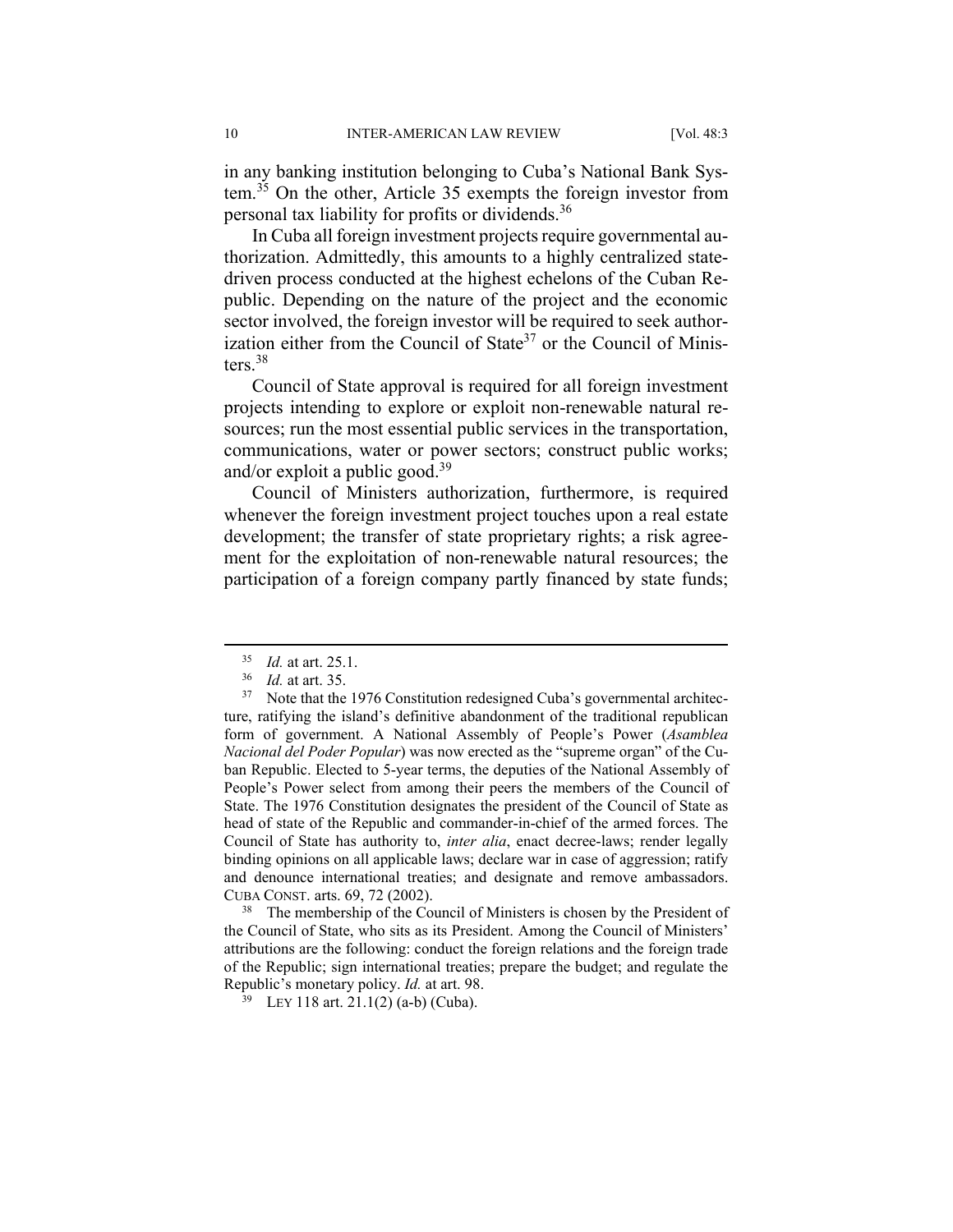in any banking institution belonging to Cuba's National Bank System.[35] On the other, Article 35 exempts the foreign investor from personal tax liability for profits or dividends.[36]

In Cuba all foreign investment projects require governmental authorization. Admittedly, this amounts to a highly centralized state-driven process conducted at the highest echelons of the Cuban Republic. Depending on the nature of the project and the economic sector involved, the foreign investor will be required to seek authorization either from the Council of State[37] or the Council of Ministers.[38]

Council of State approval is required for all foreign investment projects intending to explore or exploit non-renewable natural resources; run the most essential public services in the transportation, communications, water or power sectors; construct public works; and/or exploit a public good.[39]

Council of Ministers authorization, furthermore, is required whenever the foreign investment project touches upon a real estate development; the transfer of state proprietary rights; a risk agreement for the exploitation of non-renewable natural resources; the participation of a foreign company partly financed by state funds;

---

[35] *Id.* at art. 25.1.

[36] *Id.* at art. 35.

[37] Note that the 1976 Constitution redesigned Cuba's governmental architecture, ratifying the island's definitive abandonment of the traditional republican form of government. A National Assembly of People's Power (*Asamblea Nacional del Poder Popular*) was now erected as the "supreme organ" of the Cuban Republic. Elected to 5-year terms, the deputies of the National Assembly of People's Power select from among their peers the members of the Council of State. The 1976 Constitution designates the president of the Council of State as head of state of the Republic and commander-in-chief of the armed forces. The Council of State has authority to, *inter alia*, enact decree-laws; render legally binding opinions on all applicable laws; declare war in case of aggression; ratify and denounce international treaties; and designate and remove ambassadors. CUBA CONST. arts. 69, 72 (2002).

[38] The membership of the Council of Ministers is chosen by the President of the Council of State, who sits as its President. Among the Council of Ministers' attributions are the following: conduct the foreign relations and the foreign trade of the Republic; sign international treaties; prepare the budget; and regulate the Republic's monetary policy. *Id.* at art. 98.

[39] LEY 118 art. 21.1(2) (a-b) (Cuba).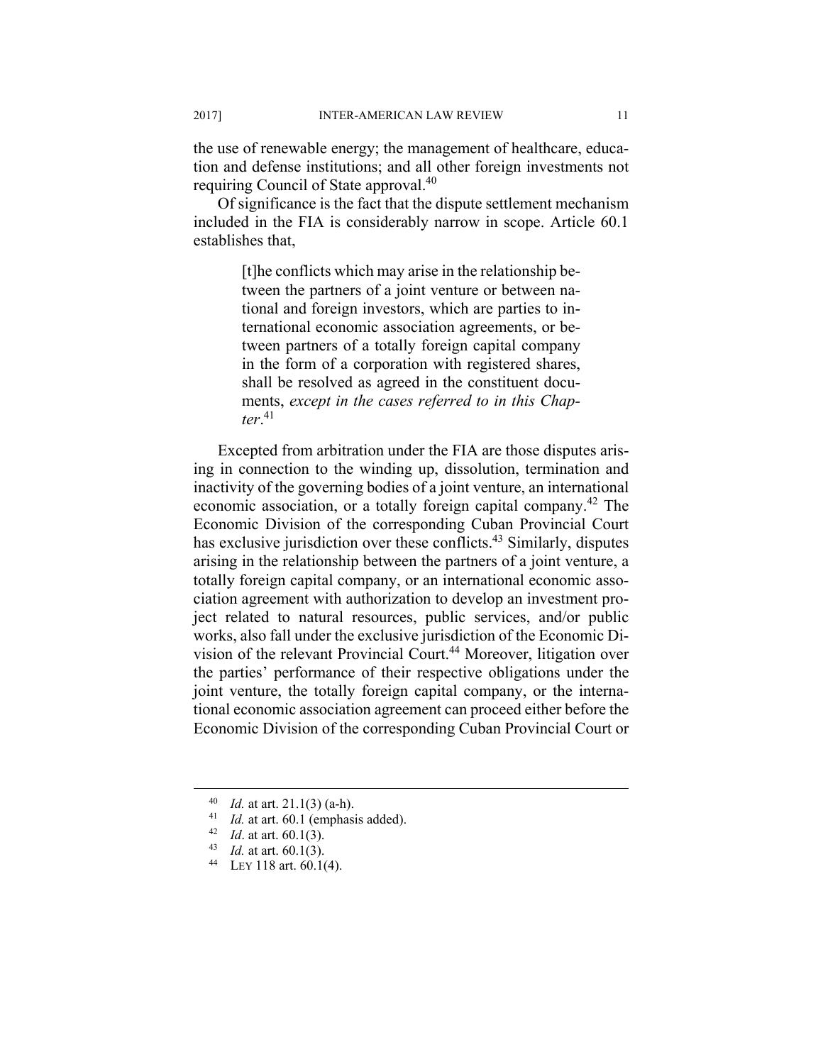the use of renewable energy; the management of healthcare, education and defense institutions; and all other foreign investments not requiring Council of State approval.[40]

Of significance is the fact that the dispute settlement mechanism included in the FIA is considerably narrow in scope. Article 60.1 establishes that,

> [t]he conflicts which may arise in the relationship between the partners of a joint venture or between national and foreign investors, which are parties to international economic association agreements, or between partners of a totally foreign capital company in the form of a corporation with registered shares, shall be resolved as agreed in the constituent documents, *except in the cases referred to in this Chapter*.[41]

Excepted from arbitration under the FIA are those disputes arising in connection to the winding up, dissolution, termination and inactivity of the governing bodies of a joint venture, an international economic association, or a totally foreign capital company.[42] The Economic Division of the corresponding Cuban Provincial Court has exclusive jurisdiction over these conflicts.[43] Similarly, disputes arising in the relationship between the partners of a joint venture, a totally foreign capital company, or an international economic association agreement with authorization to develop an investment project related to natural resources, public services, and/or public works, also fall under the exclusive jurisdiction of the Economic Division of the relevant Provincial Court.[44] Moreover, litigation over the parties' performance of their respective obligations under the joint venture, the totally foreign capital company, or the international economic association agreement can proceed either before the Economic Division of the corresponding Cuban Provincial Court or

---

[40] *Id.* at art. 21.1(3) (a-h).

[41] *Id.* at art. 60.1 (emphasis added).

[42] *Id*. at art. 60.1(3).

[43] *Id.* at art. 60.1(3).

[44] LEY 118 art. 60.1(4).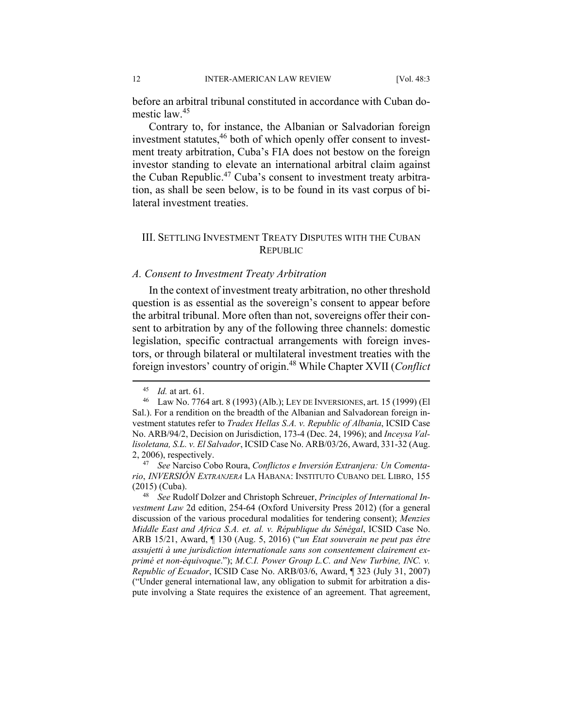before an arbitral tribunal constituted in accordance with Cuban domestic law.[45]

Contrary to, for instance, the Albanian or Salvadorian foreign investment statutes,[46] both of which openly offer consent to investment treaty arbitration, Cuba's FIA does not bestow on the foreign investor standing to elevate an international arbitral claim against the Cuban Republic.[47] Cuba's consent to investment treaty arbitration, as shall be seen below, is to be found in its vast corpus of bilateral investment treaties.

## III. Settling Investment Treaty Disputes with the Cuban Republic

### *A. Consent to Investment Treaty Arbitration*

In the context of investment treaty arbitration, no other threshold question is as essential as the sovereign's consent to appear before the arbitral tribunal. More often than not, sovereigns offer their consent to arbitration by any of the following three channels: domestic legislation, specific contractual arrangements with foreign investors, or through bilateral or multilateral investment treaties with the foreign investors' country of origin.[48] While Chapter XVII (*Conflict*

---

[45] *Id.* at art. 61.

[46] Law No. 7764 art. 8 (1993) (Alb.); Ley de Inversiones, art. 15 (1999) (El Sal.). For a rendition on the breadth of the Albanian and Salvadorean foreign investment statutes refer to *Tradex Hellas S.A. v. Republic of Albania*, ICSID Case No. ARB/94/2, Decision on Jurisdiction, 173-4 (Dec. 24, 1996); and *Inceysa Vallisoletana, S.L. v. El Salvador*, ICSID Case No. ARB/03/26, Award, 331-32 (Aug. 2, 2006), respectively.

[47] *See* Narciso Cobo Roura, *Conflictos e Inversión Extranjera: Un Comentario*, *INVERSIÓN EXTRANJERA* La Habana: Instituto Cubano del Libro, 155 (2015) (Cuba).

[48] *See* Rudolf Dolzer and Christoph Schreuer, *Principles of International Investment Law* 2d edition, 254-64 (Oxford University Press 2012) (for a general discussion of the various procedural modalities for tendering consent); *Menzies Middle East and Africa S.A. et. al. v. République du Sénégal*, ICSID Case No. ARB 15/21, Award, ¶ 130 (Aug. 5, 2016) ("*un Etat souverain ne peut pas être assujetti à une juridiction internationale sans son consentement clairement exprimé et non-équivoque*."); *M.C.I. Power Group L.C. and New Turbine, INC. v. Republic of Ecuador*, ICSID Case No. ARB/03/6, Award, ¶ 323 (July 31, 2007) ("Under general international law, any obligation to submit for arbitration a dispute involving a State requires the existence of an agreement. That agreement,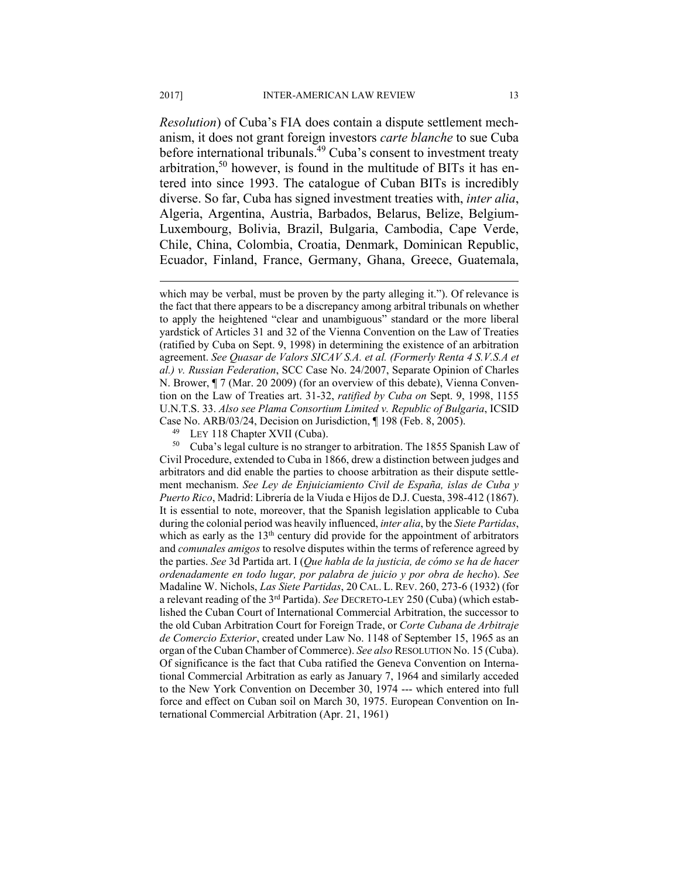*Resolution*) of Cuba's FIA does contain a dispute settlement mechanism, it does not grant foreign investors *carte blanche* to sue Cuba before international tribunals.[49] Cuba's consent to investment treaty arbitration,[50] however, is found in the multitude of BITs it has entered into since 1993. The catalogue of Cuban BITs is incredibly diverse. So far, Cuba has signed investment treaties with, *inter alia*, Algeria, Argentina, Austria, Barbados, Belarus, Belize, Belgium-Luxembourg, Bolivia, Brazil, Bulgaria, Cambodia, Cape Verde, Chile, China, Colombia, Croatia, Denmark, Dominican Republic, Ecuador, Finland, France, Germany, Ghana, Greece, Guatemala,

---

which may be verbal, must be proven by the party alleging it."). Of relevance is the fact that there appears to be a discrepancy among arbitral tribunals on whether to apply the heightened "clear and unambiguous" standard or the more liberal yardstick of Articles 31 and 32 of the Vienna Convention on the Law of Treaties (ratified by Cuba on Sept. 9, 1998) in determining the existence of an arbitration agreement. *See Quasar de Valors SICAV S.A. et al. (Formerly Renta 4 S.V.S.A et al.) v. Russian Federation*, SCC Case No. 24/2007, Separate Opinion of Charles N. Brower, ¶ 7 (Mar. 20 2009) (for an overview of this debate), Vienna Convention on the Law of Treaties art. 31-32, *ratified by Cuba on* Sept. 9, 1998, 1155 U.N.T.S. 33. *Also see Plama Consortium Limited v. Republic of Bulgaria*, ICSID Case No. ARB/03/24, Decision on Jurisdiction, ¶ 198 (Feb. 8, 2005).

[49] LEY 118 Chapter XVII (Cuba).

[50] Cuba's legal culture is no stranger to arbitration. The 1855 Spanish Law of Civil Procedure, extended to Cuba in 1866, drew a distinction between judges and arbitrators and did enable the parties to choose arbitration as their dispute settlement mechanism. *See Ley de Enjuiciamiento Civil de España, islas de Cuba y Puerto Rico*, Madrid: Librería de la Viuda e Hijos de D.J. Cuesta, 398-412 (1867). It is essential to note, moreover, that the Spanish legislation applicable to Cuba during the colonial period was heavily influenced, *inter alia*, by the *Siete Partidas*, which as early as the 13th century did provide for the appointment of arbitrators and *comunales amigos* to resolve disputes within the terms of reference agreed by the parties. *See* 3d Partida art. I (*Que habla de la justicia, de cómo se ha de hacer ordenadamente en todo lugar, por palabra de juicio y por obra de hecho*). *See* Madaline W. Nichols, *Las Siete Partidas*, 20 CAL. L. REV. 260, 273-6 (1932) (for a relevant reading of the 3rd Partida). *See* DECRETO-LEY 250 (Cuba) (which established the Cuban Court of International Commercial Arbitration, the successor to the old Cuban Arbitration Court for Foreign Trade, or *Corte Cubana de Arbitraje de Comercio Exterior*, created under Law No. 1148 of September 15, 1965 as an organ of the Cuban Chamber of Commerce). *See also* RESOLUTION No. 15 (Cuba). Of significance is the fact that Cuba ratified the Geneva Convention on International Commercial Arbitration as early as January 7, 1964 and similarly acceded to the New York Convention on December 30, 1974 --- which entered into full force and effect on Cuban soil on March 30, 1975. European Convention on International Commercial Arbitration (Apr. 21, 1961)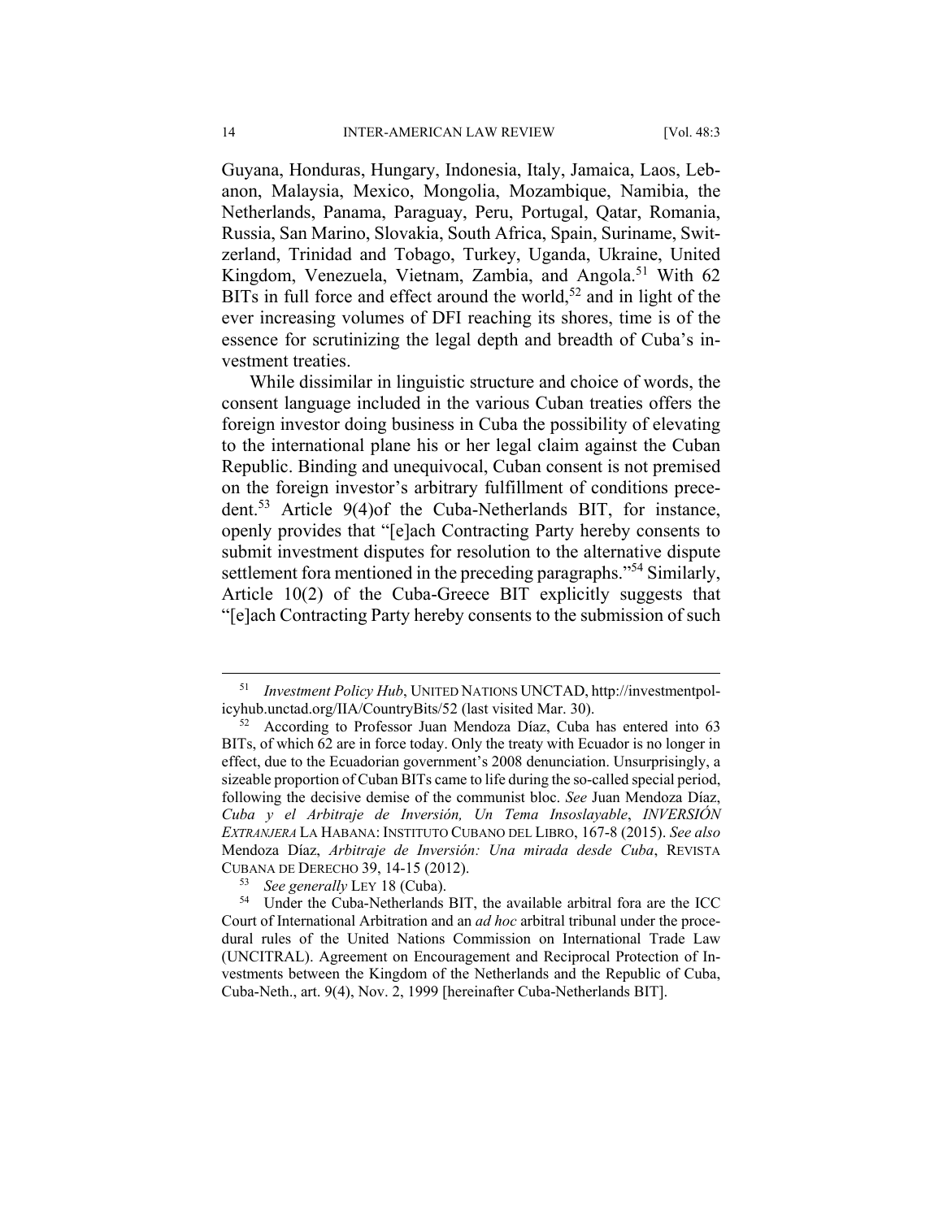Guyana, Honduras, Hungary, Indonesia, Italy, Jamaica, Laos, Lebanon, Malaysia, Mexico, Mongolia, Mozambique, Namibia, the Netherlands, Panama, Paraguay, Peru, Portugal, Qatar, Romania, Russia, San Marino, Slovakia, South Africa, Spain, Suriname, Switzerland, Trinidad and Tobago, Turkey, Uganda, Ukraine, United Kingdom, Venezuela, Vietnam, Zambia, and Angola.[51] With 62 BITs in full force and effect around the world,[52] and in light of the ever increasing volumes of DFI reaching its shores, time is of the essence for scrutinizing the legal depth and breadth of Cuba's investment treaties.

While dissimilar in linguistic structure and choice of words, the consent language included in the various Cuban treaties offers the foreign investor doing business in Cuba the possibility of elevating to the international plane his or her legal claim against the Cuban Republic. Binding and unequivocal, Cuban consent is not premised on the foreign investor's arbitrary fulfillment of conditions precedent.[53] Article 9(4)of the Cuba-Netherlands BIT, for instance, openly provides that "[e]ach Contracting Party hereby consents to submit investment disputes for resolution to the alternative dispute settlement fora mentioned in the preceding paragraphs."[54] Similarly, Article 10(2) of the Cuba-Greece BIT explicitly suggests that "[e]ach Contracting Party hereby consents to the submission of such

---

[51] *Investment Policy Hub*, UNITED NATIONS UNCTAD, http://investmentpolicyhub.unctad.org/IIA/CountryBits/52 (last visited Mar. 30).

[52] According to Professor Juan Mendoza Díaz, Cuba has entered into 63 BITs, of which 62 are in force today. Only the treaty with Ecuador is no longer in effect, due to the Ecuadorian government's 2008 denunciation. Unsurprisingly, a sizeable proportion of Cuban BITs came to life during the so-called special period, following the decisive demise of the communist bloc. *See* Juan Mendoza Díaz, *Cuba y el Arbitraje de Inversión, Un Tema Insoslayable*, *INVERSIÓN EXTRANJERA* LA HABANA: INSTITUTO CUBANO DEL LIBRO, 167-8 (2015). *See also* Mendoza Díaz, *Arbitraje de Inversión: Una mirada desde Cuba*, REVISTA CUBANA DE DERECHO 39, 14-15 (2012).

[53] *See generally* LEY 18 (Cuba).

[54] Under the Cuba-Netherlands BIT, the available arbitral fora are the ICC Court of International Arbitration and an *ad hoc* arbitral tribunal under the procedural rules of the United Nations Commission on International Trade Law (UNCITRAL). Agreement on Encouragement and Reciprocal Protection of Investments between the Kingdom of the Netherlands and the Republic of Cuba, Cuba-Neth., art. 9(4), Nov. 2, 1999 [hereinafter Cuba-Netherlands BIT].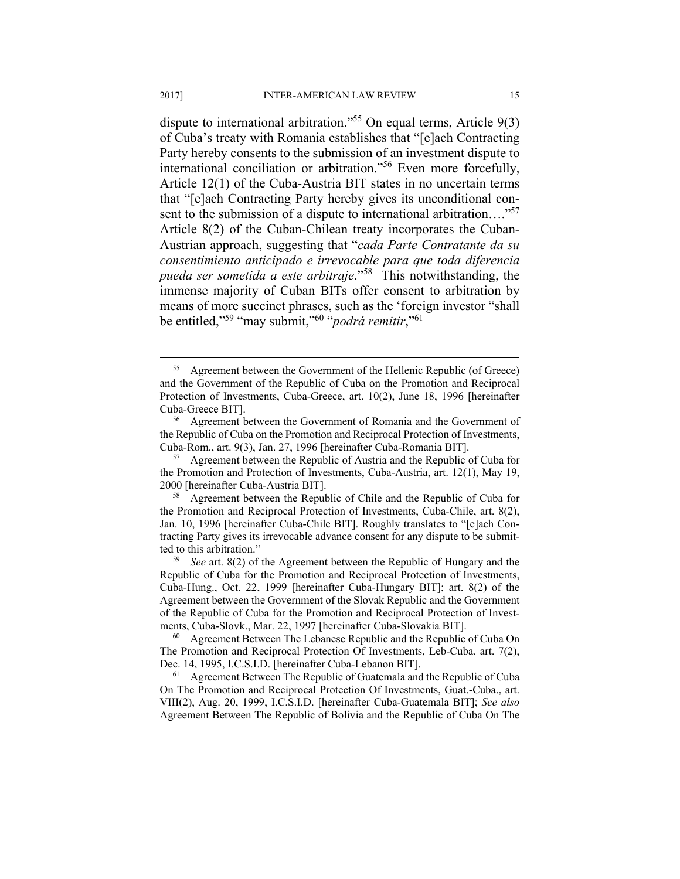dispute to international arbitration."[55] On equal terms, Article 9(3) of Cuba's treaty with Romania establishes that "[e]ach Contracting Party hereby consents to the submission of an investment dispute to international conciliation or arbitration."[56] Even more forcefully, Article 12(1) of the Cuba-Austria BIT states in no uncertain terms that "[e]ach Contracting Party hereby gives its unconditional consent to the submission of a dispute to international arbitration…."[57] Article 8(2) of the Cuban-Chilean treaty incorporates the Cuban-Austrian approach, suggesting that "*cada Parte Contratante da su consentimiento anticipado e irrevocable para que toda diferencia pueda ser sometida a este arbitraje*."[58] This notwithstanding, the immense majority of Cuban BITs offer consent to arbitration by means of more succinct phrases, such as the 'foreign investor "shall be entitled,"[59] "may submit,"[60] "*podrá remitir*,"[61]

---

[55] Agreement between the Government of the Hellenic Republic (of Greece) and the Government of the Republic of Cuba on the Promotion and Reciprocal Protection of Investments, Cuba-Greece, art. 10(2), June 18, 1996 [hereinafter Cuba-Greece BIT].

[56] Agreement between the Government of Romania and the Government of the Republic of Cuba on the Promotion and Reciprocal Protection of Investments, Cuba-Rom., art. 9(3), Jan. 27, 1996 [hereinafter Cuba-Romania BIT].

[57] Agreement between the Republic of Austria and the Republic of Cuba for the Promotion and Protection of Investments, Cuba-Austria, art. 12(1), May 19, 2000 [hereinafter Cuba-Austria BIT].

[58] Agreement between the Republic of Chile and the Republic of Cuba for the Promotion and Reciprocal Protection of Investments, Cuba-Chile, art. 8(2), Jan. 10, 1996 [hereinafter Cuba-Chile BIT]. Roughly translates to "[e]ach Contracting Party gives its irrevocable advance consent for any dispute to be submitted to this arbitration."

[59] *See* art. 8(2) of the Agreement between the Republic of Hungary and the Republic of Cuba for the Promotion and Reciprocal Protection of Investments, Cuba-Hung., Oct. 22, 1999 [hereinafter Cuba-Hungary BIT]; art. 8(2) of the Agreement between the Government of the Slovak Republic and the Government of the Republic of Cuba for the Promotion and Reciprocal Protection of Investments, Cuba-Slovk., Mar. 22, 1997 [hereafter Cuba-Slovakia BIT].

[60] Agreement Between The Lebanese Republic and the Republic of Cuba On The Promotion and Reciprocal Protection Of Investments, Leb-Cuba. art. 7(2), Dec. 14, 1995, I.C.S.I.D. [hereinafter Cuba-Lebanon BIT].

[61] Agreement Between The Republic of Guatemala and the Republic of Cuba On The Promotion and Reciprocal Protection Of Investments, Guat.-Cuba., art. VIII(2), Aug. 20, 1999, I.C.S.I.D. [hereinafter Cuba-Guatemala BIT]; *See also* Agreement Between The Republic of Bolivia and the Republic of Cuba On The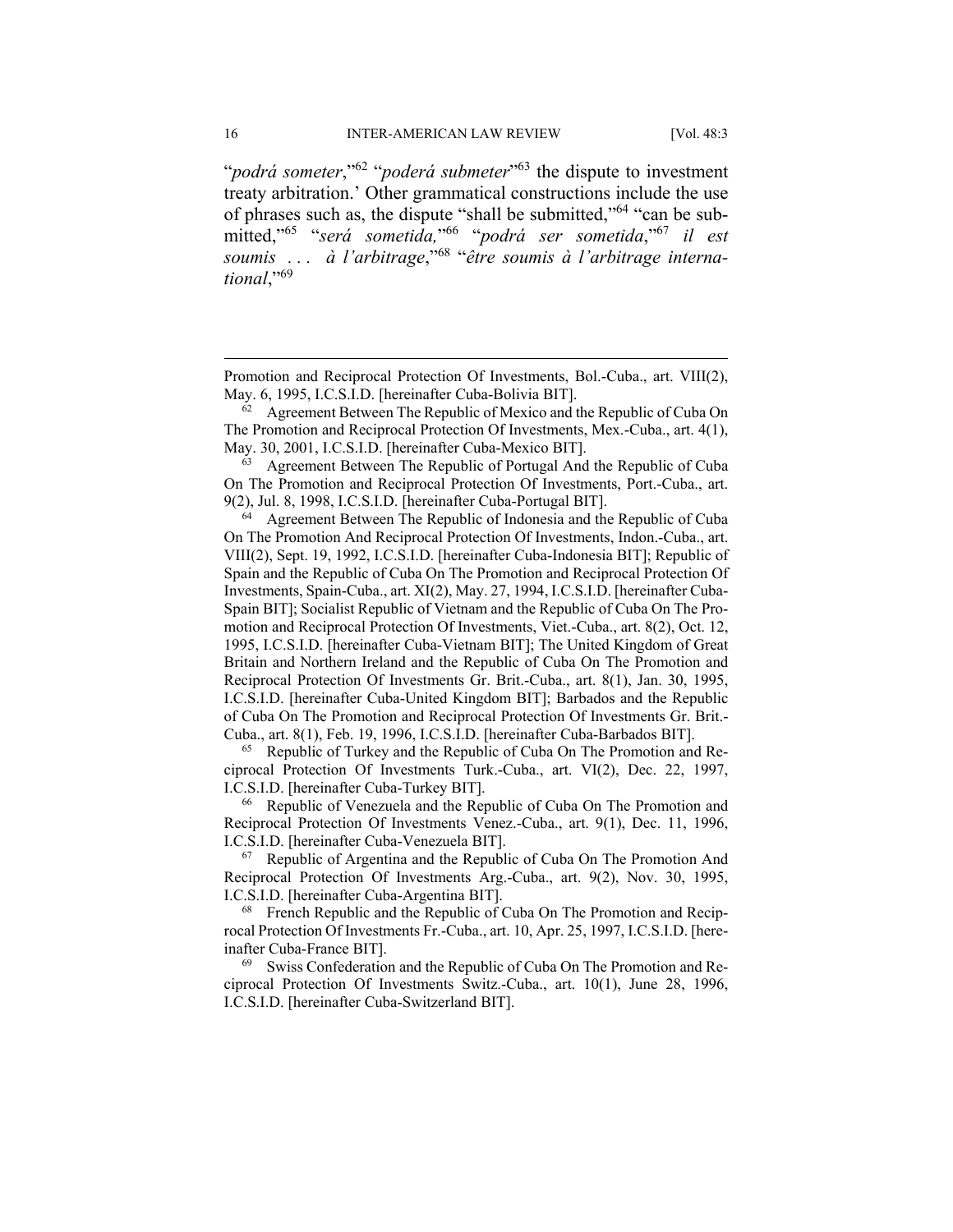"*podrá someter*,"[62] "*poderá submeter*"[63] the dispute to investment treaty arbitration.' Other grammatical constructions include the use of phrases such as, the dispute "shall be submitted,"[64] "can be submitted,"[65] "*será sometida,*"[66] "*podrá ser sometida*,"[67] *il est soumis . . . à l'arbitrage*,"[68] "*être soumis à l'arbitrage international*,"[69]

---

Promotion and Reciprocal Protection Of Investments, Bol.-Cuba., art. VIII(2), May. 6, 1995, I.C.S.I.D. [hereinafter Cuba-Bolivia BIT].

[62] Agreement Between The Republic of Mexico and the Republic of Cuba On The Promotion and Reciprocal Protection Of Investments, Mex.-Cuba., art. 4(1), May. 30, 2001, I.C.S.I.D. [hereinafter Cuba-Mexico BIT].

[63] Agreement Between The Republic of Portugal And the Republic of Cuba On The Promotion and Reciprocal Protection Of Investments, Port.-Cuba., art. 9(2), Jul. 8, 1998, I.C.S.I.D. [hereinafter Cuba-Portugal BIT].

[64] Agreement Between The Republic of Indonesia and the Republic of Cuba On The Promotion And Reciprocal Protection Of Investments, Indon.-Cuba., art. VIII(2), Sept. 19, 1992, I.C.S.I.D. [hereinafter Cuba-Indonesia BIT]; Republic of Spain and the Republic of Cuba On The Promotion and Reciprocal Protection Of Investments, Spain-Cuba., art. XI(2), May. 27, 1994, I.C.S.I.D. [hereinafter Cuba-Spain BIT]; Socialist Republic of Vietnam and the Republic of Cuba On The Promotion and Reciprocal Protection Of Investments, Viet.-Cuba., art. 8(2), Oct. 12, 1995, I.C.S.I.D. [hereinafter Cuba-Vietnam BIT]; The United Kingdom of Great Britain and Northern Ireland and the Republic of Cuba On The Promotion and Reciprocal Protection Of Investments Gr. Brit.-Cuba., art. 8(1), Jan. 30, 1995, I.C.S.I.D. [hereinafter Cuba-United Kingdom BIT]; Barbados and the Republic of Cuba On The Promotion and Reciprocal Protection Of Investments Gr. Brit.-Cuba., art. 8(1), Feb. 19, 1996, I.C.S.I.D. [hereinafter Cuba-Barbados BIT].

[65] Republic of Turkey and the Republic of Cuba On The Promotion and Reciprocal Protection Of Investments Turk.-Cuba., art. VI(2), Dec. 22, 1997, I.C.S.I.D. [hereinafter Cuba-Turkey BIT].

[66] Republic of Venezuela and the Republic of Cuba On The Promotion and Reciprocal Protection Of Investments Venez.-Cuba., art. 9(1), Dec. 11, 1996, I.C.S.I.D. [hereinafter Cuba-Venezuela BIT].

[67] Republic of Argentina and the Republic of Cuba On The Promotion And Reciprocal Protection Of Investments Arg.-Cuba., art. 9(2), Nov. 30, 1995, I.C.S.I.D. [hereinafter Cuba-Argentina BIT].

[68] French Republic and the Republic of Cuba On The Promotion and Reciprocal Protection Of Investments Fr.-Cuba., art. 10, Apr. 25, 1997, I.C.S.I.D. [hereinafter Cuba-France BIT].

[69] Swiss Confederation and the Republic of Cuba On The Promotion and Reciprocal Protection Of Investments Switz.-Cuba., art. 10(1), June 28, 1996, I.C.S.I.D. [hereinafter Cuba-Switzerland BIT].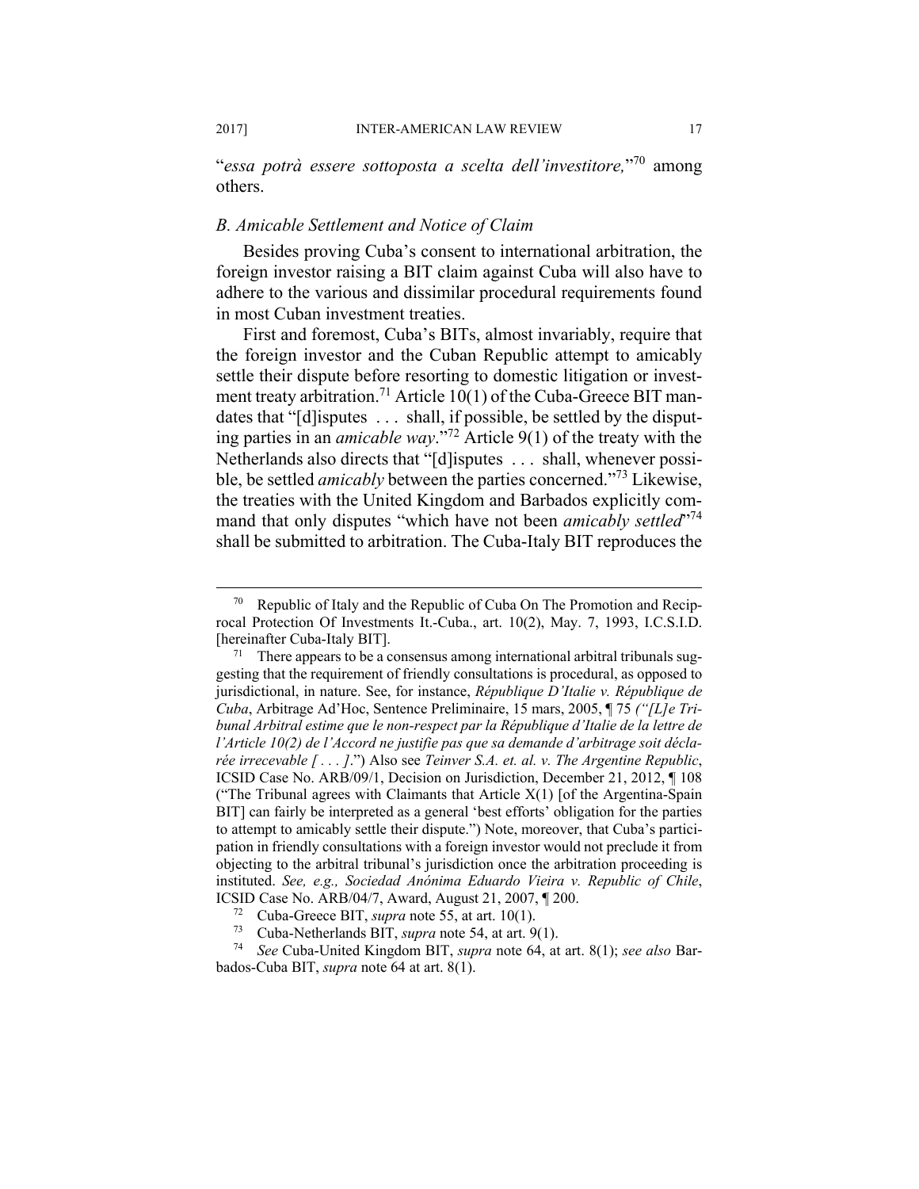"*essa potrà essere sottoposta a scelta dell'investitore,*"[70] among others.

### *B. Amicable Settlement and Notice of Claim*

Besides proving Cuba's consent to international arbitration, the foreign investor raising a BIT claim against Cuba will also have to adhere to the various and dissimilar procedural requirements found in most Cuban investment treaties.

First and foremost, Cuba's BITs, almost invariably, require that the foreign investor and the Cuban Republic attempt to amicably settle their dispute before resorting to domestic litigation or investment treaty arbitration.[71] Article 10(1) of the Cuba-Greece BIT mandates that "[d]isputes . . . shall, if possible, be settled by the disputing parties in an *amicable way*."[72] Article 9(1) of the treaty with the Netherlands also directs that "[d]isputes . . . shall, whenever possible, be settled *amicably* between the parties concerned."[73] Likewise, the treaties with the United Kingdom and Barbados explicitly command that only disputes "which have not been *amicably settled*"[74] shall be submitted to arbitration. The Cuba-Italy BIT reproduces the

---

[70] Republic of Italy and the Republic of Cuba On The Promotion and Reciprocal Protection Of Investments It.-Cuba., art. 10(2), May. 7, 1993, I.C.S.I.D. [hereinafter Cuba-Italy BIT].

[71] There appears to be a consensus among international arbitral tribunals suggesting that the requirement of friendly consultations is procedural, as opposed to jurisdictional, in nature. See, for instance, *République D'Italie v. République de Cuba*, Arbitrage Ad'Hoc, Sentence Preliminaire, 15 mars, 2005, ¶ 75 *("[L]e Tribunal Arbitral estime que le non-respect par la République d'Italie de la lettre de l'Article 10(2) de l'Accord ne justifie pas que sa demande d'arbitrage soit déclarée irrecevable [ . . . ].*") Also see *Teinver S.A. et. al. v. The Argentine Republic*, ICSID Case No. ARB/09/1, Decision on Jurisdiction, December 21, 2012, ¶ 108 ("The Tribunal agrees with Claimants that Article X(1) [of the Argentina-Spain BIT] can fairly be interpreted as a general 'best efforts' obligation for the parties to attempt to amicably settle their dispute.") Note, moreover, that Cuba's participation in friendly consultations with a foreign investor would not preclude it from objecting to the arbitral tribunal's jurisdiction once the arbitration proceeding is instituted. *See, e.g., Sociedad Anónima Eduardo Vieira v. Republic of Chile*, ICSID Case No. ARB/04/7, Award, August 21, 2007, ¶ 200.

[72] Cuba-Greece BIT, *supra* note 55, at art. 10(1).

[73] Cuba-Netherlands BIT, *supra* note 54, at art. 9(1).

[74] *See* Cuba-United Kingdom BIT, *supra* note 64, at art. 8(1); *see also* Barbados-Cuba BIT, *supra* note 64 at art. 8(1).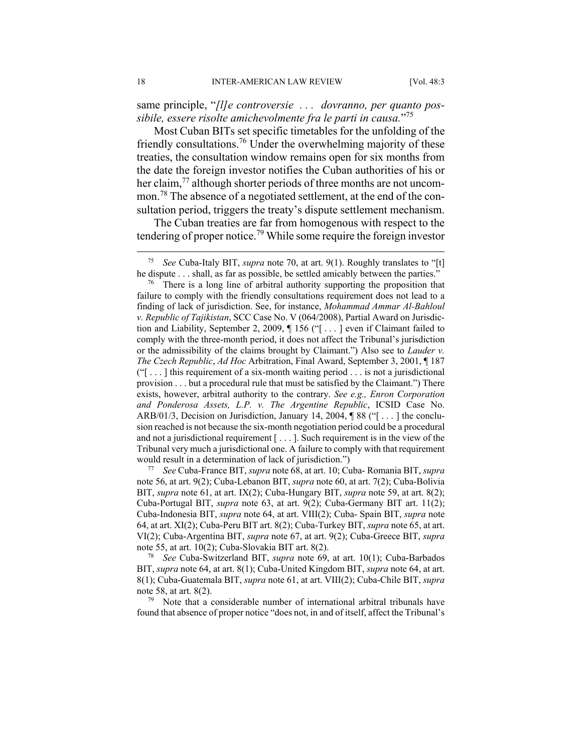same principle, "*[l]e controversie . . . dovranno, per quanto possibile, essere risolte amichevolmente fra le parti in causa.*"[75]

Most Cuban BITs set specific timetables for the unfolding of the friendly consultations.[76] Under the overwhelming majority of these treaties, the consultation window remains open for six months from the date the foreign investor notifies the Cuban authorities of his or her claim,[77] although shorter periods of three months are not uncommon.[78] The absence of a negotiated settlement, at the end of the consultation period, triggers the treaty's dispute settlement mechanism.

The Cuban treaties are far from homogenous with respect to the tendering of proper notice.[79] While some require the foreign investor

---

[75] *See* Cuba-Italy BIT, *supra* note 70, at art. 9(1). Roughly translates to "[t]he dispute . . . shall, as far as possible, be settled amicably between the parties."

[76] There is a long line of arbitral authority supporting the proposition that failure to comply with the friendly consultations requirement does not lead to a finding of lack of jurisdiction. See, for instance, *Mohammad Ammar Al-Bahloul v. Republic of Tajikistan*, SCC Case No. V (064/2008), Partial Award on Jurisdiction and Liability, September 2, 2009, ¶ 156 ("[ . . . ] even if Claimant failed to comply with the three-month period, it does not affect the Tribunal's jurisdiction or the admissibility of the claims brought by Claimant.") Also see to *Lauder v. The Czech Republic*, *Ad Hoc* Arbitration, Final Award, September 3, 2001, ¶ 187 ("[ . . . ] this requirement of a six-month waiting period . . . is not a jurisdictional provision . . . but a procedural rule that must be satisfied by the Claimant.") There exists, however, arbitral authority to the contrary. *See e.g., Enron Corporation and Ponderosa Assets, L.P. v. The Argentine Republic*, ICSID Case No. ARB/01/3, Decision on Jurisdiction, January 14, 2004, ¶ 88 ("[ . . . ] the conclusion reached is not because the six-month negotiation period could be a procedural and not a jurisdictional requirement [ . . . ]. Such requirement is in the view of the Tribunal very much a jurisdictional one. A failure to comply with that requirement would result in a determination of lack of jurisdiction.")

[77] *See* Cuba-France BIT, *supra* note 68, at art. 10; Cuba- Romania BIT, *supra* note 56, at art. 9(2); Cuba-Lebanon BIT, *supra* note 60, at art. 7(2); Cuba-Bolivia BIT, *supra* note 61, at art. IX(2); Cuba-Hungary BIT, *supra* note 59, at art. 8(2); Cuba-Portugal BIT, *supra* note 63, at art. 9(2); Cuba-Germany BIT art. 11(2); Cuba-Indonesia BIT, *supra* note 64, at art. VIII(2); Cuba- Spain BIT, *supra* note 64, at art. XI(2); Cuba-Peru BIT art. 8(2); Cuba-Turkey BIT, *supra* note 65, at art. VI(2); Cuba-Argentina BIT, *supra* note 67, at art. 9(2); Cuba-Greece BIT, *supra* note 55, at art. 10(2); Cuba-Slovakia BIT art. 8(2).

[78] *See* Cuba-Switzerland BIT, *supra* note 69, at art. 10(1); Cuba-Barbados BIT, *supra* note 64, at art. 8(1); Cuba-United Kingdom BIT, *supra* note 64, at art. 8(1); Cuba-Guatemala BIT, *supra* note 61, at art. VIII(2); Cuba-Chile BIT, *supra* note 58, at art. 8(2).

[79] Note that a considerable number of international arbitral tribunals have found that absence of proper notice "does not, in and of itself, affect the Tribunal's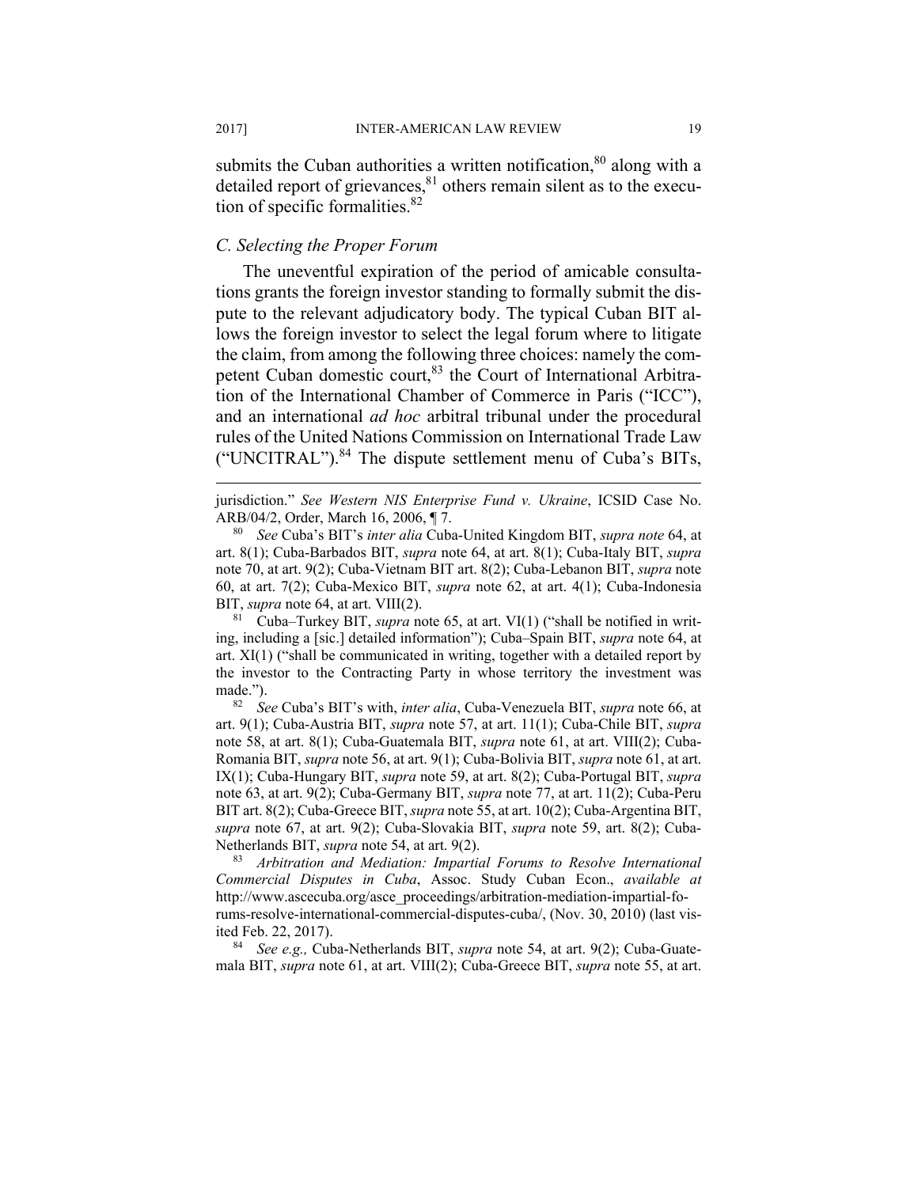submits the Cuban authorities a written notification,[80] along with a detailed report of grievances,[81] others remain silent as to the execution of specific formalities.[82]

### *C. Selecting the Proper Forum*

The uneventful expiration of the period of amicable consultations grants the foreign investor standing to formally submit the dispute to the relevant adjudicatory body. The typical Cuban BIT allows the foreign investor to select the legal forum where to litigate the claim, from among the following three choices: namely the competent Cuban domestic court,[83] the Court of International Arbitration of the International Chamber of Commerce in Paris ("ICC"), and an international *ad hoc* arbitral tribunal under the procedural rules of the United Nations Commission on International Trade Law ("UNCITRAL").[84] The dispute settlement menu of Cuba's BITs,

---

jurisdiction." *See Western NIS Enterprise Fund v. Ukraine*, ICSID Case No. ARB/04/2, Order, March 16, 2006, ¶ 7.

[80] *See* Cuba's BIT's *inter alia* Cuba-United Kingdom BIT, *supra note* 64, at art. 8(1); Cuba-Barbados BIT, *supra* note 64, at art. 8(1); Cuba-Italy BIT, *supra* note 70, at art. 9(2); Cuba-Vietnam BIT art. 8(2); Cuba-Lebanon BIT, *supra* note 60, at art. 7(2); Cuba-Mexico BIT, *supra* note 62, at art. 4(1); Cuba-Indonesia BIT, *supra* note 64, at art. VIII(2).

[81] Cuba–Turkey BIT, *supra* note 65, at art. VI(1) ("shall be notified in writing, including a [sic.] detailed information"); Cuba–Spain BIT, *supra* note 64, at art. XI(1) ("shall be communicated in writing, together with a detailed report by the investor to the Contracting Party in whose territory the investment was made.").

[82] *See* Cuba's BIT's with, *inter alia*, Cuba-Venezuela BIT, *supra* note 66, at art. 9(1); Cuba-Austria BIT, *supra* note 57, at art. 11(1); Cuba-Chile BIT, *supra* note 58, at art. 8(1); Cuba-Guatemala BIT, *supra* note 61, at art. VIII(2); Cuba-Romania BIT, *supra* note 56, at art. 9(1); Cuba-Bolivia BIT, *supra* note 61, at art. IX(1); Cuba-Hungary BIT, *supra* note 59, at art. 8(2); Cuba-Portugal BIT, *supra* note 63, at art. 9(2); Cuba-Germany BIT, *supra* note 77, at art. 11(2); Cuba-Peru BIT art. 8(2); Cuba-Greece BIT, *supra* note 55, at art. 10(2); Cuba-Argentina BIT, *supra* note 67, at art. 9(2); Cuba-Slovakia BIT, *supra* note 59, art. 8(2); Cuba-Netherlands BIT, *supra* note 54, at art. 9(2).

[83] *Arbitration and Mediation: Impartial Forums to Resolve International Commercial Disputes in Cuba*, Assoc. Study Cuban Econ., *available at* http://www.ascecuba.org/asce_proceedings/arbitration-mediation-impartial-forums-resolve-international-commercial-disputes-cuba/, (Nov. 30, 2010) (last visited Feb. 22, 2017).

[84] *See e.g.,* Cuba-Netherlands BIT, *supra* note 54, at art. 9(2); Cuba-Guatemala BIT, *supra* note 61, at art. VIII(2); Cuba-Greece BIT, *supra* note 55, at art.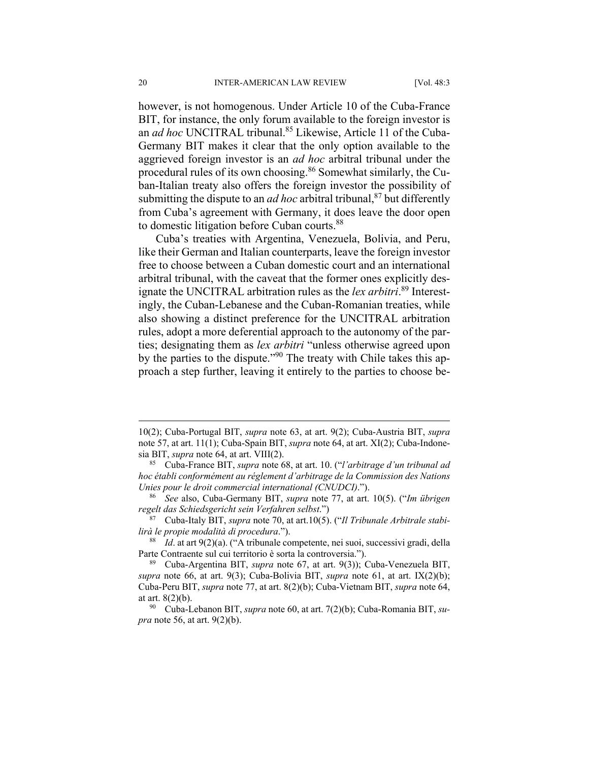however, is not homogenous. Under Article 10 of the Cuba-France BIT, for instance, the only forum available to the foreign investor is an *ad hoc* UNCITRAL tribunal.[85] Likewise, Article 11 of the Cuba-Germany BIT makes it clear that the only option available to the aggrieved foreign investor is an *ad hoc* arbitral tribunal under the procedural rules of its own choosing.[86] Somewhat similarly, the Cuban-Italian treaty also offers the foreign investor the possibility of submitting the dispute to an *ad hoc* arbitral tribunal,[87] but differently from Cuba's agreement with Germany, it does leave the door open to domestic litigation before Cuban courts.[88]

Cuba's treaties with Argentina, Venezuela, Bolivia, and Peru, like their German and Italian counterparts, leave the foreign investor free to choose between a Cuban domestic court and an international arbitral tribunal, with the caveat that the former ones explicitly designate the UNCITRAL arbitration rules as the *lex arbitri*.[89] Interestingly, the Cuban-Lebanese and the Cuban-Romanian treaties, while also showing a distinct preference for the UNCITRAL arbitration rules, adopt a more deferential approach to the autonomy of the parties; designating them as *lex arbitri* "unless otherwise agreed upon by the parties to the dispute."[90] The treaty with Chile takes this approach a step further, leaving it entirely to the parties to choose be-

---

10(2); Cuba-Portugal BIT, *supra* note 63, at art. 9(2); Cuba-Austria BIT, *supra* note 57, at art. 11(1); Cuba-Spain BIT, *supra* note 64, at art. XI(2); Cuba-Indonesia BIT, *supra* note 64, at art. VIII(2).

[85] Cuba-France BIT, *supra* note 68, at art. 10. ("*l'arbitrage d'un tribunal ad hoc établi conformément au réglement d'arbitrage de la Commission des Nations Unies pour le droit commercial international (CNUDCI)*.").

[86] *See* also, Cuba-Germany BIT, *supra* note 77, at art. 10(5). ("*Im übrigen regelt das Schiedsgericht sein Verfahren selbst*.")

[87] Cuba-Italy BIT, *supra* note 70, at art.10(5). ("*Il Tribunale Arbitrale stabilirà le propie modalità di procedura*.").

[88] *Id*. at art 9(2)(a). ("A tribunale competente, nei suoi, successivi gradi, della Parte Contraente sul cui territorio è sorta la controversia.").

[89] Cuba-Argentina BIT, *supra* note 67, at art. 9(3)); Cuba-Venezuela BIT, *supra* note 66, at art. 9(3); Cuba-Bolivia BIT, *supra* note 61, at art. IX(2)(b); Cuba-Peru BIT, *supra* note 77, at art. 8(2)(b); Cuba-Vietnam BIT, *supra* note 64, at art. 8(2)(b).

[90] Cuba-Lebanon BIT, *supra* note 60, at art. 7(2)(b); Cuba-Romania BIT, *supra* note 56, at art. 9(2)(b).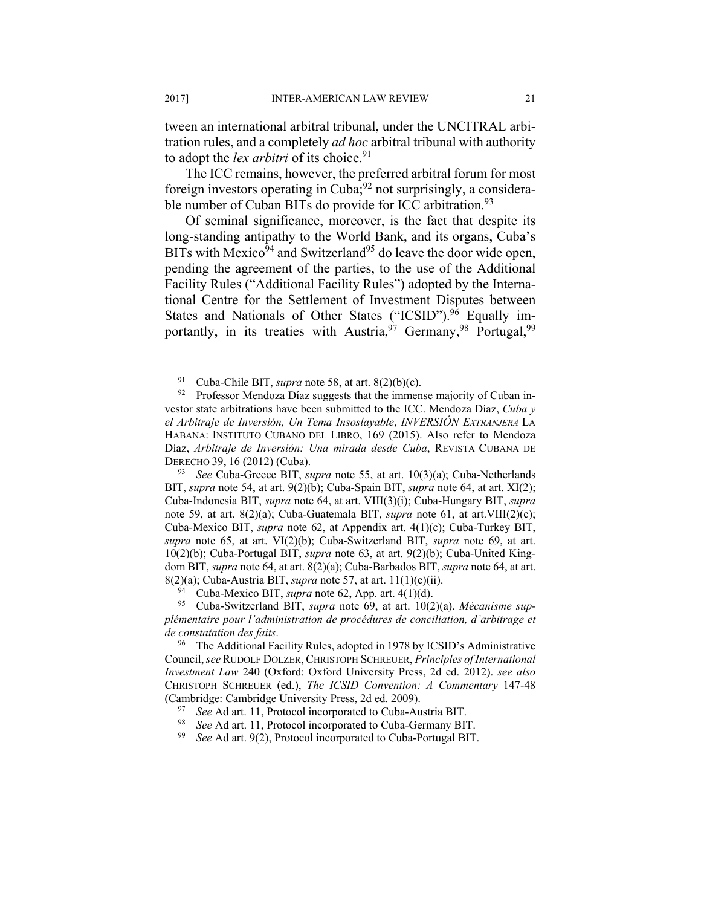tween an international arbitral tribunal, under the UNCITRAL arbitration rules, and a completely *ad hoc* arbitral tribunal with authority to adopt the *lex arbitri* of its choice.[91]

The ICC remains, however, the preferred arbitral forum for most foreign investors operating in Cuba;[92] not surprisingly, a considerable number of Cuban BITs do provide for ICC arbitration.[93]

Of seminal significance, moreover, is the fact that despite its long-standing antipathy to the World Bank, and its organs, Cuba's BITs with Mexico[94] and Switzerland[95] do leave the door wide open, pending the agreement of the parties, to the use of the Additional Facility Rules ("Additional Facility Rules") adopted by the International Centre for the Settlement of Investment Disputes between States and Nationals of Other States ("ICSID").[96] Equally importantly, in its treaties with Austria,[97] Germany,[98] Portugal,[99]

---

[91] Cuba-Chile BIT, *supra* note 58, at art. 8(2)(b)(c).

[92] Professor Mendoza Díaz suggests that the immense majority of Cuban investor state arbitrations have been submitted to the ICC. Mendoza Díaz, *Cuba y el Arbitraje de Inversión, Un Tema Insoslayable*, *INVERSIÓN EXTRANJERA* LA HABANA: INSTITUTO CUBANO DEL LIBRO, 169 (2015). Also refer to Mendoza Díaz, *Arbitraje de Inversión: Una mirada desde Cuba*, REVISTA CUBANA DE DERECHO 39, 16 (2012) (Cuba).

[93] *See* Cuba-Greece BIT, *supra* note 55, at art. 10(3)(a); Cuba-Netherlands BIT, *supra* note 54, at art. 9(2)(b); Cuba-Spain BIT, *supra* note 64, at art. XI(2); Cuba-Indonesia BIT, *supra* note 64, at art. VIII(3)(i); Cuba-Hungary BIT, *supra* note 59, at art. 8(2)(a); Cuba-Guatemala BIT, *supra* note 61, at art.VIII(2)(c); Cuba-Mexico BIT, *supra* note 62, at Appendix art. 4(1)(c); Cuba-Turkey BIT, *supra* note 65, at art. VI(2)(b); Cuba-Switzerland BIT, *supra* note 69, at art. 10(2)(b); Cuba-Portugal BIT, *supra* note 63, at art. 9(2)(b); Cuba-United Kingdom BIT, *supra* note 64, at art. 8(2)(a); Cuba-Barbados BIT, *supra* note 64, at art. 8(2)(a); Cuba-Austria BIT, *supra* note 57, at art. 11(1)(c)(ii).

[94] Cuba-Mexico BIT, *supra* note 62, App. art. 4(1)(d).

[95] Cuba-Switzerland BIT, *supra* note 69, at art. 10(2)(a). *Mécanisme supplémentaire pour l'administration de procédures de conciliation, d'arbitrage et de constatation des faits*.

[96] The Additional Facility Rules, adopted in 1978 by ICSID's Administrative Council, *see* RUDOLF DOLZER, CHRISTOPH SCHREUER, *Principles of International Investment Law* 240 (Oxford: Oxford University Press, 2d ed. 2012). *see also* CHRISTOPH SCHREUER (ed.), *The ICSID Convention: A Commentary* 147-48 (Cambridge: Cambridge University Press, 2d ed. 2009).

[97] *See* Ad art. 11, Protocol incorporated to Cuba-Austria BIT.

[98] *See* Ad art. 11, Protocol incorporated to Cuba-Germany BIT.

[99] *See* Ad art. 9(2), Protocol incorporated to Cuba-Portugal BIT.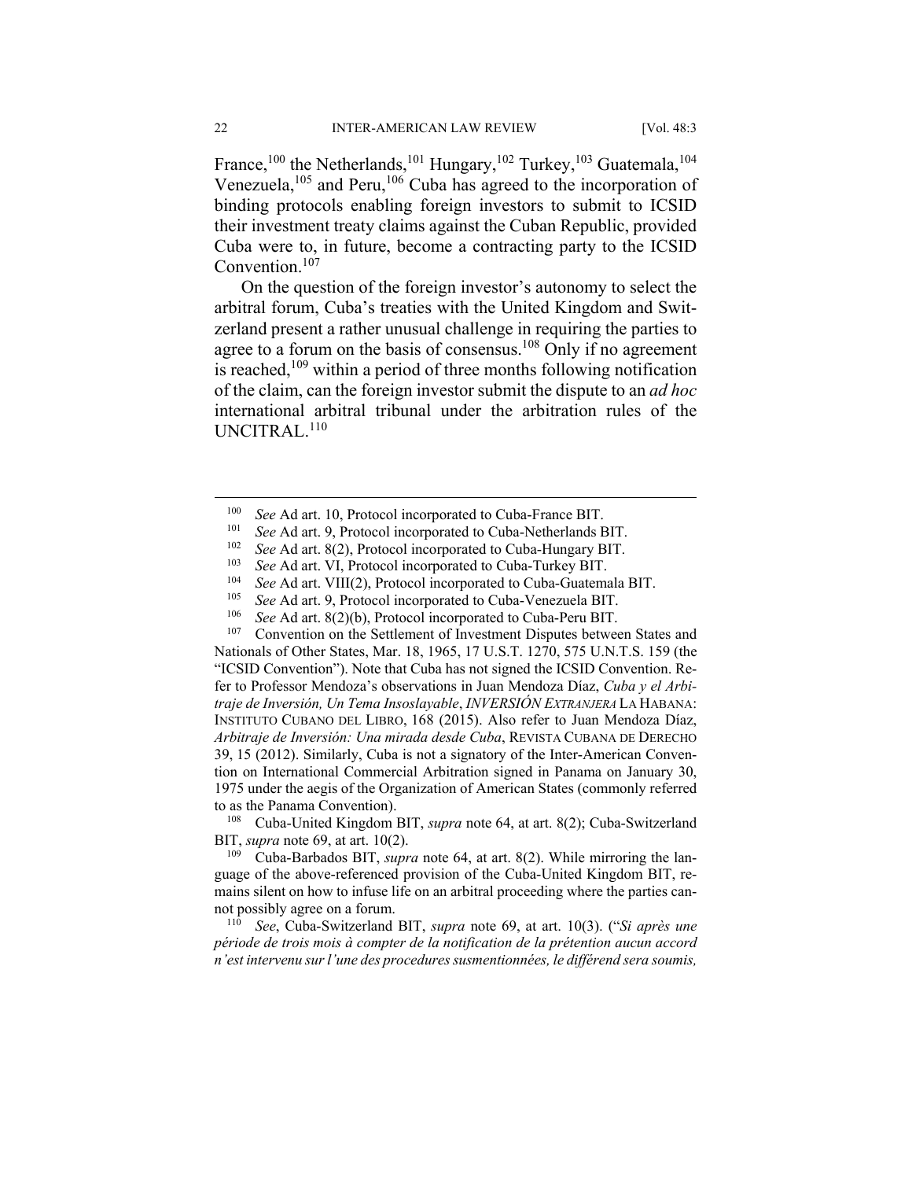France,[100] the Netherlands,[101] Hungary,[102] Turkey,[103] Guatemala,[104] Venezuela,[105] and Peru,[106] Cuba has agreed to the incorporation of binding protocols enabling foreign investors to submit to ICSID their investment treaty claims against the Cuban Republic, provided Cuba were to, in future, become a contracting party to the ICSID Convention.[107]

On the question of the foreign investor's autonomy to select the arbitral forum, Cuba's treaties with the United Kingdom and Switzerland present a rather unusual challenge in requiring the parties to agree to a forum on the basis of consensus.[108] Only if no agreement is reached,[109] within a period of three months following notification of the claim, can the foreign investor submit the dispute to an *ad hoc* international arbitral tribunal under the arbitration rules of the UNCITRAL.[110]

---

[100] *See* Ad art. 10, Protocol incorporated to Cuba-France BIT.

[101] *See* Ad art. 9, Protocol incorporated to Cuba-Netherlands BIT.

[102] *See* Ad art. 8(2), Protocol incorporated to Cuba-Hungary BIT.

[103] *See* Ad art. VI, Protocol incorporated to Cuba-Turkey BIT.

[104] *See* Ad art. VIII(2), Protocol incorporated to Cuba-Guatemala BIT.

[105] *See* Ad art. 9, Protocol incorporated to Cuba-Venezuela BIT.

[106] *See* Ad art. 8(2)(b), Protocol incorporated to Cuba-Peru BIT.

[107] Convention on the Settlement of Investment Disputes between States and Nationals of Other States, Mar. 18, 1965, 17 U.S.T. 1270, 575 U.N.T.S. 159 (the "ICSID Convention"). Note that Cuba has not signed the ICSID Convention. Refer to Professor Mendoza's observations in Juan Mendoza Díaz, *Cuba y el Arbitraje de Inversión, Un Tema Insoslayable*, *INVERSIÓN EXTRANJERA* LA HABANA: INSTITUTO CUBANO DEL LIBRO, 168 (2015). Also refer to Juan Mendoza Díaz, *Arbitraje de Inversión: Una mirada desde Cuba*, REVISTA CUBANA DE DERECHO 39, 15 (2012). Similarly, Cuba is not a signatory of the Inter-American Convention on International Commercial Arbitration signed in Panama on January 30, 1975 under the aegis of the Organization of American States (commonly referred to as the Panama Convention).

[108] Cuba-United Kingdom BIT, *supra* note 64, at art. 8(2); Cuba-Switzerland BIT, *supra* note 69, at art. 10(2).

[109] Cuba-Barbados BIT, *supra* note 64, at art. 8(2). While mirroring the language of the above-referenced provision of the Cuba-United Kingdom BIT, remains silent on how to infuse life on an arbitral proceeding where the parties cannot possibly agree on a forum.

[110] *See*, Cuba-Switzerland BIT, *supra* note 69, at art. 10(3). ("*Si après une période de trois mois à compter de la notification de la prétention aucun accord n'est intervenu sur l'une des procedures susmentionnées, le différend sera soumis,*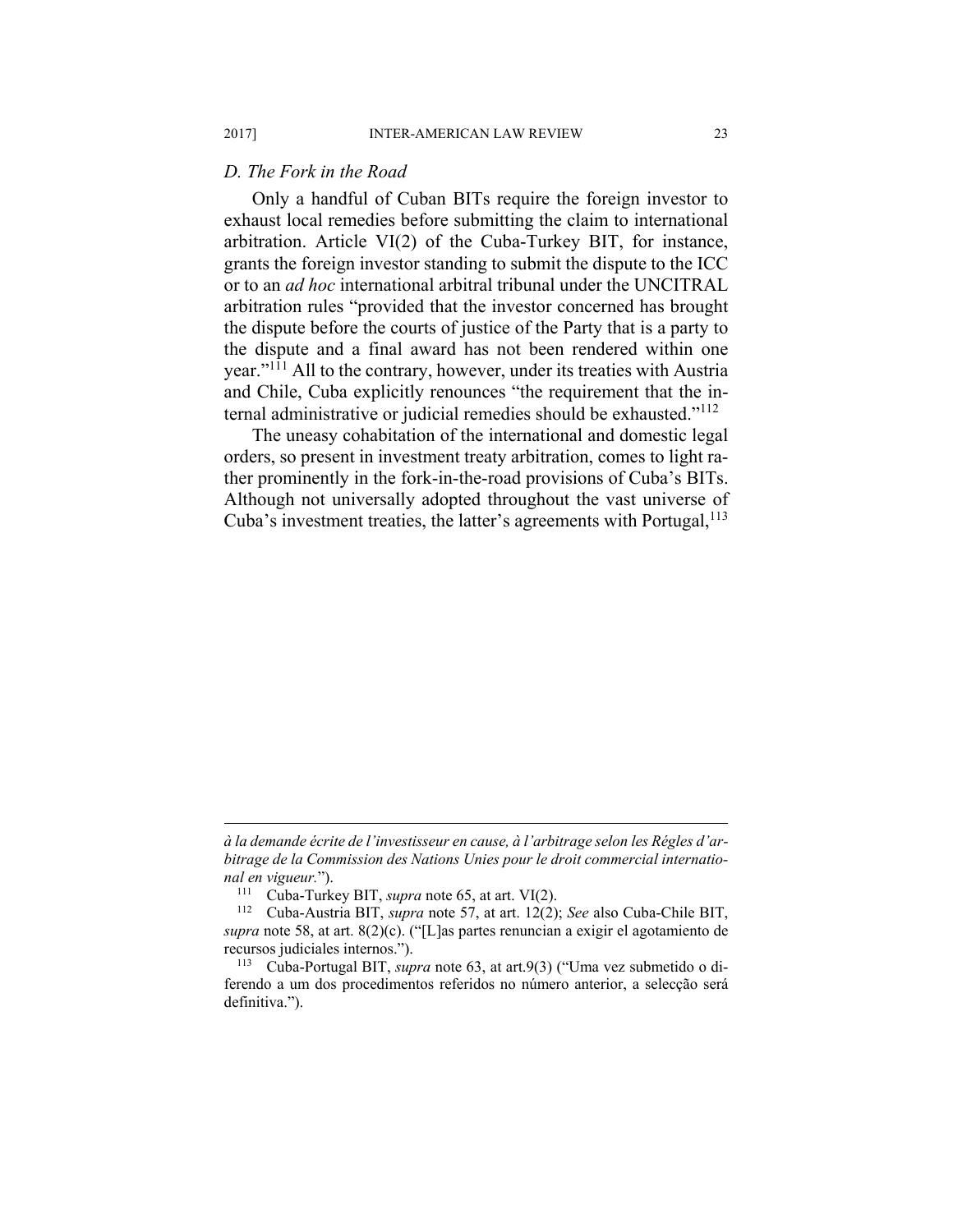### *D. The Fork in the Road*

Only a handful of Cuban BITs require the foreign investor to exhaust local remedies before submitting the claim to international arbitration. Article VI(2) of the Cuba-Turkey BIT, for instance, grants the foreign investor standing to submit the dispute to the ICC or to an *ad hoc* international arbitral tribunal under the UNCITRAL arbitration rules "provided that the investor concerned has brought the dispute before the courts of justice of the Party that is a party to the dispute and a final award has not been rendered within one year."[111] All to the contrary, however, under its treaties with Austria and Chile, Cuba explicitly renounces "the requirement that the internal administrative or judicial remedies should be exhausted."[112]

The uneasy cohabitation of the international and domestic legal orders, so present in investment treaty arbitration, comes to light rather prominently in the fork-in-the-road provisions of Cuba's BITs. Although not universally adopted throughout the vast universe of Cuba's investment treaties, the latter's agreements with Portugal,[113]

---

*à la demande écrite de l'investisseur en cause, à l'arbitrage selon les Régles d'arbitrage de la Commission des Nations Unies pour le droit commercial international en vigueur.*").

[111] Cuba-Turkey BIT, *supra* note 65, at art. VI(2).

[112] Cuba-Austria BIT, *supra* note 57, at art. 12(2); *See* also Cuba-Chile BIT, *supra* note 58, at art. 8(2)(c). ("[L]as partes renuncian a exigir el agotamiento de recursos judiciales internos.").

[113] Cuba-Portugal BIT, *supra* note 63, at art.9(3) ("Uma vez submetido o diferendo a um dos procedimentos referidos no número anterior, a selecção será definitiva.").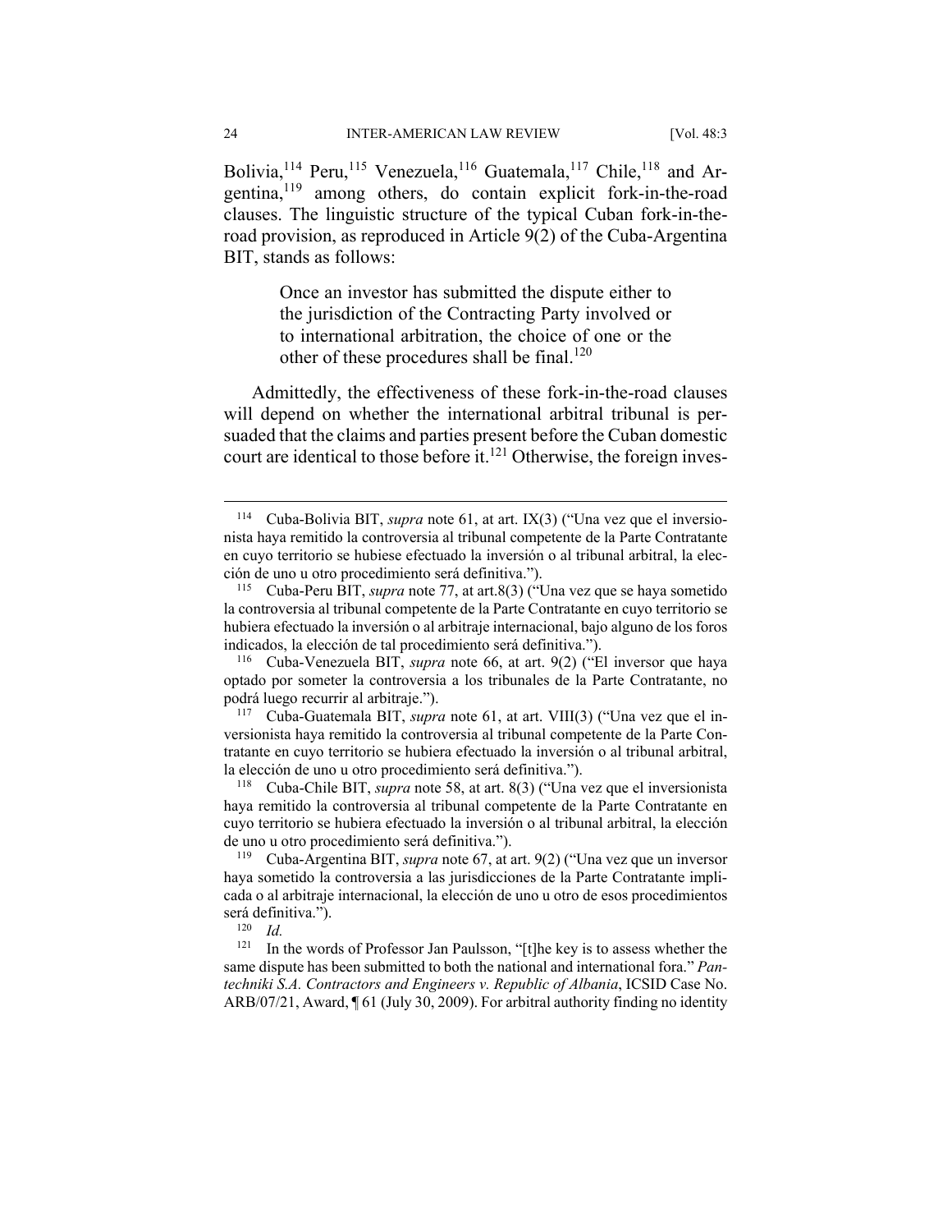Bolivia,[114] Peru,[115] Venezuela,[116] Guatemala,[117] Chile,[118] and Argentina,[119] among others, do contain explicit fork-in-the-road clauses. The linguistic structure of the typical Cuban fork-in-the-road provision, as reproduced in Article 9(2) of the Cuba-Argentina BIT, stands as follows:

> Once an investor has submitted the dispute either to the jurisdiction of the Contracting Party involved or to international arbitration, the choice of one or the other of these procedures shall be final.[120]

Admittedly, the effectiveness of these fork-in-the-road clauses will depend on whether the international arbitral tribunal is persuaded that the claims and parties present before the Cuban domestic court are identical to those before it.[121] Otherwise, the foreign inves-

---

[114] Cuba-Bolivia BIT, *supra* note 61, at art. IX(3) ("Una vez que el inversionista haya remitido la controversia al tribunal competente de la Parte Contratante en cuyo territorio se hubiese efectuado la inversión o al tribunal arbitral, la elección de uno u otro procedimiento será definitiva.").

[115] Cuba-Peru BIT, *supra* note 77, at art.8(3) ("Una vez que se haya sometido la controversia al tribunal competente de la Parte Contratante en cuyo territorio se hubiera efectuado la inversión o al arbitraje internacional, bajo alguno de los foros indicados, la elección de tal procedimiento será definitiva.").

[116] Cuba-Venezuela BIT, *supra* note 66, at art. 9(2) ("El inversor que haya optado por someter la controversia a los tribunales de la Parte Contratante, no podrá luego recurrir al arbitraje.").

[117] Cuba-Guatemala BIT, *supra* note 61, at art. VIII(3) ("Una vez que el inversionista haya remitido la controversia al tribunal competente de la Parte Contratante en cuyo territorio se hubiera efectuado la inversión o al tribunal arbitral, la elección de uno u otro procedimiento será definitiva.").

[118] Cuba-Chile BIT, *supra* note 58, at art. 8(3) ("Una vez que el inversionista haya remitido la controversia al tribunal competente de la Parte Contratante en cuyo territorio se hubiera efectuado la inversión o al tribunal arbitral, la elección de uno u otro procedimiento será definitiva.").

[119] Cuba-Argentina BIT, *supra* note 67, at art. 9(2) ("Una vez que un inversor haya sometido la controversia a las jurisdicciones de la Parte Contratante implicada o al arbitraje internacional, la elección de uno u otro de esos procedimientos será definitiva.").

[120] *Id.*

[121] In the words of Professor Jan Paulsson, "[t]he key is to assess whether the same dispute has been submitted to both the national and international fora." *Pantechniki S.A. Contractors and Engineers v. Republic of Albania*, ICSID Case No. ARB/07/21, Award, ¶ 61 (July 30, 2009). For arbitral authority finding no identity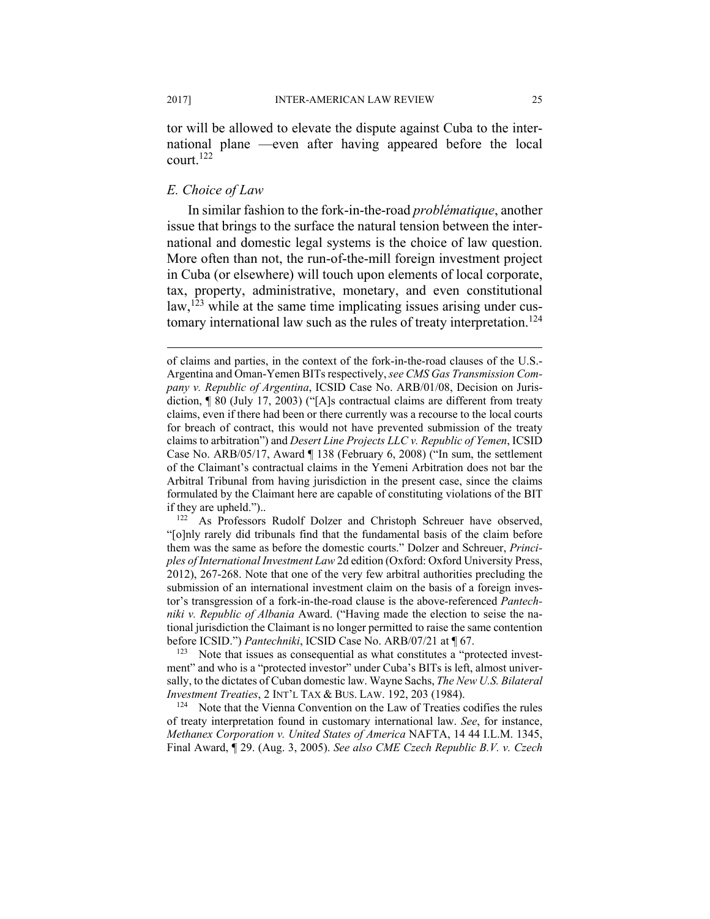tor will be allowed to elevate the dispute against Cuba to the international plane —even after having appeared before the local court.[122]

### *E. Choice of Law*

In similar fashion to the fork-in-the-road *problématique*, another issue that brings to the surface the natural tension between the international and domestic legal systems is the choice of law question. More often than not, the run-of-the-mill foreign investment project in Cuba (or elsewhere) will touch upon elements of local corporate, tax, property, administrative, monetary, and even constitutional law,[123] while at the same time implicating issues arising under customary international law such as the rules of treaty interpretation.[124]

---

of claims and parties, in the context of the fork-in-the-road clauses of the U.S.-Argentina and Oman-Yemen BITs respectively, *see CMS Gas Transmission Company v. Republic of Argentina*, ICSID Case No. ARB/01/08, Decision on Jurisdiction, ¶ 80 (July 17, 2003) ("[A]s contractual claims are different from treaty claims, even if there had been or there currently was a recourse to the local courts for breach of contract, this would not have prevented submission of the treaty claims to arbitration") and *Desert Line Projects LLC v. Republic of Yemen*, ICSID Case No. ARB/05/17, Award ¶ 138 (February 6, 2008) ("In sum, the settlement of the Claimant's contractual claims in the Yemeni Arbitration does not bar the Arbitral Tribunal from having jurisdiction in the present case, since the claims formulated by the Claimant here are capable of constituting violations of the BIT if they are upheld.")..

[122] As Professors Rudolf Dolzer and Christoph Schreuer have observed, "[o]nly rarely did tribunals find that the fundamental basis of the claim before them was the same as before the domestic courts." Dolzer and Schreuer, *Principles of International Investment Law* 2d edition (Oxford: Oxford University Press, 2012), 267-268. Note that one of the very few arbitral authorities precluding the submission of an international investment claim on the basis of a foreign investor's transgression of a fork-in-the-road clause is the above-referenced *Pantechniki v. Republic of Albania* Award. ("Having made the election to seise the national jurisdiction the Claimant is no longer permitted to raise the same contention before ICSID.") *Pantechniki*, ICSID Case No. ARB/07/21 at ¶ 67.

[123] Note that issues as consequential as what constitutes a "protected investment" and who is a "protected investor" under Cuba's BITs is left, almost universally, to the dictates of Cuban domestic law. Wayne Sachs, *The New U.S. Bilateral Investment Treaties*, 2 INT'L TAX & BUS. LAW. 192, 203 (1984).

[124] Note that the Vienna Convention on the Law of Treaties codifies the rules of treaty interpretation found in customary international law. *See*, for instance, *Methanex Corporation v. United States of America* NAFTA, 14 44 I.L.M. 1345, Final Award, ¶ 29. (Aug. 3, 2005). *See also CME Czech Republic B.V. v. Czech*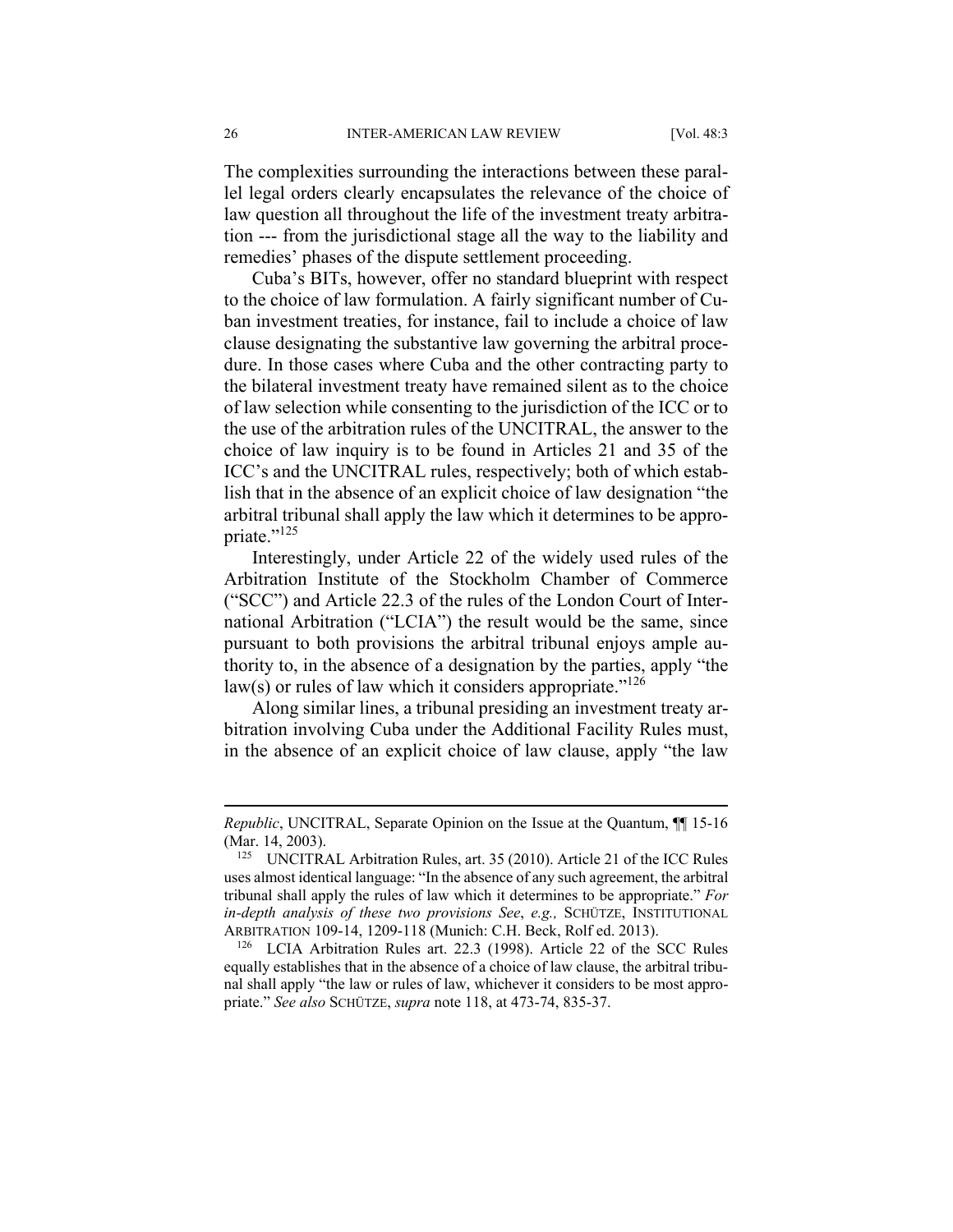The complexities surrounding the interactions between these parallel legal orders clearly encapsulates the relevance of the choice of law question all throughout the life of the investment treaty arbitration --- from the jurisdictional stage all the way to the liability and remedies' phases of the dispute settlement proceeding.

Cuba's BITs, however, offer no standard blueprint with respect to the choice of law formulation. A fairly significant number of Cuban investment treaties, for instance, fail to include a choice of law clause designating the substantive law governing the arbitral procedure. In those cases where Cuba and the other contracting party to the bilateral investment treaty have remained silent as to the choice of law selection while consenting to the jurisdiction of the ICC or to the use of the arbitration rules of the UNCITRAL, the answer to the choice of law inquiry is to be found in Articles 21 and 35 of the ICC's and the UNCITRAL rules, respectively; both of which establish that in the absence of an explicit choice of law designation "the arbitral tribunal shall apply the law which it determines to be appropriate."[125]

Interestingly, under Article 22 of the widely used rules of the Arbitration Institute of the Stockholm Chamber of Commerce ("SCC") and Article 22.3 of the rules of the London Court of International Arbitration ("LCIA") the result would be the same, since pursuant to both provisions the arbitral tribunal enjoys ample authority to, in the absence of a designation by the parties, apply "the law(s) or rules of law which it considers appropriate."[126]

Along similar lines, a tribunal presiding an investment treaty arbitration involving Cuba under the Additional Facility Rules must, in the absence of an explicit choice of law clause, apply "the law

---

*Republic*, UNCITRAL, Separate Opinion on the Issue at the Quantum, ¶¶ 15-16 (Mar. 14, 2003).

[125] UNCITRAL Arbitration Rules, art. 35 (2010). Article 21 of the ICC Rules uses almost identical language: "In the absence of any such agreement, the arbitral tribunal shall apply the rules of law which it determines to be appropriate." *For in-depth analysis of these two provisions See*, *e.g.,* SCHÜTZE, INSTITUTIONAL ARBITRATION 109-14, 1209-118 (Munich: C.H. Beck, Rolf ed. 2013).

[126] LCIA Arbitration Rules art. 22.3 (1998). Article 22 of the SCC Rules equally establishes that in the absence of a choice of law clause, the arbitral tribunal shall apply "the law or rules of law, whichever it considers to be most appropriate." *See also* SCHÜTZE, *supra* note 118, at 473-74, 835-37.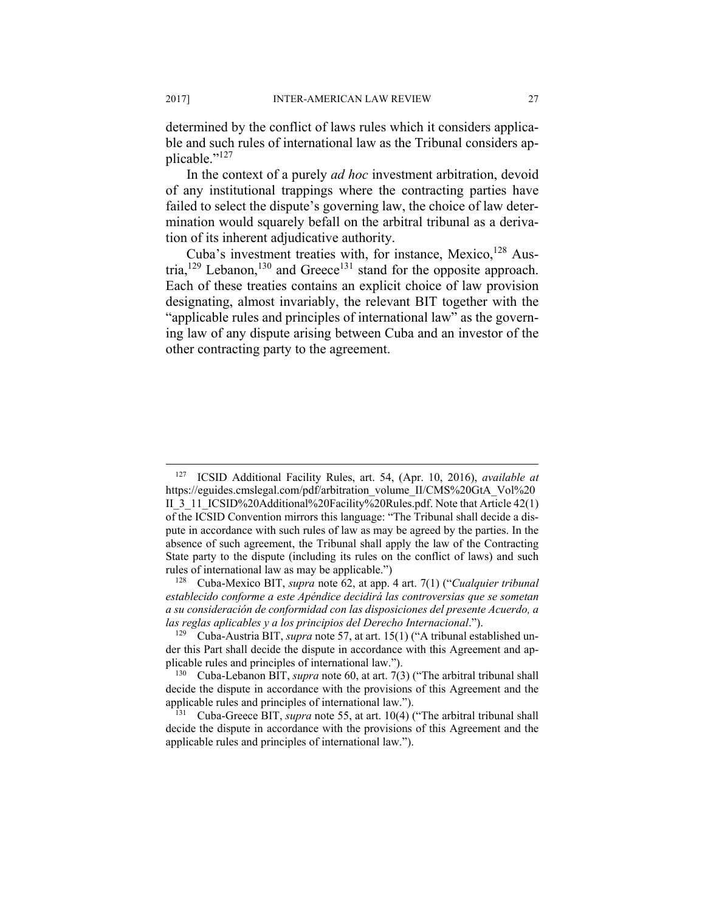determined by the conflict of laws rules which it considers applicable and such rules of international law as the Tribunal considers applicable."[127]

In the context of a purely *ad hoc* investment arbitration, devoid of any institutional trappings where the contracting parties have failed to select the dispute's governing law, the choice of law determination would squarely befall on the arbitral tribunal as a derivation of its inherent adjudicative authority.

Cuba's investment treaties with, for instance, Mexico,[128] Austria,[129] Lebanon,[130] and Greece[131] stand for the opposite approach. Each of these treaties contains an explicit choice of law provision designating, almost invariably, the relevant BIT together with the "applicable rules and principles of international law" as the governing law of any dispute arising between Cuba and an investor of the other contracting party to the agreement.

---

[127] ICSID Additional Facility Rules, art. 54, (Apr. 10, 2016), *available at* https://eguides.cmslegal.com/pdf/arbitration_volume_II/CMS%20GtA_Vol%20II_3_11_ICSID%20Additional%20Facility%20Rules.pdf. Note that Article 42(1) of the ICSID Convention mirrors this language: "The Tribunal shall decide a dispute in accordance with such rules of law as may be agreed by the parties. In the absence of such agreement, the Tribunal shall apply the law of the Contracting State party to the dispute (including its rules on the conflict of laws) and such rules of international law as may be applicable.")

[128] Cuba-Mexico BIT, *supra* note 62, at app. 4 art. 7(1) ("*Cualquier tribunal establecido conforme a este Apéndice decidirá las controversias que se sometan a su consideración de conformidad con las disposiciones del presente Acuerdo, a las reglas aplicables y a los principios del Derecho Internacional*.").

[129] Cuba-Austria BIT, *supra* note 57, at art. 15(1) ("A tribunal established under this Part shall decide the dispute in accordance with this Agreement and applicable rules and principles of international law.").

[130] Cuba-Lebanon BIT, *supra* note 60, at art. 7(3) ("The arbitral tribunal shall decide the dispute in accordance with the provisions of this Agreement and the applicable rules and principles of international law.").

[131] Cuba-Greece BIT, *supra* note 55, at art. 10(4) ("The arbitral tribunal shall decide the dispute in accordance with the provisions of this Agreement and the applicable rules and principles of international law.").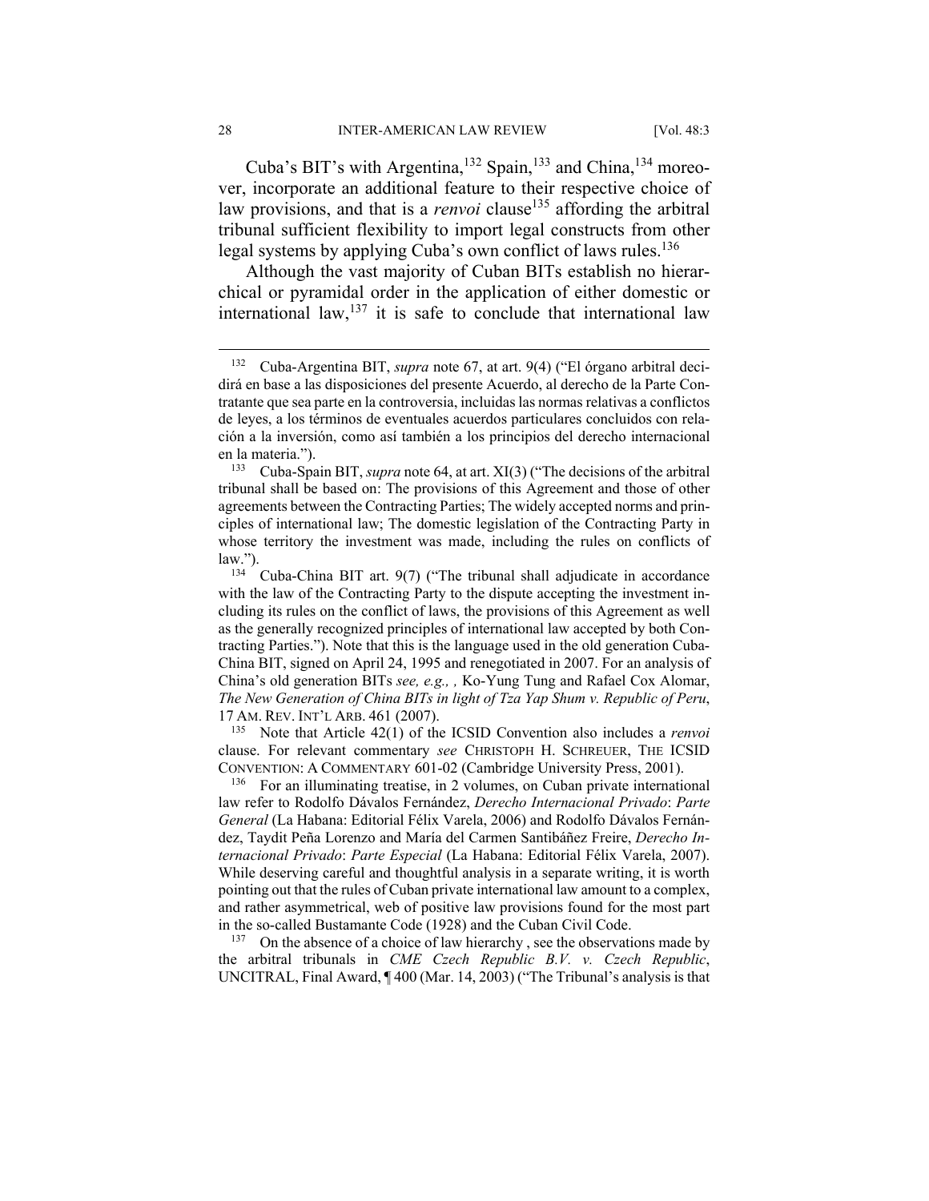Cuba's BIT's with Argentina,[132] Spain,[133] and China,[134] moreover, incorporate an additional feature to their respective choice of law provisions, and that is a *renvoi* clause[135] affording the arbitral tribunal sufficient flexibility to import legal constructs from other legal systems by applying Cuba's own conflict of laws rules.[136]

Although the vast majority of Cuban BITs establish no hierarchical or pyramidal order in the application of either domestic or international law,[137] it is safe to conclude that international law

---

[132] Cuba-Argentina BIT, *supra* note 67, at art. 9(4) ("El órgano arbitral decidirá en base a las disposiciones del presente Acuerdo, al derecho de la Parte Contratante que sea parte en la controversia, incluidas las normas relativas a conflictos de leyes, a los términos de eventuales acuerdos particulares concluidos con relación a la inversión, como así también a los principios del derecho internacional en la materia.").

[133] Cuba-Spain BIT, *supra* note 64, at art. XI(3) ("The decisions of the arbitral tribunal shall be based on: The provisions of this Agreement and those of other agreements between the Contracting Parties; The widely accepted norms and principles of international law; The domestic legislation of the Contracting Party in whose territory the investment was made, including the rules on conflicts of law.").

[134] Cuba-China BIT art. 9(7) ("The tribunal shall adjudicate in accordance with the law of the Contracting Party to the dispute accepting the investment including its rules on the conflict of laws, the provisions of this Agreement as well as the generally recognized principles of international law accepted by both Contracting Parties."). Note that this is the language used in the old generation Cuba-China BIT, signed on April 24, 1995 and renegotiated in 2007. For an analysis of China's old generation BITs *see, e.g., ,* Ko-Yung Tung and Rafael Cox Alomar, *The New Generation of China BITs in light of Tza Yap Shum v. Republic of Peru*, 17 AM. REV. INT'L ARB. 461 (2007).

[135] Note that Article 42(1) of the ICSID Convention also includes a *renvoi* clause. For relevant commentary *see* CHRISTOPH H. SCHREUER, THE ICSID CONVENTION: A COMMENTARY 601-02 (Cambridge University Press, 2001).

[136] For an illuminating treatise, in 2 volumes, on Cuban private international law refer to Rodolfo Dávalos Fernández, *Derecho Internacional Privado*: *Parte General* (La Habana: Editorial Félix Varela, 2006) and Rodolfo Dávalos Fernández, Taydit Peña Lorenzo and María del Carmen Santibáñez Freire, *Derecho Internacional Privado*: *Parte Especial* (La Habana: Editorial Félix Varela, 2007). While deserving careful and thoughtful analysis in a separate writing, it is worth pointing out that the rules of Cuban private international law amount to a complex, and rather asymmetrical, web of positive law provisions found for the most part in the so-called Bustamante Code (1928) and the Cuban Civil Code.

[137] On the absence of a choice of law hierarchy , see the observations made by the arbitral tribunals in *CME Czech Republic B.V. v. Czech Republic*, UNCITRAL, Final Award, ¶ 400 (Mar. 14, 2003) ("The Tribunal's analysis is that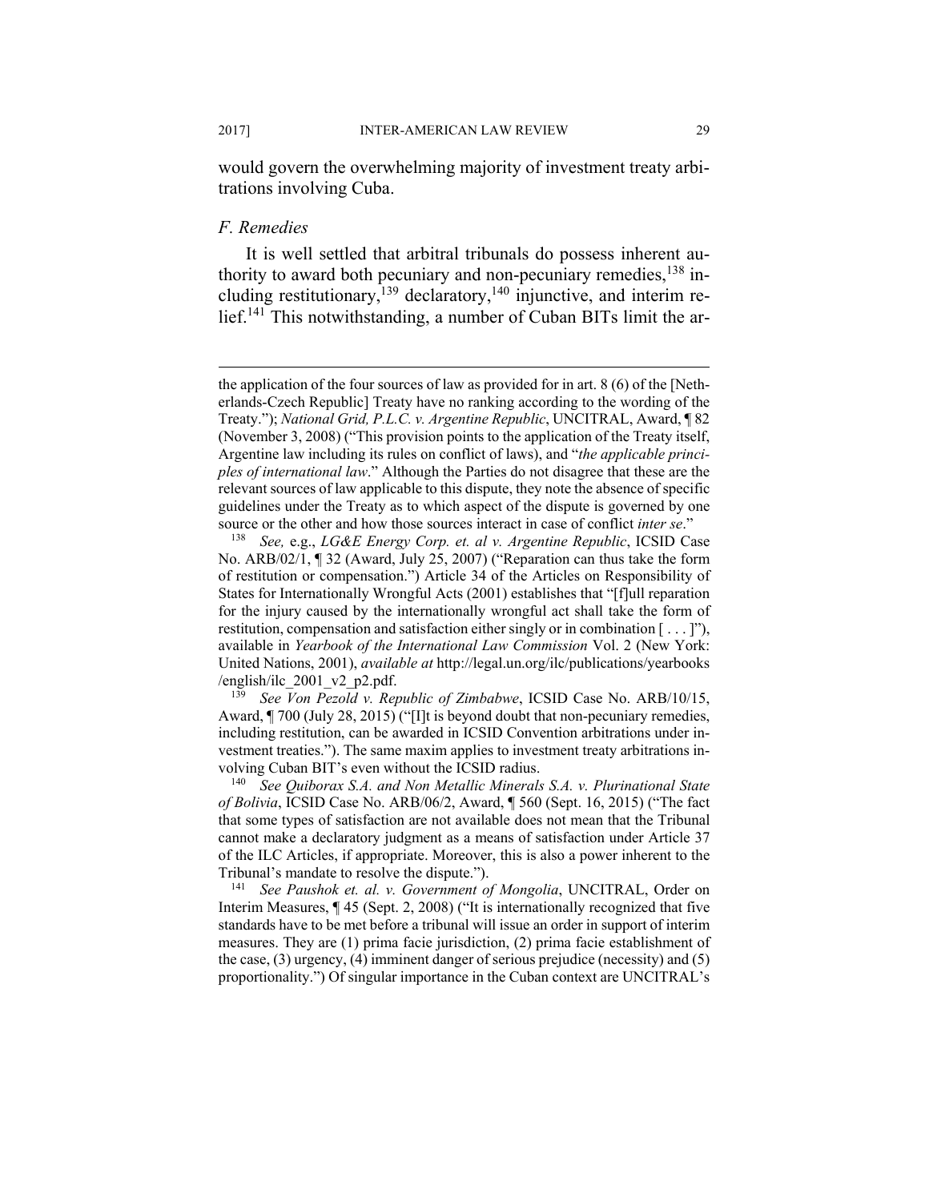would govern the overwhelming majority of investment treaty arbitrations involving Cuba.

### *F. Remedies*

It is well settled that arbitral tribunals do possess inherent authority to award both pecuniary and non-pecuniary remedies,[138] including restitutionary,[139] declaratory,[140] injunctive, and interim relief.[141] This notwithstanding, a number of Cuban BITs limit the ar-

---

the application of the four sources of law as provided for in art. 8 (6) of the [Netherlands-Czech Republic] Treaty have no ranking according to the wording of the Treaty."); *National Grid, P.L.C. v. Argentine Republic*, UNCITRAL, Award, ¶ 82 (November 3, 2008) ("This provision points to the application of the Treaty itself, Argentine law including its rules on conflict of laws), and "*the applicable principles of international law*." Although the Parties do not disagree that these are the relevant sources of law applicable to this dispute, they note the absence of specific guidelines under the Treaty as to which aspect of the dispute is governed by one source or the other and how those sources interact in case of conflict *inter se*."

[138] *See,* e.g., *LG&E Energy Corp. et. al v. Argentine Republic*, ICSID Case No. ARB/02/1, ¶ 32 (Award, July 25, 2007) ("Reparation can thus take the form of restitution or compensation.") Article 34 of the Articles on Responsibility of States for Internationally Wrongful Acts (2001) establishes that "[f]ull reparation for the injury caused by the internationally wrongful act shall take the form of restitution, compensation and satisfaction either singly or in combination [ . . . ]"), available in *Yearbook of the International Law Commission* Vol. 2 (New York: United Nations, 2001), *available at* http://legal.un.org/ilc/publications/yearbooks/english/ilc_2001_v2_p2.pdf.

[139] *See Von Pezold v. Republic of Zimbabwe*, ICSID Case No. ARB/10/15, Award, ¶ 700 (July 28, 2015) ("[I]t is beyond doubt that non-pecuniary remedies, including restitution, can be awarded in ICSID Convention arbitrations under investment treaties."). The same maxim applies to investment treaty arbitrations involving Cuban BIT's even without the ICSID radius.

[140] *See Quiborax S.A. and Non Metallic Minerals S.A. v. Plurinational State of Bolivia*, ICSID Case No. ARB/06/2, Award, ¶ 560 (Sept. 16, 2015) ("The fact that some types of satisfaction are not available does not mean that the Tribunal cannot make a declaratory judgment as a means of satisfaction under Article 37 of the ILC Articles, if appropriate. Moreover, this is also a power inherent to the Tribunal's mandate to resolve the dispute.").

[141] *See Paushok et. al. v. Government of Mongolia*, UNCITRAL, Order on Interim Measures, ¶ 45 (Sept. 2, 2008) ("It is internationally recognized that five standards have to be met before a tribunal will issue an order in support of interim measures. They are (1) prima facie jurisdiction, (2) prima facie establishment of the case, (3) urgency, (4) imminent danger of serious prejudice (necessity) and (5) proportionality.") Of singular importance in the Cuban context are UNCITRAL's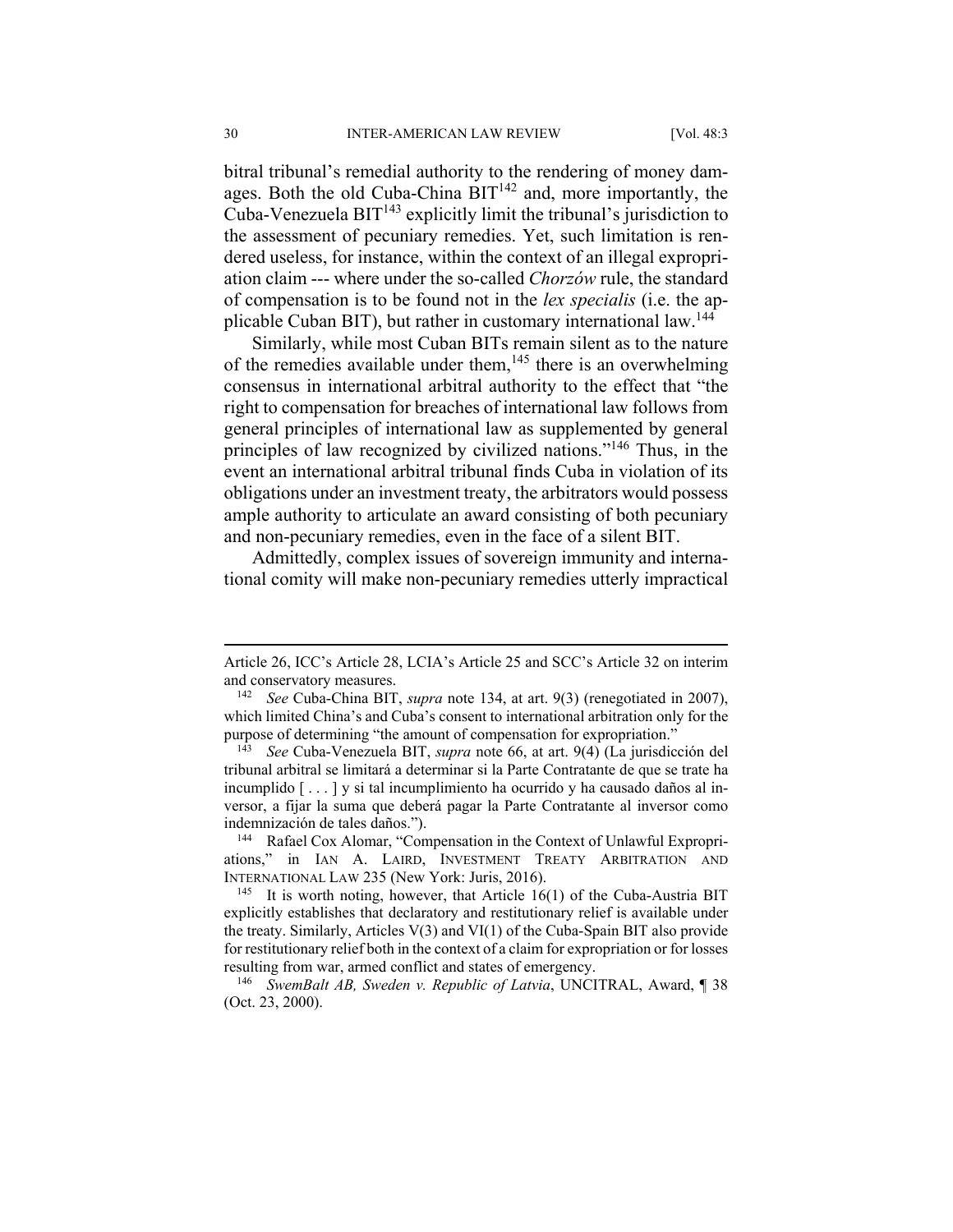bitral tribunal's remedial authority to the rendering of money damages. Both the old Cuba-China BIT[142] and, more importantly, the Cuba-Venezuela BIT[143] explicitly limit the tribunal's jurisdiction to the assessment of pecuniary remedies. Yet, such limitation is rendered useless, for instance, within the context of an illegal expropriation claim --- where under the so-called *Chorzów* rule, the standard of compensation is to be found not in the *lex specialis* (i.e. the applicable Cuban BIT), but rather in customary international law.[144]

Similarly, while most Cuban BITs remain silent as to the nature of the remedies available under them,[145] there is an overwhelming consensus in international arbitral authority to the effect that "the right to compensation for breaches of international law follows from general principles of international law as supplemented by general principles of law recognized by civilized nations."[146] Thus, in the event an international arbitral tribunal finds Cuba in violation of its obligations under an investment treaty, the arbitrators would possess ample authority to articulate an award consisting of both pecuniary and non-pecuniary remedies, even in the face of a silent BIT.

Admittedly, complex issues of sovereign immunity and international comity will make non-pecuniary remedies utterly impractical

---

Article 26, ICC's Article 28, LCIA's Article 25 and SCC's Article 32 on interim and conservatory measures.

[142] *See* Cuba-China BIT, *supra* note 134, at art. 9(3) (renegotiated in 2007), which limited China's and Cuba's consent to international arbitration only for the purpose of determining "the amount of compensation for expropriation."

[143] *See* Cuba-Venezuela BIT, *supra* note 66, at art. 9(4) (La jurisdicción del tribunal arbitral se limitará a determinar si la Parte Contratante de que se trate ha incumplido [ . . . ] y si tal incumplimiento ha ocurrido y ha causado daños al inversor, a fijar la suma que deberá pagar la Parte Contratante al inversor como indemnización de tales daños.").

[144] Rafael Cox Alomar, "Compensation in the Context of Unlawful Expropriations," in IAN A. LAIRD, INVESTMENT TREATY ARBITRATION AND INTERNATIONAL LAW 235 (New York: Juris, 2016).

[145] It is worth noting, however, that Article 16(1) of the Cuba-Austria BIT explicitly establishes that declaratory and restitutionary relief is available under the treaty. Similarly, Articles V(3) and VI(1) of the Cuba-Spain BIT also provide for restitutionary relief both in the context of a claim for expropriation or for losses resulting from war, armed conflict and states of emergency.

[146] *SwemBalt AB, Sweden v. Republic of Latvia*, UNCITRAL, Award, ¶ 38 (Oct. 23, 2000).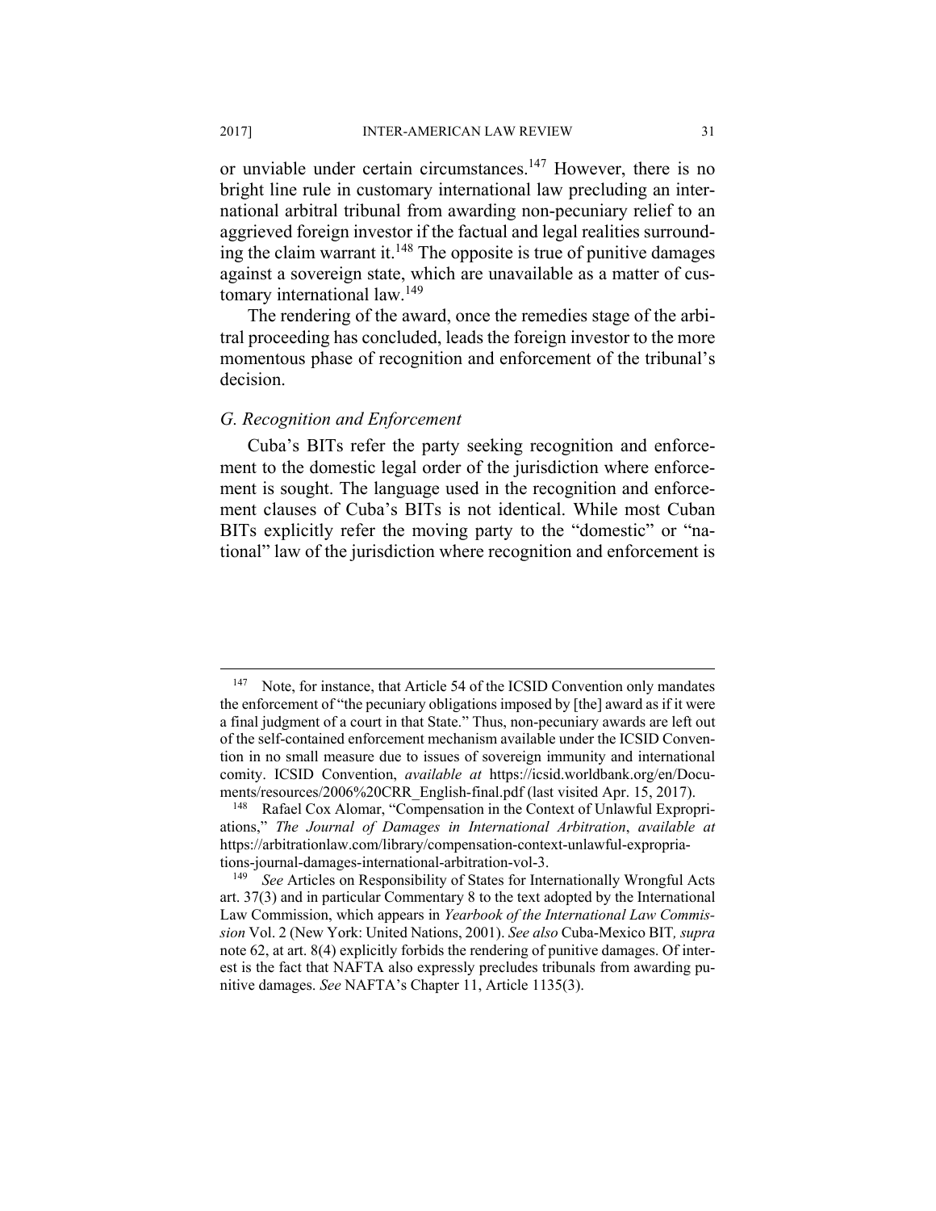or unviable under certain circumstances.[147] However, there is no bright line rule in customary international law precluding an international arbitral tribunal from awarding non-pecuniary relief to an aggrieved foreign investor if the factual and legal realities surrounding the claim warrant it.[148] The opposite is true of punitive damages against a sovereign state, which are unavailable as a matter of customary international law.[149]

The rendering of the award, once the remedies stage of the arbitral proceeding has concluded, leads the foreign investor to the more momentous phase of recognition and enforcement of the tribunal's decision.

### *G. Recognition and Enforcement*

Cuba's BITs refer the party seeking recognition and enforcement to the domestic legal order of the jurisdiction where enforcement is sought. The language used in the recognition and enforcement clauses of Cuba's BITs is not identical. While most Cuban BITs explicitly refer the moving party to the "domestic" or "national" law of the jurisdiction where recognition and enforcement is

---

[147] Note, for instance, that Article 54 of the ICSID Convention only mandates the enforcement of "the pecuniary obligations imposed by [the] award as if it were a final judgment of a court in that State." Thus, non-pecuniary awards are left out of the self-contained enforcement mechanism available under the ICSID Convention in no small measure due to issues of sovereign immunity and international comity. ICSID Convention, *available at* https://icsid.worldbank.org/en/Documents/resources/2006%20CRR_English-final.pdf (last visited Apr. 15, 2017).

[148] Rafael Cox Alomar, "Compensation in the Context of Unlawful Expropriations," *The Journal of Damages in International Arbitration*, *available at* https://arbitrationlaw.com/library/compensation-context-unlawful-expropriations-journal-damages-international-arbitration-vol-3.

[149] *See* Articles on Responsibility of States for Internationally Wrongful Acts art. 37(3) and in particular Commentary 8 to the text adopted by the International Law Commission, which appears in *Yearbook of the International Law Commission* Vol. 2 (New York: United Nations, 2001). *See also* Cuba-Mexico BIT*, supra* note 62, at art. 8(4) explicitly forbids the rendering of punitive damages. Of interest is the fact that NAFTA also expressly precludes tribunals from awarding punitive damages. *See* NAFTA's Chapter 11, Article 1135(3).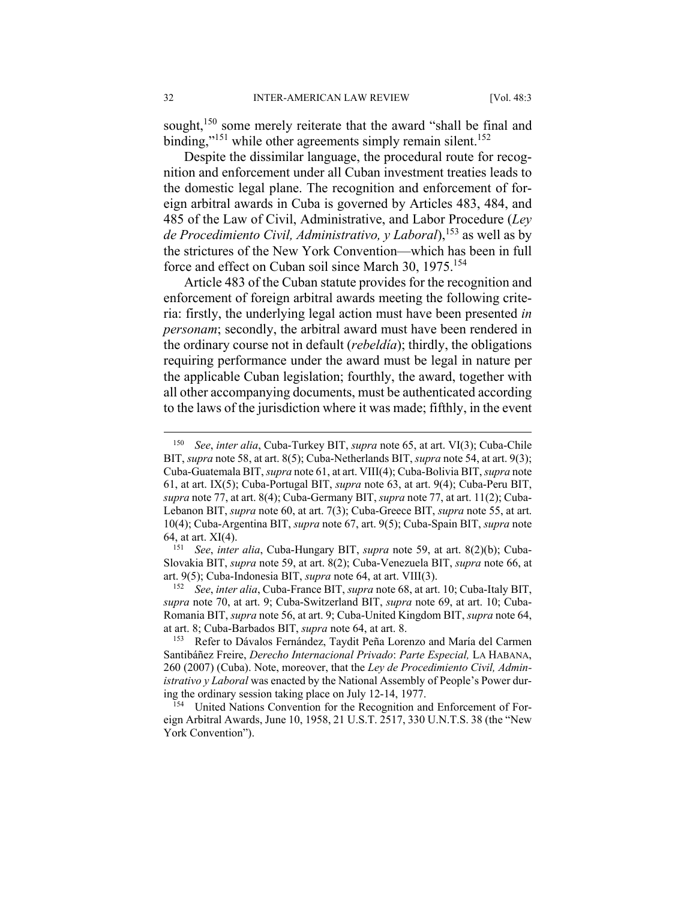sought,[150] some merely reiterate that the award "shall be final and binding,"[151] while other agreements simply remain silent.[152]

Despite the dissimilar language, the procedural route for recognition and enforcement under all Cuban investment treaties leads to the domestic legal plane. The recognition and enforcement of foreign arbitral awards in Cuba is governed by Articles 483, 484, and 485 of the Law of Civil, Administrative, and Labor Procedure (*Ley de Procedimiento Civil, Administrativo, y Laboral*),[153] as well as by the strictures of the New York Convention—which has been in full force and effect on Cuban soil since March 30, 1975.[154]

Article 483 of the Cuban statute provides for the recognition and enforcement of foreign arbitral awards meeting the following criteria: firstly, the underlying legal action must have been presented *in personam*; secondly, the arbitral award must have been rendered in the ordinary course not in default (*rebeldía*); thirdly, the obligations requiring performance under the award must be legal in nature per the applicable Cuban legislation; fourthly, the award, together with all other accompanying documents, must be authenticated according to the laws of the jurisdiction where it was made; fifthly, in the event

---

[150] *See*, *inter alia*, Cuba-Turkey BIT, *supra* note 65, at art. VI(3); Cuba-Chile BIT, *supra* note 58, at art. 8(5); Cuba-Netherlands BIT, *supra* note 54, at art. 9(3); Cuba-Guatemala BIT, *supra* note 61, at art. VIII(4); Cuba-Bolivia BIT, *supra* note 61, at art. IX(5); Cuba-Portugal BIT, *supra* note 63, at art. 9(4); Cuba-Peru BIT, *supra* note 77, at art. 8(4); Cuba-Germany BIT, *supra* note 77, at art. 11(2); Cuba-Lebanon BIT, *supra* note 60, at art. 7(3); Cuba-Greece BIT, *supra* note 55, at art. 10(4); Cuba-Argentina BIT, *supra* note 67, art. 9(5); Cuba-Spain BIT, *supra* note 64, at art. XI(4).

[151] *See*, *inter alia*, Cuba-Hungary BIT, *supra* note 59, at art. 8(2)(b); Cuba-Slovakia BIT, *supra* note 59, at art. 8(2); Cuba-Venezuela BIT, *supra* note 66, at art. 9(5); Cuba-Indonesia BIT, *supra* note 64, at art. VIII(3).

[152] *See*, *inter alia*, Cuba-France BIT, *supra* note 68, at art. 10; Cuba-Italy BIT, *supra* note 70, at art. 9; Cuba-Switzerland BIT, *supra* note 69, at art. 10; Cuba-Romania BIT, *supra* note 56, at art. 9; Cuba-United Kingdom BIT, *supra* note 64, at art. 8; Cuba-Barbados BIT, *supra* note 64, at art. 8.

[153] Refer to Dávalos Fernández, Taydit Peña Lorenzo and María del Carmen Santibáñez Freire, *Derecho Internacional Privado*: *Parte Especial,* LA HABANA, 260 (2007) (Cuba). Note, moreover, that the *Ley de Procedimiento Civil, Administrativo y Laboral* was enacted by the National Assembly of People's Power during the ordinary session taking place on July 12-14, 1977.

[154] United Nations Convention for the Recognition and Enforcement of Foreign Arbitral Awards, June 10, 1958, 21 U.S.T. 2517, 330 U.N.T.S. 38 (the "New York Convention").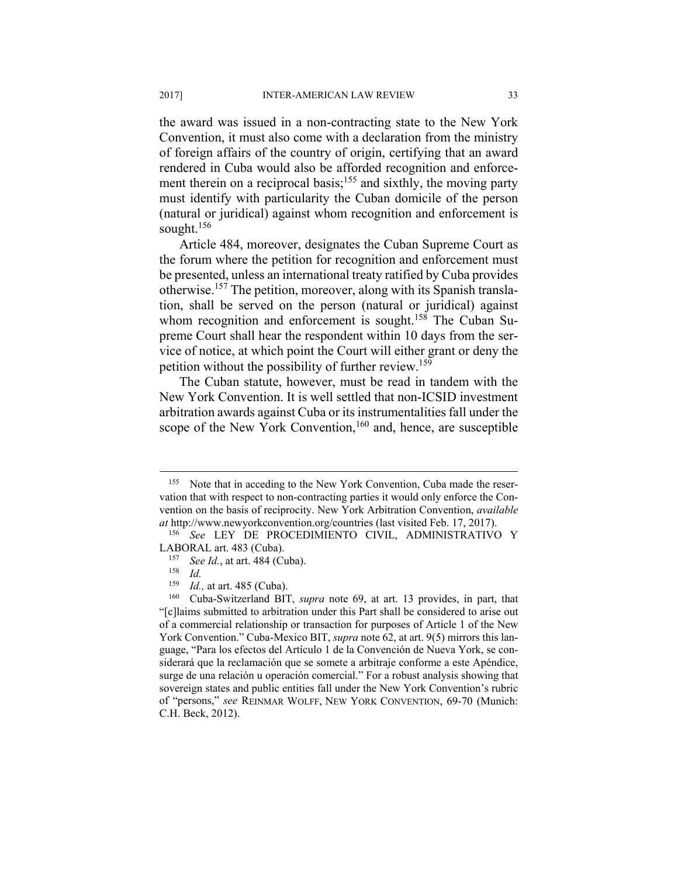the award was issued in a non-contracting state to the New York Convention, it must also come with a declaration from the ministry of foreign affairs of the country of origin, certifying that an award rendered in Cuba would also be afforded recognition and enforcement therein on a reciprocal basis;[155] and sixthly, the moving party must identify with particularity the Cuban domicile of the person (natural or juridical) against whom recognition and enforcement is sought.[156]

Article 484, moreover, designates the Cuban Supreme Court as the forum where the petition for recognition and enforcement must be presented, unless an international treaty ratified by Cuba provides otherwise.[157] The petition, moreover, along with its Spanish translation, shall be served on the person (natural or juridical) against whom recognition and enforcement is sought.[158] The Cuban Supreme Court shall hear the respondent within 10 days from the service of notice, at which point the Court will either grant or deny the petition without the possibility of further review.[159]

The Cuban statute, however, must be read in tandem with the New York Convention. It is well settled that non-ICSID investment arbitration awards against Cuba or its instrumentalities fall under the scope of the New York Convention,[160] and, hence, are susceptible

---

[155] Note that in acceding to the New York Convention, Cuba made the reservation that with respect to non-contracting parties it would only enforce the Convention on the basis of reciprocity. New York Arbitration Convention, *available at* http://www.newyorkconvention.org/countries (last visited Feb. 17, 2017).

[156] *See* LEY DE PROCEDIMIENTO CIVIL, ADMINISTRATIVO Y LABORAL art. 483 (Cuba).

[157] *See Id.*, at art. 484 (Cuba).

[158] *Id.*

[159] *Id.,* at art. 485 (Cuba).

[160] Cuba-Switzerland BIT, *supra* note 69, at art. 13 provides, in part, that "[c]laims submitted to arbitration under this Part shall be considered to arise out of a commercial relationship or transaction for purposes of Article 1 of the New York Convention." Cuba-Mexico BIT, *supra* note 62, at art. 9(5) mirrors this language, "Para los efectos del Artículo 1 de la Convención de Nueva York, se considerará que la reclamación que se somete a arbitraje conforme a este Apéndice, surge de una relación u operación comercial." For a robust analysis showing that sovereign states and public entities fall under the New York Convention's rubric of "persons," *see* REINMAR WOLFF, NEW YORK CONVENTION, 69-70 (Munich: C.H. Beck, 2012).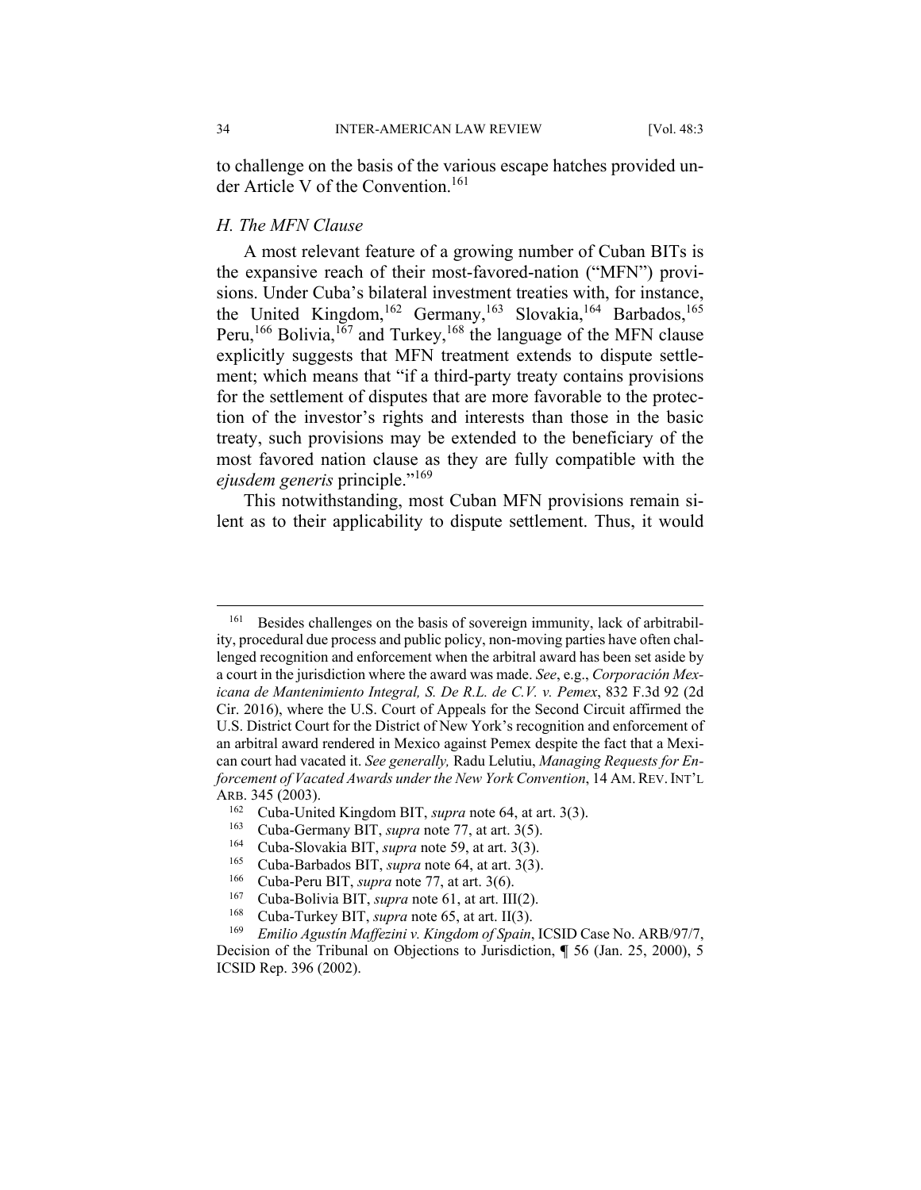to challenge on the basis of the various escape hatches provided under Article V of the Convention.[161]

### *H. The MFN Clause*

A most relevant feature of a growing number of Cuban BITs is the expansive reach of their most-favored-nation ("MFN") provisions. Under Cuba's bilateral investment treaties with, for instance, the United Kingdom,[162] Germany,[163] Slovakia,[164] Barbados,[165] Peru,[166] Bolivia,[167] and Turkey,[168] the language of the MFN clause explicitly suggests that MFN treatment extends to dispute settlement; which means that "if a third-party treaty contains provisions for the settlement of disputes that are more favorable to the protection of the investor's rights and interests than those in the basic treaty, such provisions may be extended to the beneficiary of the most favored nation clause as they are fully compatible with the *ejusdem generis* principle."[169]

This notwithstanding, most Cuban MFN provisions remain silent as to their applicability to dispute settlement. Thus, it would

---

[161] Besides challenges on the basis of sovereign immunity, lack of arbitrability, procedural due process and public policy, non-moving parties have often challenged recognition and enforcement when the arbitral award has been set aside by a court in the jurisdiction where the award was made. *See*, e.g., *Corporación Mexicana de Mantenimiento Integral, S. De R.L. de C.V. v. Pemex*, 832 F.3d 92 (2d Cir. 2016), where the U.S. Court of Appeals for the Second Circuit affirmed the U.S. District Court for the District of New York's recognition and enforcement of an arbitral award rendered in Mexico against Pemex despite the fact that a Mexican court had vacated it. *See generally,* Radu Lelutiu, *Managing Requests for Enforcement of Vacated Awards under the New York Convention*, 14 AM. REV. INT'L ARB. 345 (2003).

[162] Cuba-United Kingdom BIT, *supra* note 64, at art. 3(3).

[163] Cuba-Germany BIT, *supra* note 77, at art. 3(5).

[164] Cuba-Slovakia BIT, *supra* note 59, at art. 3(3).

[165] Cuba-Barbados BIT, *supra* note 64, at art. 3(3).

[166] Cuba-Peru BIT, *supra* note 77, at art. 3(6).

[167] Cuba-Bolivia BIT, *supra* note 61, at art. III(2).

[168] Cuba-Turkey BIT, *supra* note 65, at art. II(3).

[169] *Emilio Agustín Maffezini v. Kingdom of Spain*, ICSID Case No. ARB/97/7, Decision of the Tribunal on Objections to Jurisdiction, ¶ 56 (Jan. 25, 2000), 5 ICSID Rep. 396 (2002).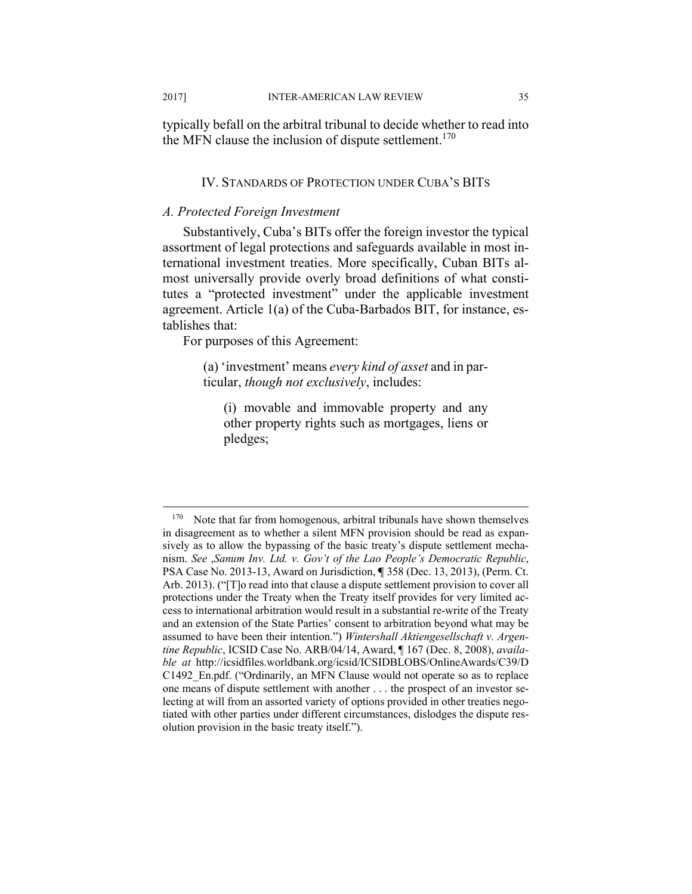typically befall on the arbitral tribunal to decide whether to read into the MFN clause the inclusion of dispute settlement.[170]

## IV. STANDARDS OF PROTECTION UNDER CUBA'S BITS

### *A. Protected Foreign Investment*

Substantively, Cuba's BITs offer the foreign investor the typical assortment of legal protections and safeguards available in most international investment treaties. More specifically, Cuban BITs almost universally provide overly broad definitions of what constitutes a "protected investment" under the applicable investment agreement. Article 1(a) of the Cuba-Barbados BIT, for instance, establishes that:

For purposes of this Agreement:

> (a) 'investment' means *every kind of asset* and in particular, *though not exclusively*, includes:
>
> > (i) movable and immovable property and any other property rights such as mortgages, liens or pledges;

---

[170] Note that far from homogenous, arbitral tribunals have shown themselves in disagreement as to whether a silent MFN provision should be read as expansively as to allow the bypassing of the basic treaty's dispute settlement mechanism. *See* ,*Sanum Inv. Ltd. v. Gov't of the Lao People's Democratic Republic*, PSA Case No. 2013-13, Award on Jurisdiction, ¶ 358 (Dec. 13, 2013), (Perm. Ct. Arb. 2013). ("[T]o read into that clause a dispute settlement provision to cover all protections under the Treaty when the Treaty itself provides for very limited access to international arbitration would result in a substantial re-write of the Treaty and an extension of the State Parties' consent to arbitration beyond what may be assumed to have been their intention.") *Wintershall Aktiengesellschaft v. Argentine Republic*, ICSID Case No. ARB/04/14, Award, ¶ 167 (Dec. 8, 2008), *available at* http://icsidfiles.worldbank.org/icsid/ICSIDBLOBS/OnlineAwards/C39/DC1492_En.pdf. ("Ordinarily, an MFN Clause would not operate so as to replace one means of dispute settlement with another . . . the prospect of an investor selecting at will from an assorted variety of options provided in other treaties negotiated with other parties under different circumstances, dislodges the dispute resolution provision in the basic treaty itself.").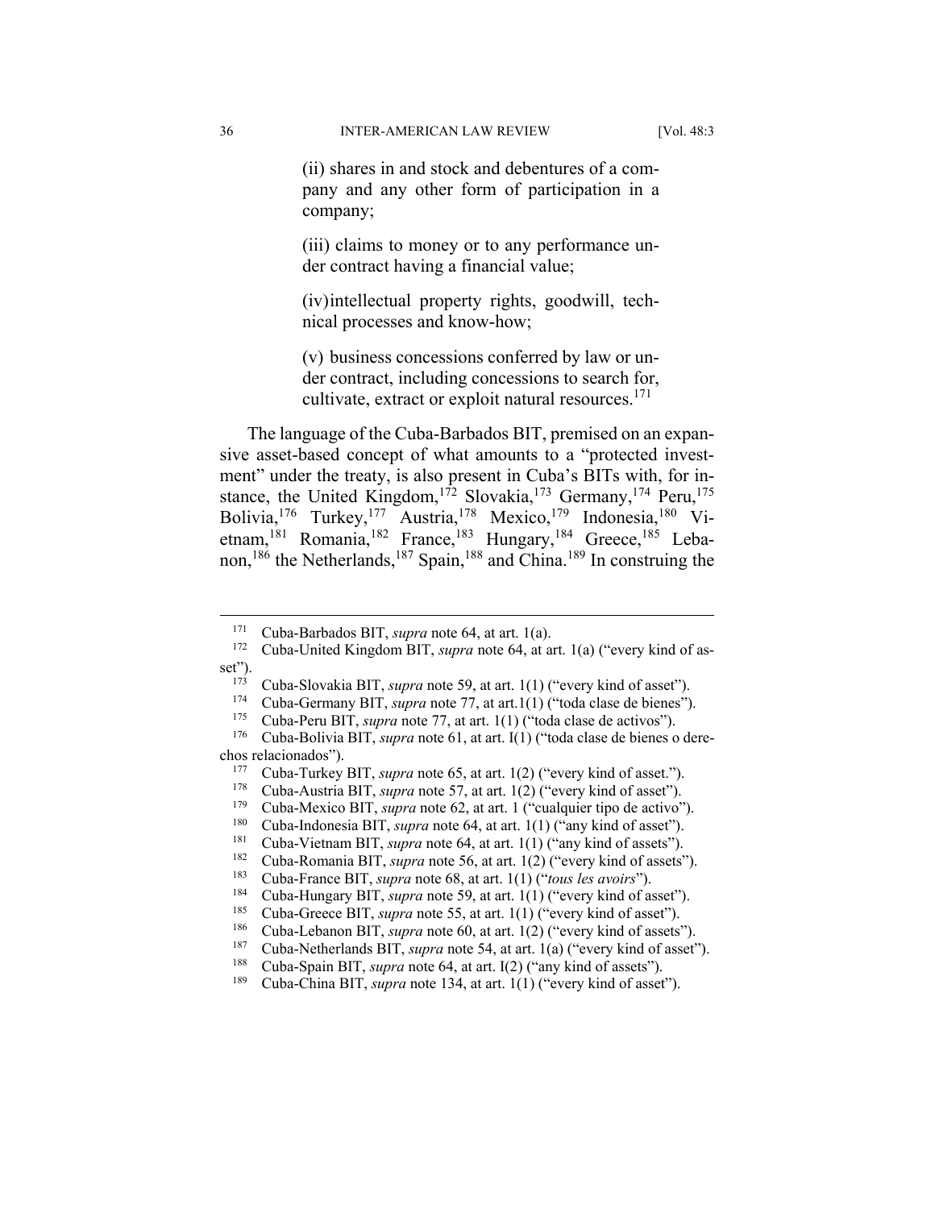> (ii) shares in and stock and debentures of a company and any other form of participation in a company;
>
> (iii) claims to money or to any performance under contract having a financial value;
>
> (iv)intellectual property rights, goodwill, technical processes and know-how;
>
> (v) business concessions conferred by law or under contract, including concessions to search for, cultivate, extract or exploit natural resources.[171]

The language of the Cuba-Barbados BIT, premised on an expansive asset-based concept of what amounts to a "protected investment" under the treaty, is also present in Cuba's BITs with, for instance, the United Kingdom,[172] Slovakia,[173] Germany,[174] Peru,[175] Bolivia,[176] Turkey,[177] Austria,[178] Mexico,[179] Indonesia,[180] Vietnam,[181] Romania,[182] France,[183] Hungary,[184] Greece,[185] Lebanon,[186] the Netherlands,[187] Spain,[188] and China.[189] In construing the

---

[171] Cuba-Barbados BIT, *supra* note 64, at art. 1(a).

[172] Cuba-United Kingdom BIT, *supra* note 64, at art. 1(a) ("every kind of asset").

[173] Cuba-Slovakia BIT, *supra* note 59, at art. 1(1) ("every kind of asset").

[174] Cuba-Germany BIT, *supra* note 77, at art.1(1) ("toda clase de bienes").

[175] Cuba-Peru BIT, *supra* note 77, at art. 1(1) ("toda clase de activos").

[176] Cuba-Bolivia BIT, *supra* note 61, at art. I(1) ("toda clase de bienes o derechos relacionados").

[177] Cuba-Turkey BIT, *supra* note 65, at art. 1(2) ("every kind of asset.").

[178] Cuba-Austria BIT, *supra* note 57, at art. 1(2) ("every kind of asset").

[179] Cuba-Mexico BIT, *supra* note 62, at art. 1 ("cualquier tipo de activo").

[180] Cuba-Indonesia BIT, *supra* note 64, at art. 1(1) ("any kind of asset").

[181] Cuba-Vietnam BIT, *supra* note 64, at art. 1(1) ("any kind of assets").

[182] Cuba-Romania BIT, *supra* note 56, at art. 1(2) ("every kind of assets").

[183] Cuba-France BIT, *supra* note 68, at art. 1(1) ("*tous les avoirs*").

[184] Cuba-Hungary BIT, *supra* note 59, at art. 1(1) ("every kind of asset").

[185] Cuba-Greece BIT, *supra* note 55, at art. 1(1) ("every kind of asset").

[186] Cuba-Lebanon BIT, *supra* note 60, at art. 1(2) ("every kind of assets").

[187] Cuba-Netherlands BIT, *supra* note 54, at art. 1(a) ("every kind of asset").

[188] Cuba-Spain BIT, *supra* note 64, at art. I(2) ("any kind of assets").

[189] Cuba-China BIT, *supra* note 134, at art. 1(1) ("every kind of asset").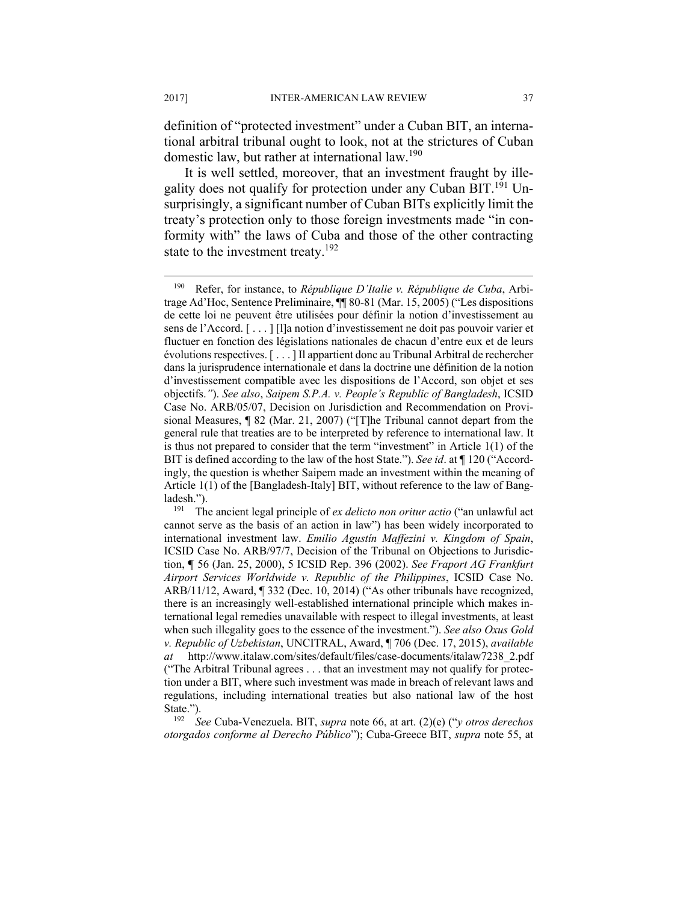definition of "protected investment" under a Cuban BIT, an international arbitral tribunal ought to look, not at the strictures of Cuban domestic law, but rather at international law.[190]

It is well settled, moreover, that an investment fraught by illegality does not qualify for protection under any Cuban BIT.[191] Unsurprisingly, a significant number of Cuban BITs explicitly limit the treaty's protection only to those foreign investments made "in conformity with" the laws of Cuba and those of the other contracting state to the investment treaty.[192]

---

[190] Refer, for instance, to *République D'Italie v. République de Cuba*, Arbitrage Ad'Hoc, Sentence Preliminaire, ¶¶ 80-81 (Mar. 15, 2005) ("Les dispositions de cette loi ne peuvent être utilisées pour définir la notion d'investissement au sens de l'Accord. [ . . . ] [l]a notion d'investissement ne doit pas pouvoir varier et fluctuer en fonction des législations nationales de chacun d'entre eux et de leurs évolutions respectives. [ . . . ] Il appartient donc au Tribunal Arbitral de rechercher dans la jurisprudence internationale et dans la doctrine une définition de la notion d'investissement compatible avec les dispositions de l'Accord, son objet et ses objectifs.*"*). *See also*, *Saipem S.P.A. v. People's Republic of Bangladesh*, ICSID Case No. ARB/05/07, Decision on Jurisdiction and Recommendation on Provisional Measures, ¶ 82 (Mar. 21, 2007) ("[T]he Tribunal cannot depart from the general rule that treaties are to be interpreted by reference to international law. It is thus not prepared to consider that the term "investment" in Article 1(1) of the BIT is defined according to the law of the host State."). *See id*. at ¶ 120 ("Accordingly, the question is whether Saipem made an investment within the meaning of Article 1(1) of the [Bangladesh-Italy] BIT, without reference to the law of Bangladesh.").

[191] The ancient legal principle of *ex delicto non oritur actio* ("an unlawful act cannot serve as the basis of an action in law") has been widely incorporated to international investment law. *Emilio Agustín Maffezini v. Kingdom of Spain*, ICSID Case No. ARB/97/7, Decision of the Tribunal on Objections to Jurisdiction, ¶ 56 (Jan. 25, 2000), 5 ICSID Rep. 396 (2002). *See Fraport AG Frankfurt Airport Services Worldwide v. Republic of the Philippines*, ICSID Case No. ARB/11/12, Award, ¶ 332 (Dec. 10, 2014) ("As other tribunals have recognized, there is an increasingly well-established international principle which makes international legal remedies unavailable with respect to illegal investments, at least when such illegality goes to the essence of the investment."). *See also Oxus Gold v. Republic of Uzbekistan*, UNCITRAL, Award, ¶ 706 (Dec. 17, 2015), *available at* http://www.italaw.com/sites/default/files/case-documents/italaw7238_2.pdf ("The Arbitral Tribunal agrees . . . that an investment may not qualify for protection under a BIT, where such investment was made in breach of relevant laws and regulations, including international treaties but also national law of the host State.").

[192] *See* Cuba-Venezuela. BIT, *supra* note 66, at art. (2)(e) ("*y otros derechos otorgados conforme al Derecho Público*"); Cuba-Greece BIT, *supra* note 55, at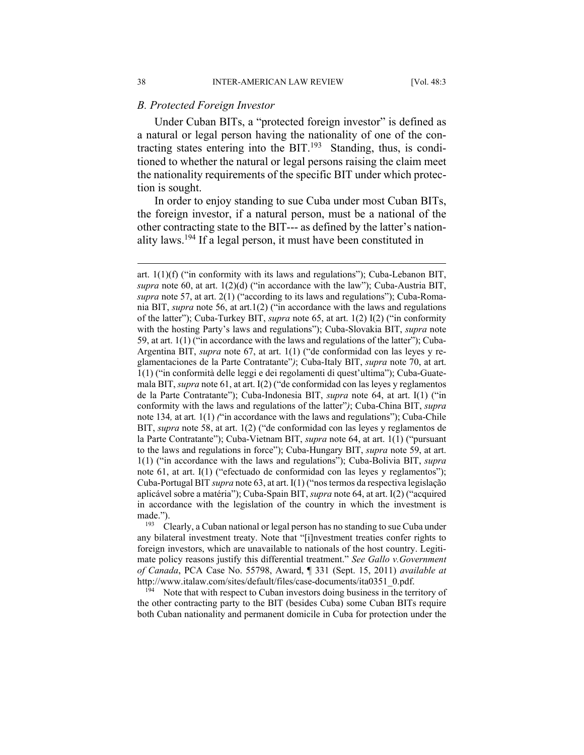### *B. Protected Foreign Investor*

Under Cuban BITs, a "protected foreign investor" is defined as a natural or legal person having the nationality of one of the contracting states entering into the BIT.[193] Standing, thus, is conditioned to whether the natural or legal persons raising the claim meet the nationality requirements of the specific BIT under which protection is sought.

In order to enjoy standing to sue Cuba under most Cuban BITs, the foreign investor, if a natural person, must be a national of the other contracting state to the BIT--- as defined by the latter's nationality laws.[194] If a legal person, it must have been constituted in

---

art. 1(1)(f) ("in conformity with its laws and regulations"); Cuba-Lebanon BIT, *supra* note 60, at art. 1(2)(d) ("in accordance with the law"); Cuba-Austria BIT, *supra* note 57, at art. 2(1) ("according to its laws and regulations"); Cuba-Romania BIT, *supra* note 56, at art.1(2) ("in accordance with the laws and regulations of the latter"); Cuba-Turkey BIT, *supra* note 65, at art. 1(2) I(2) ("in conformity with the hosting Party's laws and regulations"); Cuba-Slovakia BIT, *supra* note 59, at art. 1(1) ("in accordance with the laws and regulations of the latter"); Cuba-Argentina BIT, *supra* note 67, at art. 1(1) ("de conformidad con las leyes y reglamentaciones de la Parte Contratante"*)*; Cuba-Italy BIT, *supra* note 70, at art. 1(1) ("in conformità delle leggi e dei regolamenti di quest'ultima"); Cuba-Guatemala BIT, *supra* note 61, at art. I(2) ("de conformidad con las leyes y reglamentos de la Parte Contratante"); Cuba-Indonesia BIT, *supra* note 64, at art. I(1) ("in conformity with the laws and regulations of the latter"*)*; Cuba-China BIT, *supra* note 134*,* at art*.* 1(1) *(*"in accordance with the laws and regulations"); Cuba-Chile BIT, *supra* note 58, at art. 1(2) ("de conformidad con las leyes y reglamentos de la Parte Contratante"); Cuba-Vietnam BIT, *supra* note 64, at art. 1(1) ("pursuant to the laws and regulations in force"); Cuba-Hungary BIT, *supra* note 59, at art. 1(1) ("in accordance with the laws and regulations"); Cuba-Bolivia BIT, *supra* note 61, at art. I(1) ("efectuado de conformidad con las leyes y reglamentos"); Cuba-Portugal BIT *supra* note 63, at art. I(1) ("nos termos da respectiva legislação aplicável sobre a matéria"); Cuba-Spain BIT, *supra* note 64, at art. I(2) ("acquired in accordance with the legislation of the country in which the investment is made.").

[193] Clearly, a Cuban national or legal person has no standing to sue Cuba under any bilateral investment treaty. Note that "[i]nvestment treaties confer rights to foreign investors, which are unavailable to nationals of the host country. Legitimate policy reasons justify this differential treatment." *See Gallo v.Government of Canada*, PCA Case No. 55798, Award, ¶ 331 (Sept. 15, 2011) *available at* http://www.italaw.com/sites/default/files/case-documents/ita0351_0.pdf.

[194] Note that with respect to Cuban investors doing business in the territory of the other contracting party to the BIT (besides Cuba) some Cuban BITs require both Cuban nationality and permanent domicile in Cuba for protection under the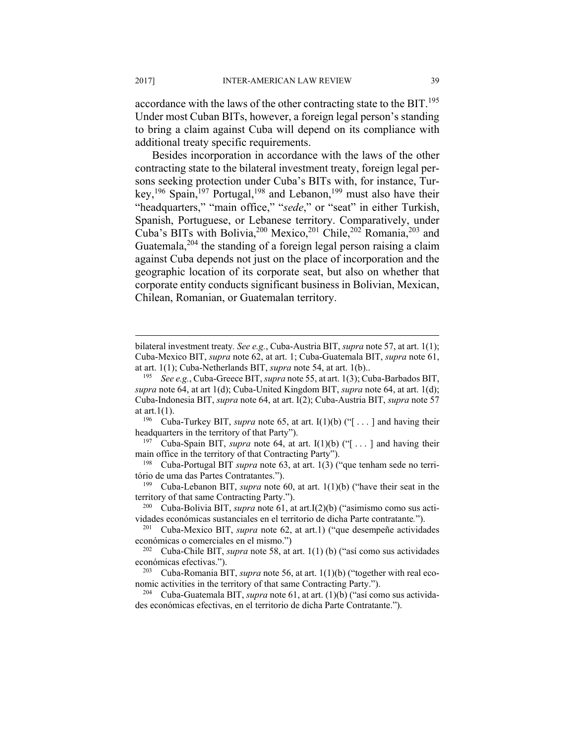accordance with the laws of the other contracting state to the BIT.[195] Under most Cuban BITs, however, a foreign legal person's standing to bring a claim against Cuba will depend on its compliance with additional treaty specific requirements.

Besides incorporation in accordance with the laws of the other contracting state to the bilateral investment treaty, foreign legal persons seeking protection under Cuba's BITs with, for instance, Turkey,[196] Spain,[197] Portugal,[198] and Lebanon,[199] must also have their "headquarters," "main office," "*sede*," or "seat" in either Turkish, Spanish, Portuguese, or Lebanese territory. Comparatively, under Cuba's BITs with Bolivia,[200] Mexico,[201] Chile,[202] Romania,[203] and Guatemala,[204] the standing of a foreign legal person raising a claim against Cuba depends not just on the place of incorporation and the geographic location of its corporate seat, but also on whether that corporate entity conducts significant business in Bolivian, Mexican, Chilean, Romanian, or Guatemalan territory.

---

bilateral investment treaty. *See e.g.*, Cuba-Austria BIT, *supra* note 57, at art. 1(1); Cuba-Mexico BIT, *supra* note 62, at art. 1; Cuba-Guatemala BIT, *supra* note 61, at art. 1(1); Cuba-Netherlands BIT, *supra* note 54, at art. 1(b)..

[195] *See e.g.*, Cuba-Greece BIT, *supra* note 55, at art. 1(3); Cuba-Barbados BIT, *supra* note 64, at art 1(d); Cuba-United Kingdom BIT, *supra* note 64, at art. 1(d); Cuba-Indonesia BIT, *supra* note 64, at art. I(2); Cuba-Austria BIT, *supra* note 57 at art.1(1).

[196] Cuba-Turkey BIT, *supra* note 65, at art. I(1)(b) ("[ . . . ] and having their headquarters in the territory of that Party").

[197] Cuba-Spain BIT, *supra* note 64, at art. I(1)(b) ("[ . . . ] and having their main office in the territory of that Contracting Party").

[198] Cuba-Portugal BIT *supra* note 63, at art. 1(3) ("que tenham sede no território de uma das Partes Contratantes.").

[199] Cuba-Lebanon BIT, *supra* note 60, at art. 1(1)(b) ("have their seat in the territory of that same Contracting Party.").

[200] Cuba-Bolivia BIT, *supra* note 61, at art.I(2)(b) ("asimismo como sus actividades económicas sustanciales en el territorio de dicha Parte contratante.").

[201] Cuba-Mexico BIT, *supra* note 62, at art.1) ("que desempeñe actividades económicas o comerciales en el mismo.")

[202] Cuba-Chile BIT, *supra* note 58, at art. 1(1) (b) ("así como sus actividades económicas efectivas.").

[203] Cuba-Romania BIT, *supra* note 56, at art. 1(1)(b) ("together with real economic activities in the territory of that same Contracting Party.").

[204] Cuba-Guatemala BIT, *supra* note 61, at art. (1)(b) ("así como sus actividades económicas efectivas, en el territorio de dicha Parte Contratante.").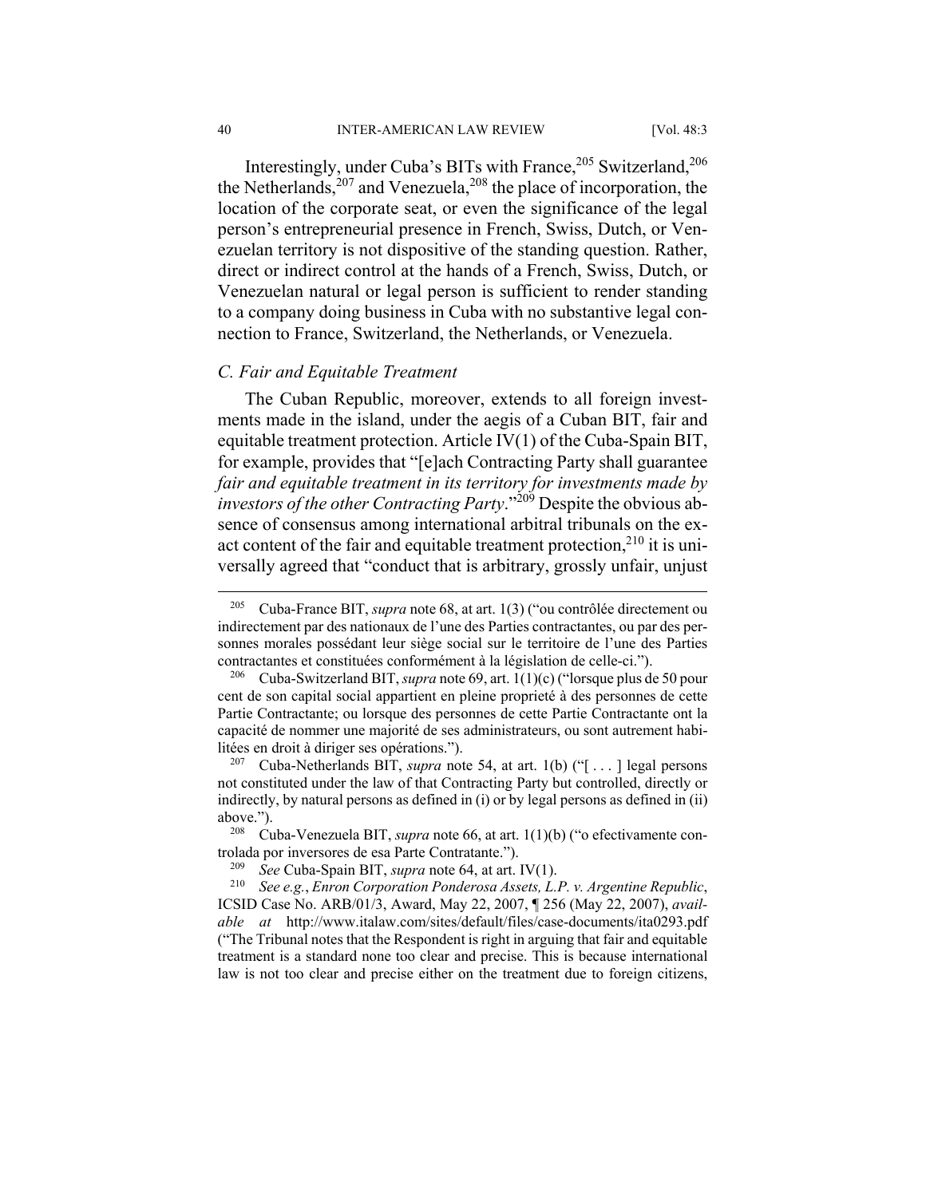Interestingly, under Cuba's BITs with France,[205] Switzerland,[206] the Netherlands,[207] and Venezuela,[208] the place of incorporation, the location of the corporate seat, or even the significance of the legal person's entrepreneurial presence in French, Swiss, Dutch, or Venezuelan territory is not dispositive of the standing question. Rather, direct or indirect control at the hands of a French, Swiss, Dutch, or Venezuelan natural or legal person is sufficient to render standing to a company doing business in Cuba with no substantive legal connection to France, Switzerland, the Netherlands, or Venezuela.

### *C. Fair and Equitable Treatment*

The Cuban Republic, moreover, extends to all foreign investments made in the island, under the aegis of a Cuban BIT, fair and equitable treatment protection. Article IV(1) of the Cuba-Spain BIT, for example, provides that "[e]ach Contracting Party shall guarantee *fair and equitable treatment in its territory for investments made by investors of the other Contracting Party*."[209] Despite the obvious absence of consensus among international arbitral tribunals on the exact content of the fair and equitable treatment protection,[210] it is universally agreed that "conduct that is arbitrary, grossly unfair, unjust

---

[205] Cuba-France BIT, *supra* note 68, at art. 1(3) ("ou contrôlée directement ou indirectement par des nationaux de l'une des Parties contractantes, ou par des personnes morales possédant leur siège social sur le territoire de l'une des Parties contractantes et constituées conformément à la législation de celle-ci.").

[206] Cuba-Switzerland BIT, *supra* note 69, art. 1(1)(c) ("lorsque plus de 50 pour cent de son capital social appartient en pleine proprieté à des personnes de cette Partie Contractante; ou lorsque des personnes de cette Partie Contractante ont la capacité de nommer une majorité de ses administrateurs, ou sont autrement habilitées en droit à diriger ses opérations.").

[207] Cuba-Netherlands BIT, *supra* note 54, at art. 1(b) ("[ . . . ] legal persons not constituted under the law of that Contracting Party but controlled, directly or indirectly, by natural persons as defined in (i) or by legal persons as defined in (ii) above.").

[208] Cuba-Venezuela BIT, *supra* note 66, at art. 1(1)(b) ("o efectivamente controlada por inversores de esa Parte Contratante.").

[209] *See* Cuba-Spain BIT, *supra* note 64, at art. IV(1).

[210] *See e.g.*, *Enron Corporation Ponderosa Assets, L.P. v. Argentine Republic*, ICSID Case No. ARB/01/3, Award, May 22, 2007, ¶ 256 (May 22, 2007), *available at* http://www.italaw.com/sites/default/files/case-documents/ita0293.pdf ("The Tribunal notes that the Respondent is right in arguing that fair and equitable treatment is a standard none too clear and precise. This is because international law is not too clear and precise either on the treatment due to foreign citizens,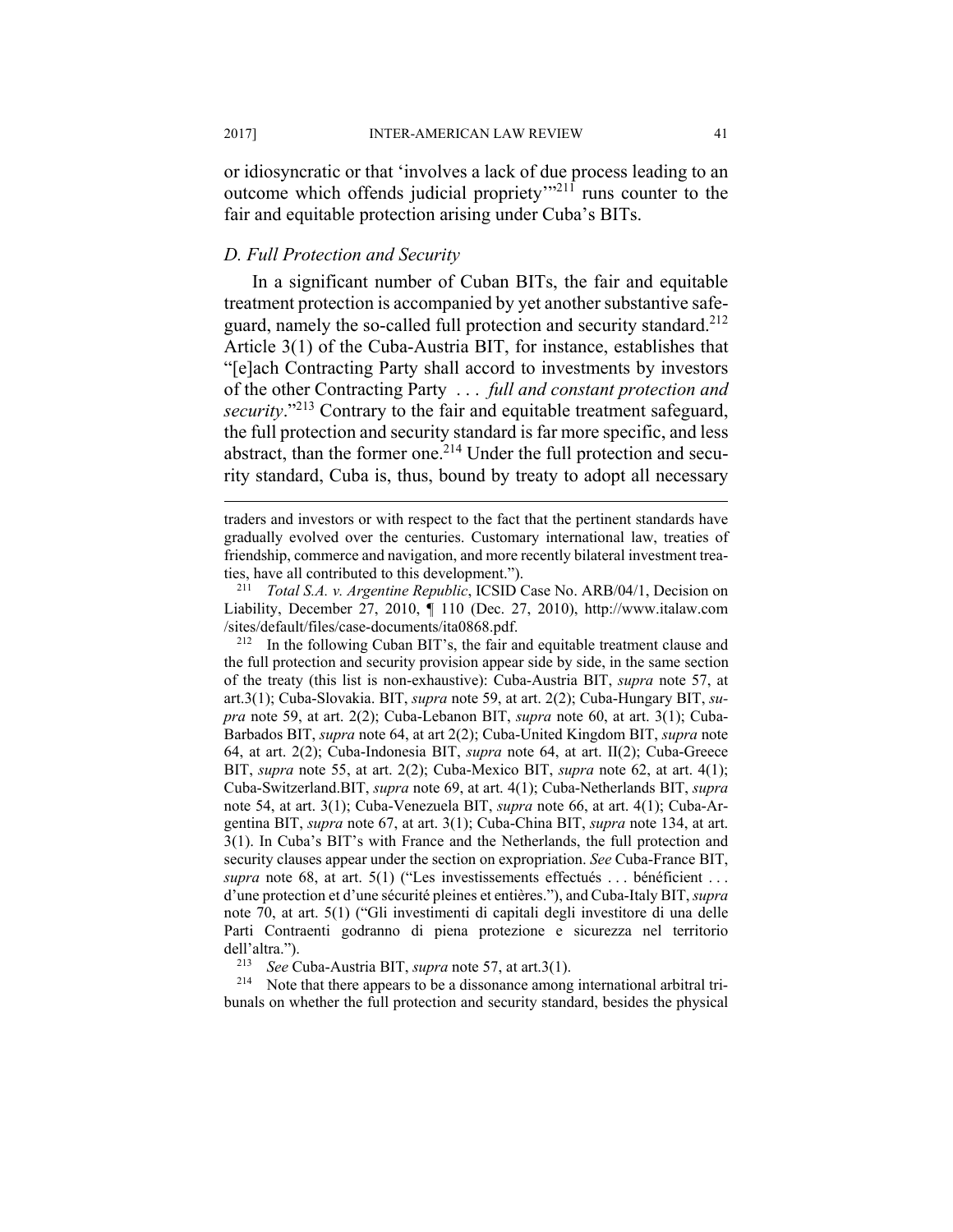or idiosyncratic or that 'involves a lack of due process leading to an outcome which offends judicial propriety'"[211] runs counter to the fair and equitable protection arising under Cuba's BITs.

### *D. Full Protection and Security*

In a significant number of Cuban BITs, the fair and equitable treatment protection is accompanied by yet another substantive safeguard, namely the so-called full protection and security standard.[212] Article 3(1) of the Cuba-Austria BIT, for instance, establishes that "[e]ach Contracting Party shall accord to investments by investors of the other Contracting Party . . . *full and constant protection and security*."[213] Contrary to the fair and equitable treatment safeguard, the full protection and security standard is far more specific, and less abstract, than the former one.[214] Under the full protection and security standard, Cuba is, thus, bound by treaty to adopt all necessary

---

traders and investors or with respect to the fact that the pertinent standards have gradually evolved over the centuries. Customary international law, treaties of friendship, commerce and navigation, and more recently bilateral investment treaties, have all contributed to this development.").

[211] *Total S.A. v. Argentine Republic*, ICSID Case No. ARB/04/1, Decision on Liability, December 27, 2010, ¶ 110 (Dec. 27, 2010), http://www.italaw.com/sites/default/files/case-documents/ita0868.pdf.

[212] In the following Cuban BIT's, the fair and equitable treatment clause and the full protection and security provision appear side by side, in the same section of the treaty (this list is non-exhaustive): Cuba-Austria BIT, *supra* note 57, at art.3(1); Cuba-Slovakia. BIT, *supra* note 59, at art. 2(2); Cuba-Hungary BIT, *supra* note 59, at art. 2(2); Cuba-Lebanon BIT, *supra* note 60, at art. 3(1); Cuba-Barbados BIT, *supra* note 64, at art 2(2); Cuba-United Kingdom BIT, *supra* note 64, at art. 2(2); Cuba-Indonesia BIT, *supra* note 64, at art. II(2); Cuba-Greece BIT, *supra* note 55, at art. 2(2); Cuba-Mexico BIT, *supra* note 62, at art. 4(1); Cuba-Switzerland.BIT, *supra* note 69, at art. 4(1); Cuba-Netherlands BIT, *supra* note 54, at art. 3(1); Cuba-Venezuela BIT, *supra* note 66, at art. 4(1); Cuba-Argentina BIT, *supra* note 67, at art. 3(1); Cuba-China BIT, *supra* note 134, at art. 3(1). In Cuba's BIT's with France and the Netherlands, the full protection and security clauses appear under the section on expropriation. *See* Cuba-France BIT, *supra* note 68, at art. 5(1) ("Les investissements effectués . . . bénéficient . . . d'une protection et d'une sécurité pleines et entières."), and Cuba-Italy BIT, *supra* note 70, at art. 5(1) ("Gli investimenti di capitali degli investitore di una delle Parti Contraenti godranno di piena protezione e sicurezza nel territorio dell'altra.").

[213] *See* Cuba-Austria BIT, *supra* note 57, at art.3(1).

[214] Note that there appears to be a dissonance among international arbitral tribunals on whether the full protection and security standard, besides the physical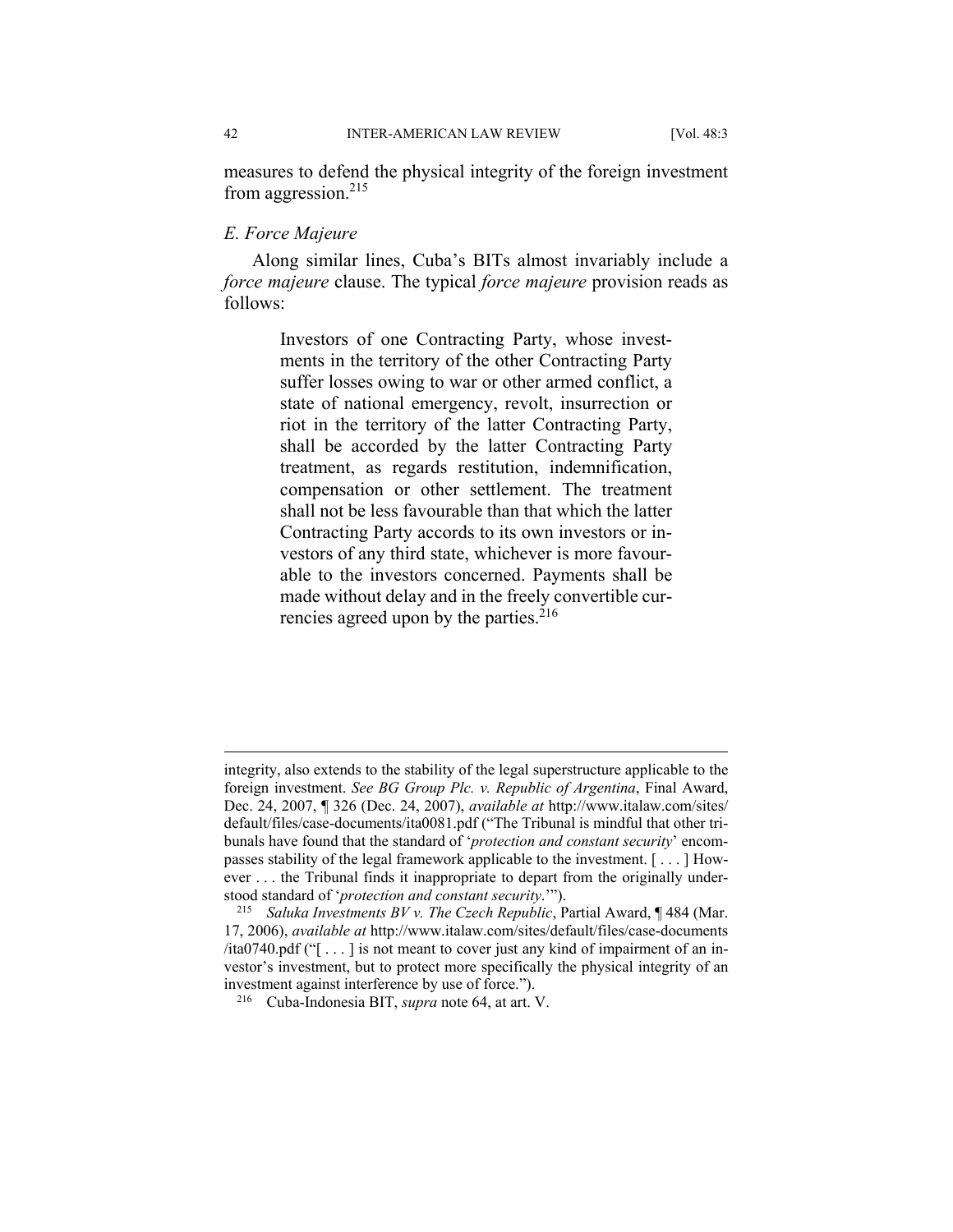measures to defend the physical integrity of the foreign investment from aggression.[215]

### *E. Force Majeure*

Along similar lines, Cuba's BITs almost invariably include a *force majeure* clause. The typical *force majeure* provision reads as follows:

> Investors of one Contracting Party, whose investments in the territory of the other Contracting Party suffer losses owing to war or other armed conflict, a state of national emergency, revolt, insurrection or riot in the territory of the latter Contracting Party, shall be accorded by the latter Contracting Party treatment, as regards restitution, indemnification, compensation or other settlement. The treatment shall not be less favourable than that which the latter Contracting Party accords to its own investors or investors of any third state, whichever is more favourable to the investors concerned. Payments shall be made without delay and in the freely convertible currencies agreed upon by the parties.[216]

---

integrity, also extends to the stability of the legal superstructure applicable to the foreign investment. *See BG Group Plc. v. Republic of Argentina*, Final Award, Dec. 24, 2007, ¶ 326 (Dec. 24, 2007), *available at* http://www.italaw.com/sites/default/files/case-documents/ita0081.pdf ("The Tribunal is mindful that other tribunals have found that the standard of '*protection and constant security*' encompasses stability of the legal framework applicable to the investment. [ . . . ] However . . . the Tribunal finds it inappropriate to depart from the originally understood standard of '*protection and constant security*.'").

[215] *Saluka Investments BV v. The Czech Republic*, Partial Award, ¶ 484 (Mar. 17, 2006), *available at* http://www.italaw.com/sites/default/files/case-documents/ita0740.pdf ("[ . . . ] is not meant to cover just any kind of impairment of an investor's investment, but to protect more specifically the physical integrity of an investment against interference by use of force.").

[216] Cuba-Indonesia BIT, *supra* note 64, at art. V.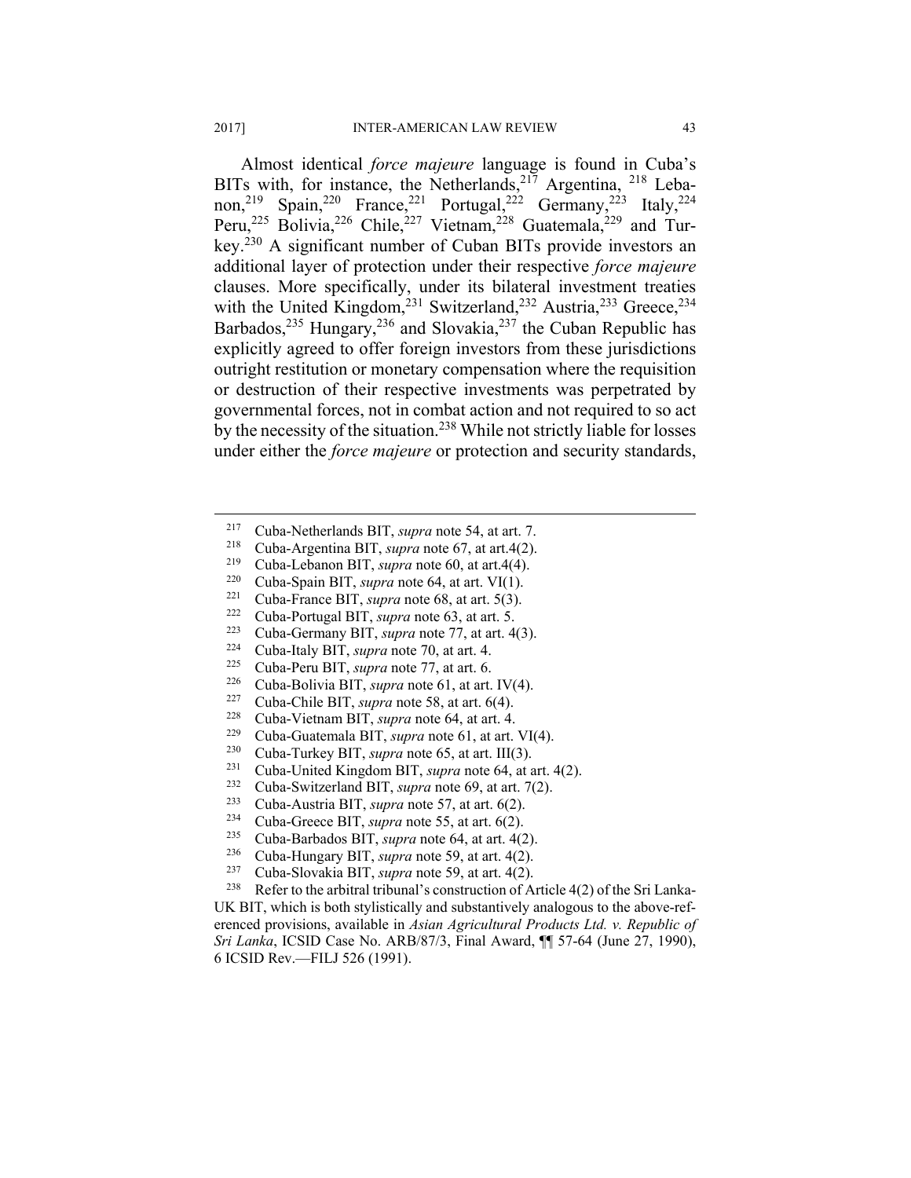Almost identical *force majeure* language is found in Cuba's BITs with, for instance, the Netherlands,[217] Argentina, [218] Lebanon,[219] Spain,[220] France,[221] Portugal,[222] Germany,[223] Italy,[224] Peru,[225] Bolivia,[226] Chile,[227] Vietnam,[228] Guatemala,[229] and Turkey.[230] A significant number of Cuban BITs provide investors an additional layer of protection under their respective *force majeure* clauses. More specifically, under its bilateral investment treaties with the United Kingdom,[231] Switzerland,[232] Austria,[233] Greece,[234] Barbados,[235] Hungary,[236] and Slovakia,[237] the Cuban Republic has explicitly agreed to offer foreign investors from these jurisdictions outright restitution or monetary compensation where the requisition or destruction of their respective investments was perpetrated by governmental forces, not in combat action and not required to so act by the necessity of the situation.[238] While not strictly liable for losses under either the *force majeure* or protection and security standards,

---

[217] Cuba-Netherlands BIT, *supra* note 54, at art. 7.

[218] Cuba-Argentina BIT, *supra* note 67, at art.4(2).

[219] Cuba-Lebanon BIT, *supra* note 60, at art.4(4).

[220] Cuba-Spain BIT, *supra* note 64, at art. VI(1).

[221] Cuba-France BIT, *supra* note 68, at art. 5(3).

[222] Cuba-Portugal BIT, *supra* note 63, at art. 5.

[223] Cuba-Germany BIT, *supra* note 77, at art. 4(3).

[224] Cuba-Italy BIT, *supra* note 70, at art. 4.

[225] Cuba-Peru BIT, *supra* note 77, at art. 6.

[226] Cuba-Bolivia BIT, *supra* note 61, at art. IV(4).

[227] Cuba-Chile BIT, *supra* note 58, at art. 6(4).

[228] Cuba-Vietnam BIT, *supra* note 64, at art. 4.

[229] Cuba-Guatemala BIT, *supra* note 61, at art. VI(4).

[230] Cuba-Turkey BIT, *supra* note 65, at art. III(3).

[231] Cuba-United Kingdom BIT, *supra* note 64, at art. 4(2).

[232] Cuba-Switzerland BIT, *supra* note 69, at art. 7(2).

[233] Cuba-Austria BIT, *supra* note 57, at art. 6(2).

[234] Cuba-Greece BIT, *supra* note 55, at art. 6(2).

[235] Cuba-Barbados BIT, *supra* note 64, at art. 4(2).

[236] Cuba-Hungary BIT, *supra* note 59, at art. 4(2).

[237] Cuba-Slovakia BIT, *supra* note 59, at art. 4(2).

[238] Refer to the arbitral tribunal's construction of Article 4(2) of the Sri Lanka-UK BIT, which is both stylistically and substantively analogous to the above-referenced provisions, available in *Asian Agricultural Products Ltd. v. Republic of Sri Lanka*, ICSID Case No. ARB/87/3, Final Award, ¶¶ 57-64 (June 27, 1990), 6 ICSID Rev.—FILJ 526 (1991).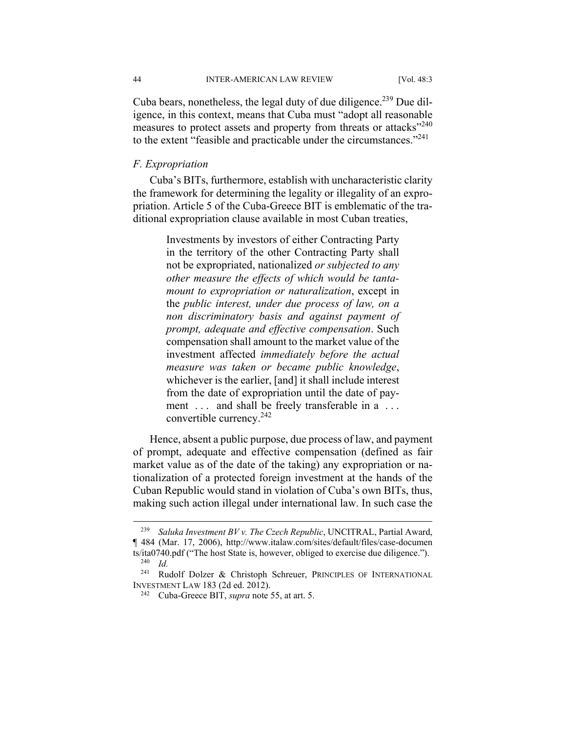Cuba bears, nonetheless, the legal duty of due diligence.[239] Due diligence, in this context, means that Cuba must "adopt all reasonable measures to protect assets and property from threats or attacks"[240] to the extent "feasible and practicable under the circumstances."[241]

### *F. Expropriation*

Cuba's BITs, furthermore, establish with uncharacteristic clarity the framework for determining the legality or illegality of an expropriation. Article 5 of the Cuba-Greece BIT is emblematic of the traditional expropriation clause available in most Cuban treaties,

> Investments by investors of either Contracting Party in the territory of the other Contracting Party shall not be expropriated, nationalized *or subjected to any other measure the effects of which would be tantamount to expropriation or naturalization*, except in the *public interest, under due process of law, on a non discriminatory basis and against payment of prompt, adequate and effective compensation*. Such compensation shall amount to the market value of the investment affected *immediately before the actual measure was taken or became public knowledge*, whichever is the earlier, [and] it shall include interest from the date of expropriation until the date of payment . . . and shall be freely transferable in a . . . convertible currency.[242]

Hence, absent a public purpose, due process of law, and payment of prompt, adequate and effective compensation (defined as fair market value as of the date of the taking) any expropriation or nationalization of a protected foreign investment at the hands of the Cuban Republic would stand in violation of Cuba's own BITs, thus, making such action illegal under international law. In such case the

---

[239] *Saluka Investment BV v. The Czech Republic*, UNCITRAL, Partial Award, ¶ 484 (Mar. 17, 2006), http://www.italaw.com/sites/default/files/case-documents/ita0740.pdf ("The host State is, however, obliged to exercise due diligence.").

[240] *Id.*

[241] Rudolf Dolzer & Christoph Schreuer, PRINCIPLES OF INTERNATIONAL INVESTMENT LAW 183 (2d ed. 2012).

[242] Cuba-Greece BIT, *supra* note 55, at art. 5.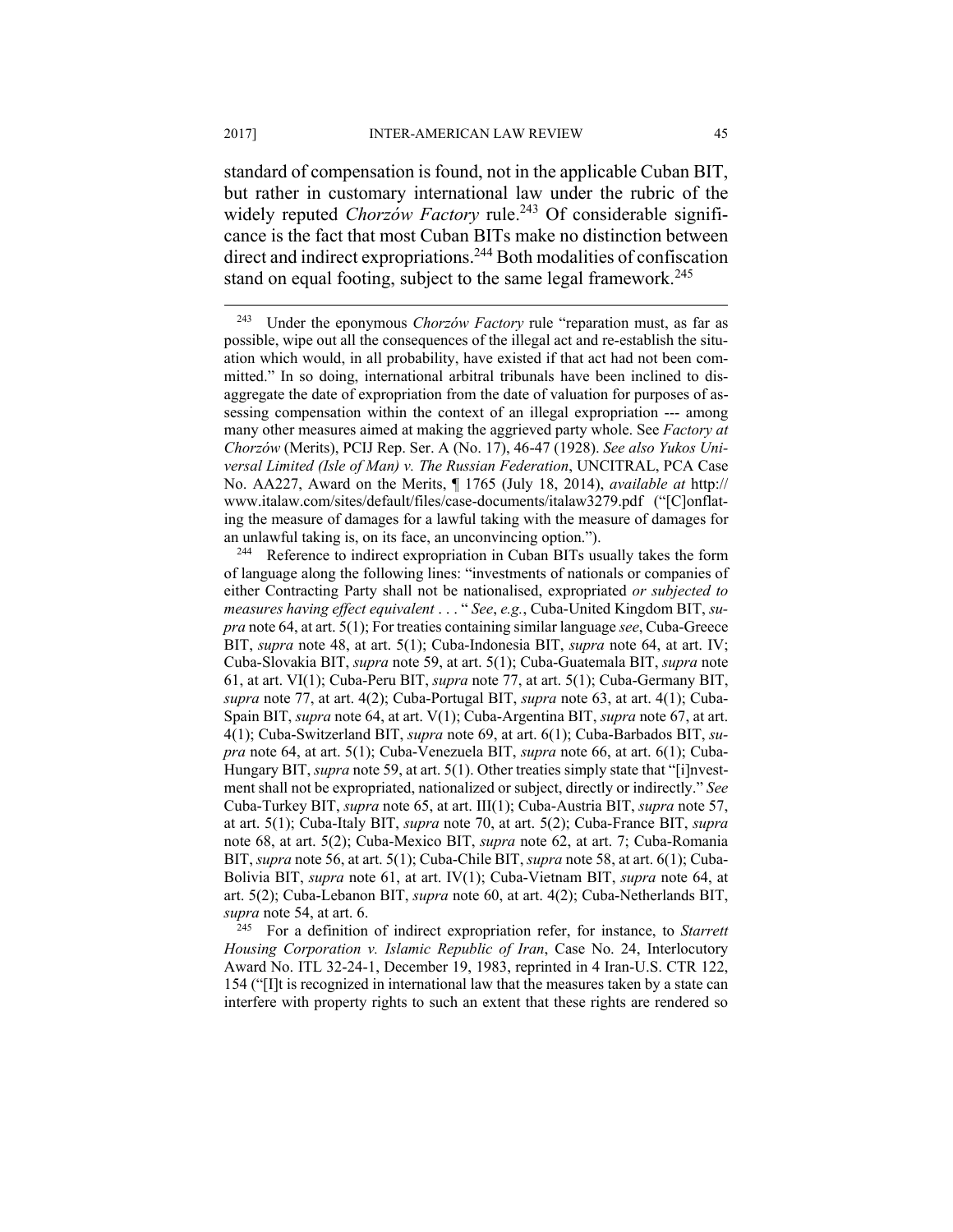standard of compensation is found, not in the applicable Cuban BIT, but rather in customary international law under the rubric of the widely reputed *Chorzów Factory* rule.[243] Of considerable significance is the fact that most Cuban BITs make no distinction between direct and indirect expropriations.[244] Both modalities of confiscation stand on equal footing, subject to the same legal framework.[245]

---

[243] Under the eponymous *Chorzów Factory* rule "reparation must, as far as possible, wipe out all the consequences of the illegal act and re-establish the situation which would, in all probability, have existed if that act had not been committed." In so doing, international arbitral tribunals have been inclined to disaggregate the date of expropriation from the date of valuation for purposes of assessing compensation within the context of an illegal expropriation --- among many other measures aimed at making the aggrieved party whole. See *Factory at Chorzów* (Merits), PCIJ Rep. Ser. A (No. 17), 46-47 (1928). *See also Yukos Universal Limited (Isle of Man) v. The Russian Federation*, UNCITRAL, PCA Case No. AA227, Award on the Merits, ¶ 1765 (July 18, 2014), *available at* http://www.italaw.com/sites/default/files/case-documents/italaw3279.pdf ("[C]onflating the measure of damages for a lawful taking with the measure of damages for an unlawful taking is, on its face, an unconvincing option.").

[244] Reference to indirect expropriation in Cuban BITs usually takes the form of language along the following lines: "investments of nationals or companies of either Contracting Party shall not be nationalised, expropriated *or subjected to measures having effect equivalent* . . . " *See*, *e.g.*, Cuba-United Kingdom BIT, *supra* note 64, at art. 5(1); For treaties containing similar language *see*, Cuba-Greece BIT, *supra* note 48, at art. 5(1); Cuba-Indonesia BIT, *supra* note 64, at art. IV; Cuba-Slovakia BIT, *supra* note 59, at art. 5(1); Cuba-Guatemala BIT, *supra* note 61, at art. VI(1); Cuba-Peru BIT, *supra* note 77, at art. 5(1); Cuba-Germany BIT, *supra* note 77, at art. 4(2); Cuba-Portugal BIT, *supra* note 63, at art. 4(1); Cuba-Spain BIT, *supra* note 64, at art. V(1); Cuba-Argentina BIT, *supra* note 67, at art. 4(1); Cuba-Switzerland BIT, *supra* note 69, at art. 6(1); Cuba-Barbados BIT, *supra* note 64, at art. 5(1); Cuba-Venezuela BIT, *supra* note 66, at art. 6(1); Cuba-Hungary BIT, *supra* note 59, at art. 5(1). Other treaties simply state that "[i]nvestment shall not be expropriated, nationalized or subject, directly or indirectly." *See* Cuba-Turkey BIT, *supra* note 65, at art. III(1); Cuba-Austria BIT, *supra* note 57, at art. 5(1); Cuba-Italy BIT, *supra* note 70, at art. 5(2); Cuba-France BIT, *supra* note 68, at art. 5(2); Cuba-Mexico BIT, *supra* note 62, at art. 7; Cuba-Romania BIT, *supra* note 56, at art. 5(1); Cuba-Chile BIT, *supra* note 58, at art. 6(1); Cuba-Bolivia BIT, *supra* note 61, at art. IV(1); Cuba-Vietnam BIT, *supra* note 64, at art. 5(2); Cuba-Lebanon BIT, *supra* note 60, at art. 4(2); Cuba-Netherlands BIT, *supra* note 54, at art. 6.

[245] For a definition of indirect expropriation refer, for instance, to *Starrett Housing Corporation v. Islamic Republic of Iran*, Case No. 24, Interlocutory Award No. ITL 32-24-1, December 19, 1983, reprinted in 4 Iran-U.S. CTR 122, 154 ("[I]t is recognized in international law that the measures taken by a state can interfere with property rights to such an extent that these rights are rendered so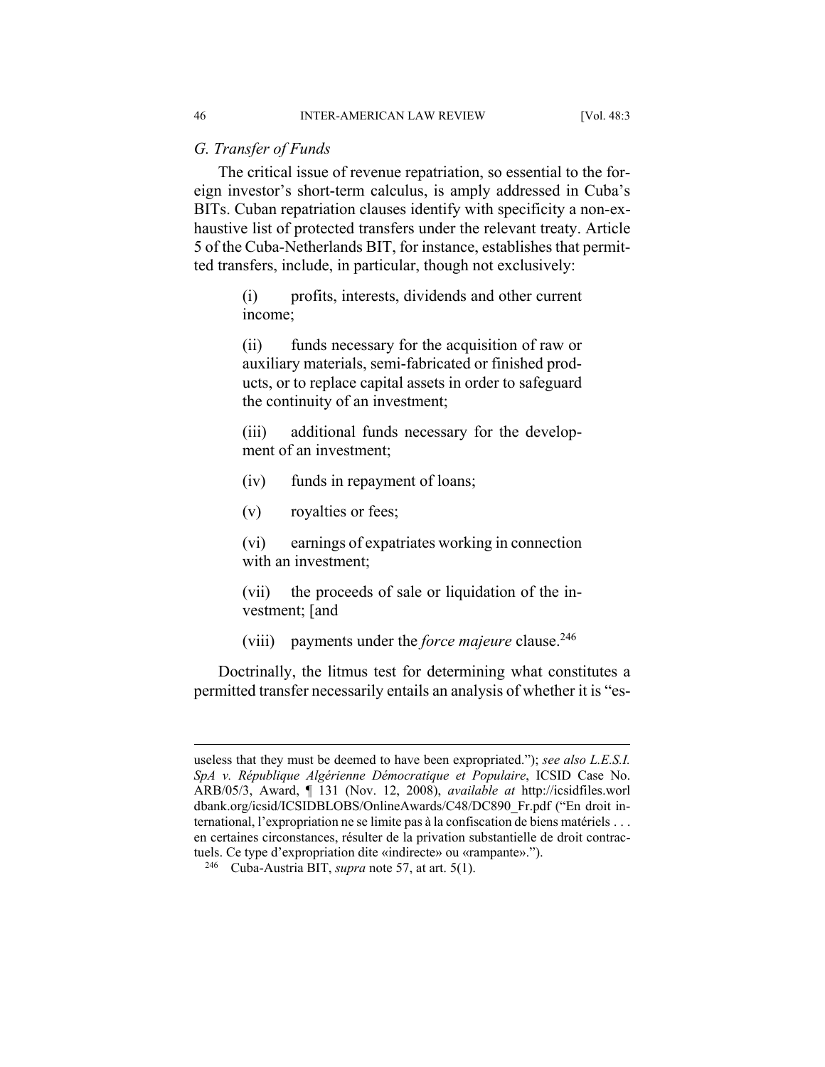## *G. Transfer of Funds*

The critical issue of revenue repatriation, so essential to the foreign investor's short-term calculus, is amply addressed in Cuba's BITs. Cuban repatriation clauses identify with specificity a non-exhaustive list of protected transfers under the relevant treaty. Article 5 of the Cuba-Netherlands BIT, for instance, establishes that permitted transfers, include, in particular, though not exclusively:

> (i) profits, interests, dividends and other current income;
>
> (ii) funds necessary for the acquisition of raw or auxiliary materials, semi-fabricated or finished products, or to replace capital assets in order to safeguard the continuity of an investment;
>
> (iii) additional funds necessary for the development of an investment;
>
> (iv) funds in repayment of loans;
>
> (v) royalties or fees;
>
> (vi) earnings of expatriates working in connection with an investment;
>
> (vii) the proceeds of sale or liquidation of the investment; [and
>
> (viii) payments under the *force majeure* clause.[246]

Doctrinally, the litmus test for determining what constitutes a permitted transfer necessarily entails an analysis of whether it is "es-

---

useless that they must be deemed to have been expropriated."); *see also L.E.S.I. SpA v. République Algérienne Démocratique et Populaire*, ICSID Case No. ARB/05/3, Award, ¶ 131 (Nov. 12, 2008), *available at* http://icsidfiles.worldbank.org/icsid/ICSIDBLOBS/OnlineAwards/C48/DC890_Fr.pdf ("En droit international, l'expropriation ne se limite pas à la confiscation de biens matériels . . . en certaines circonstances, résulter de la privation substantielle de droit contractuels. Ce type d'expropriation dite «indirecte» ou «rampante».").

[246] Cuba-Austria BIT, *supra* note 57, at art. 5(1).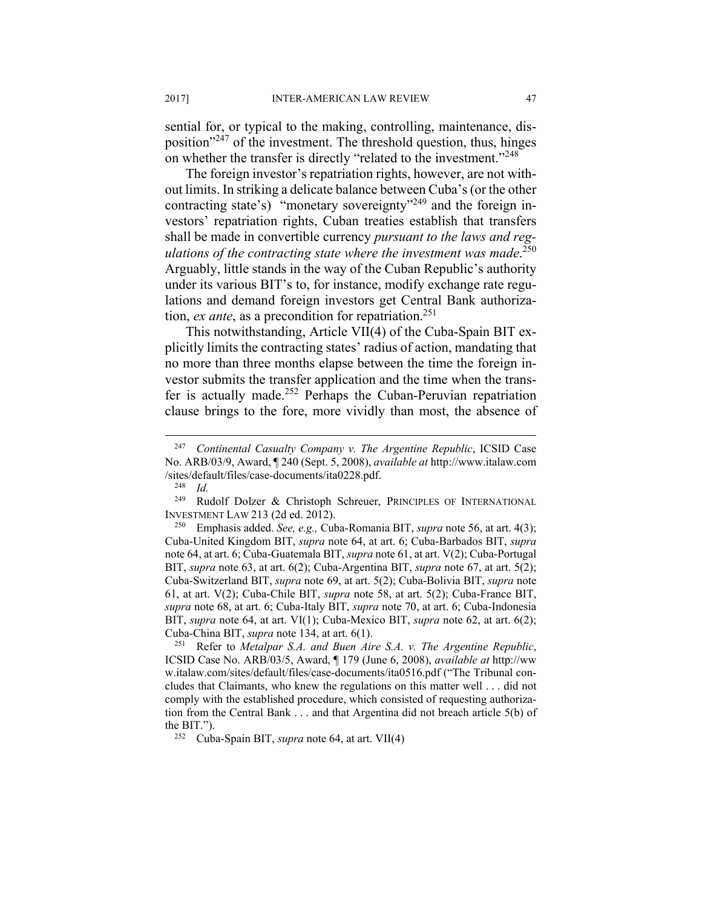sential for, or typical to the making, controlling, maintenance, disposition"[247] of the investment. The threshold question, thus, hinges on whether the transfer is directly "related to the investment."[248]

The foreign investor's repatriation rights, however, are not without limits. In striking a delicate balance between Cuba's (or the other contracting state's) "monetary sovereignty"[249] and the foreign investors' repatriation rights, Cuban treaties establish that transfers shall be made in convertible currency *pursuant to the laws and regulations of the contracting state where the investment was made*.[250] Arguably, little stands in the way of the Cuban Republic's authority under its various BIT's to, for instance, modify exchange rate regulations and demand foreign investors get Central Bank authorization, *ex ante*, as a precondition for repatriation.[251]

This notwithstanding, Article VII(4) of the Cuba-Spain BIT explicitly limits the contracting states' radius of action, mandating that no more than three months elapse between the time the foreign investor submits the transfer application and the time when the transfer is actually made.[252] Perhaps the Cuban-Peruvian repatriation clause brings to the fore, more vividly than most, the absence of

---

[247] *Continental Casualty Company v. The Argentine Republic*, ICSID Case No. ARB/03/9, Award, ¶ 240 (Sept. 5, 2008), *available at* http://www.italaw.com/sites/default/files/case-documents/ita0228.pdf.

[248] *Id.*

[249] Rudolf Dolzer & Christoph Schreuer, PRINCIPLES OF INTERNATIONAL INVESTMENT LAW 213 (2d ed. 2012).

[250] Emphasis added. *See, e.g.,* Cuba-Romania BIT, *supra* note 56, at art. 4(3); Cuba-United Kingdom BIT, *supra* note 64, at art. 6; Cuba-Barbados BIT, *supra* note 64, at art. 6; Cuba-Guatemala BIT, *supra* note 61, at art. V(2); Cuba-Portugal BIT, *supra* note 63, at art. 6(2); Cuba-Argentina BIT, *supra* note 67, at art. 5(2); Cuba-Switzerland BIT, *supra* note 69, at art. 5(2); Cuba-Bolivia BIT, *supra* note 61, at art. V(2); Cuba-Chile BIT, *supra* note 58, at art. 5(2); Cuba-France BIT, *supra* note 68, at art. 6; Cuba-Italy BIT, *supra* note 70, at art. 6; Cuba-Indonesia BIT, *supra* note 64, at art. VI(1); Cuba-Mexico BIT, *supra* note 62, at art. 6(2); Cuba-China BIT, *supra* note 134, at art. 6(1).

[251] Refer to *Metalpar S.A. and Buen Aire S.A. v. The Argentine Republic*, ICSID Case No. ARB/03/5, Award, ¶ 179 (June 6, 2008), *available at* http://www.italaw.com/sites/default/files/case-documents/ita0516.pdf ("The Tribunal concludes that Claimants, who knew the regulations on this matter well . . . did not comply with the established procedure, which consisted of requesting authorization from the Central Bank . . . and that Argentina did not breach article 5(b) of the BIT.").

[252] Cuba-Spain BIT, *supra* note 64, at art. VII(4)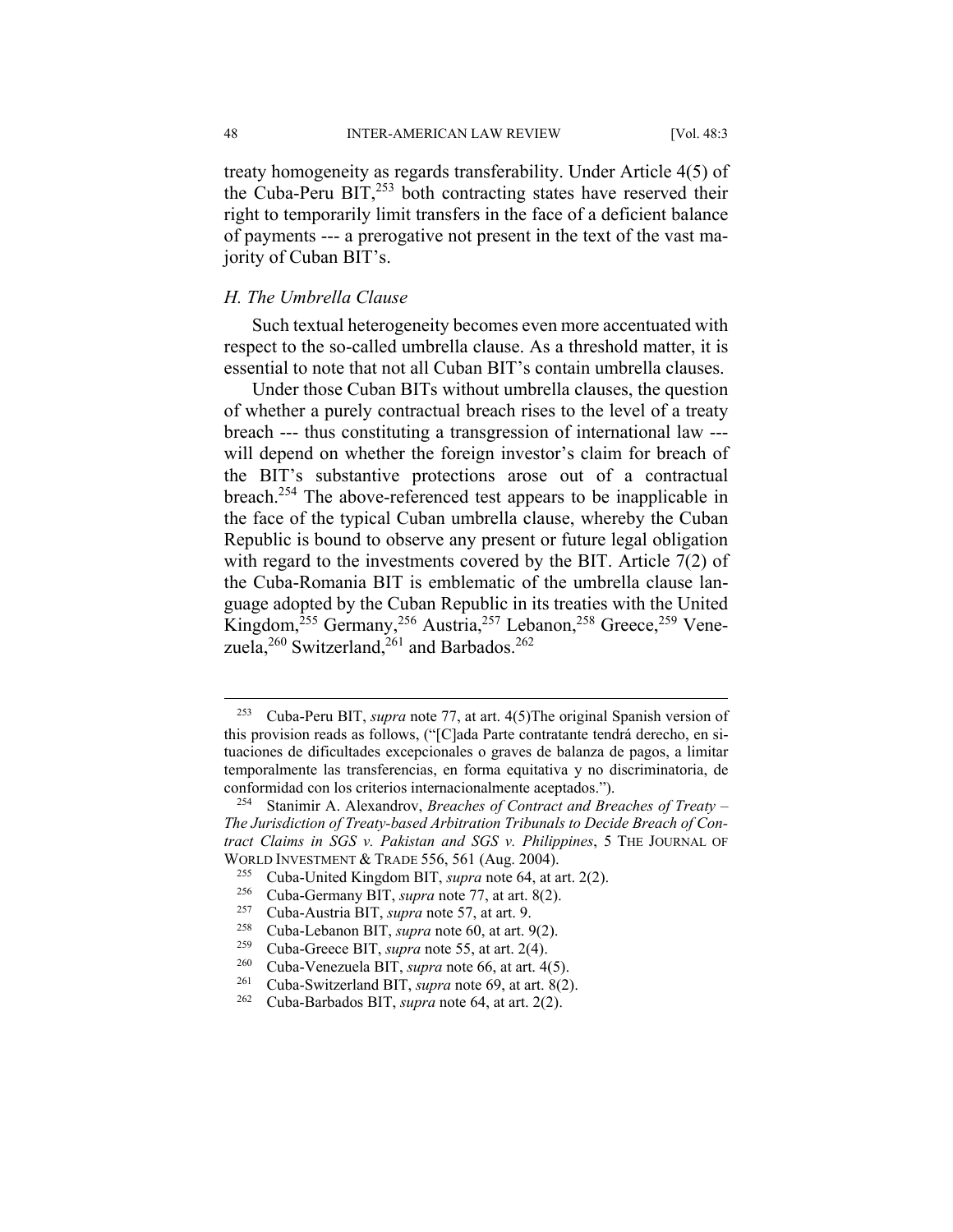treaty homogeneity as regards transferability. Under Article 4(5) of the Cuba-Peru BIT,[253] both contracting states have reserved their right to temporarily limit transfers in the face of a deficient balance of payments --- a prerogative not present in the text of the vast majority of Cuban BIT's.

### *H. The Umbrella Clause*

Such textual heterogeneity becomes even more accentuated with respect to the so-called umbrella clause. As a threshold matter, it is essential to note that not all Cuban BIT's contain umbrella clauses.

Under those Cuban BITs without umbrella clauses, the question of whether a purely contractual breach rises to the level of a treaty breach --- thus constituting a transgression of international law --- will depend on whether the foreign investor's claim for breach of the BIT's substantive protections arose out of a contractual breach.[254] The above-referenced test appears to be inapplicable in the face of the typical Cuban umbrella clause, whereby the Cuban Republic is bound to observe any present or future legal obligation with regard to the investments covered by the BIT. Article 7(2) of the Cuba-Romania BIT is emblematic of the umbrella clause language adopted by the Cuban Republic in its treaties with the United Kingdom,[255] Germany,[256] Austria,[257] Lebanon,[258] Greece,[259] Venezuela,[260] Switzerland,[261] and Barbados.[262]

---

[253] Cuba-Peru BIT, *supra* note 77, at art. 4(5)The original Spanish version of this provision reads as follows, ("[C]ada Parte contratante tendrá derecho, en situaciones de dificultades excepcionales o graves de balanza de pagos, a limitar temporalmente las transferencias, en forma equitativa y no discriminatoria, de conformidad con los criterios internacionalmente aceptados.").

[254] Stanimir A. Alexandrov, *Breaches of Contract and Breaches of Treaty – The Jurisdiction of Treaty-based Arbitration Tribunals to Decide Breach of Contract Claims in SGS v. Pakistan and SGS v. Philippines*, 5 THE JOURNAL OF WORLD INVESTMENT & TRADE 556, 561 (Aug. 2004).

[255] Cuba-United Kingdom BIT, *supra* note 64, at art. 2(2).

[256] Cuba-Germany BIT, *supra* note 77, at art. 8(2).

[257] Cuba-Austria BIT, *supra* note 57, at art. 9.

[258] Cuba-Lebanon BIT, *supra* note 60, at art. 9(2).

[259] Cuba-Greece BIT, *supra* note 55, at art. 2(4).

[260] Cuba-Venezuela BIT, *supra* note 66, at art. 4(5).

[261] Cuba-Switzerland BIT, *supra* note 69, at art. 8(2).

[262] Cuba-Barbados BIT, *supra* note 64, at art. 2(2).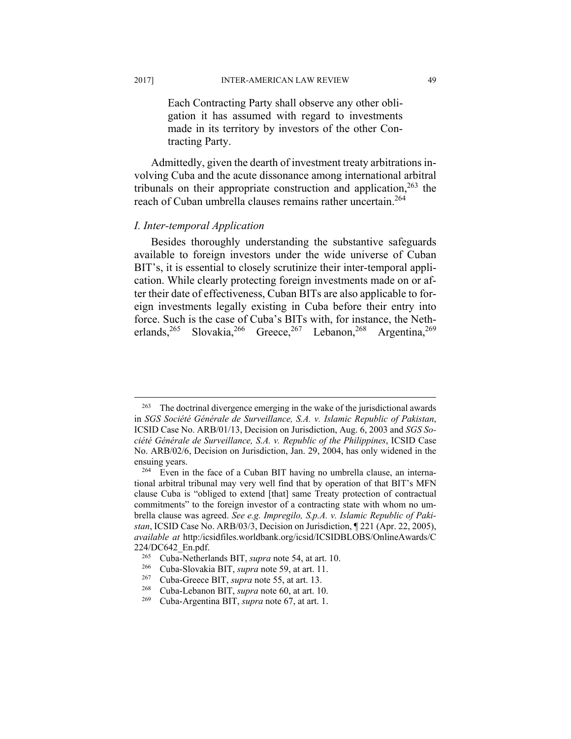> Each Contracting Party shall observe any other obligation it has assumed with regard to investments made in its territory by investors of the other Contracting Party.

Admittedly, given the dearth of investment treaty arbitrations involving Cuba and the acute dissonance among international arbitral tribunals on their appropriate construction and application,[263] the reach of Cuban umbrella clauses remains rather uncertain.[264]

### *I. Inter-temporal Application*

Besides thoroughly understanding the substantive safeguards available to foreign investors under the wide universe of Cuban BIT's, it is essential to closely scrutinize their inter-temporal application. While clearly protecting foreign investments made on or after their date of effectiveness, Cuban BITs are also applicable to foreign investments legally existing in Cuba before their entry into force. Such is the case of Cuba's BITs with, for instance, the Netherlands,[265] Slovakia,[266] Greece,[267] Lebanon,[268] Argentina,[269]

---

[263] The doctrinal divergence emerging in the wake of the jurisdictional awards in *SGS Société Générale de Surveillance, S.A. v. Islamic Republic of Pakistan*, ICSID Case No. ARB/01/13, Decision on Jurisdiction, Aug. 6, 2003 and *SGS Société Générale de Surveillance, S.A. v. Republic of the Philippines*, ICSID Case No. ARB/02/6, Decision on Jurisdiction, Jan. 29, 2004, has only widened in the ensuing years.

[264] Even in the face of a Cuban BIT having no umbrella clause, an international arbitral tribunal may very well find that by operation of that BIT's MFN clause Cuba is "obliged to extend [that] same Treaty protection of contractual commitments" to the foreign investor of a contracting state with whom no umbrella clause was agreed. *See e.g. Impregilo, S.p.A. v. Islamic Republic of Pakistan*, ICSID Case No. ARB/03/3, Decision on Jurisdiction, ¶ 221 (Apr. 22, 2005), *available at* http:/icsidfiles.worldbank.org/icsid/ICSIDBLOBS/OnlineAwards/C224/DC642_En.pdf.

[265] Cuba-Netherlands BIT, *supra* note 54, at art. 10.

[266] Cuba-Slovakia BIT, *supra* note 59, at art. 11.

[267] Cuba-Greece BIT, *supra* note 55, at art. 13.

[268] Cuba-Lebanon BIT, *supra* note 60, at art. 10.

[269] Cuba-Argentina BIT, *supra* note 67, at art. 1.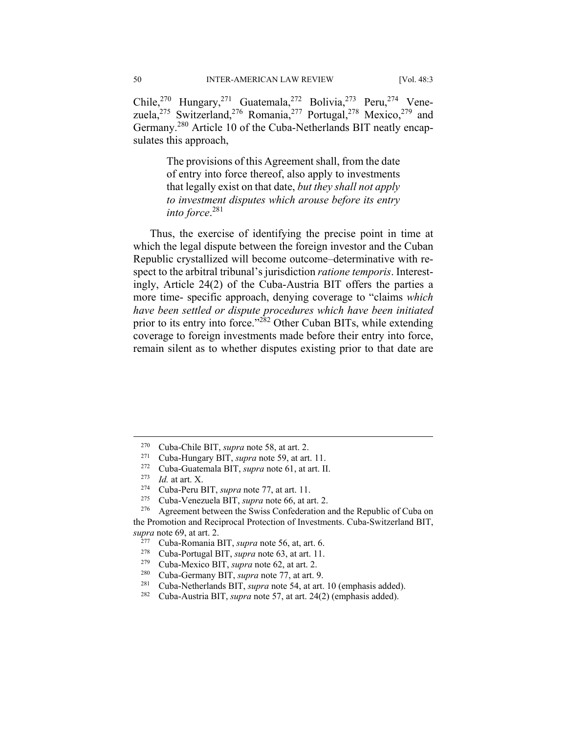Chile,[270] Hungary,[271] Guatemala,[272] Bolivia,[273] Peru,[274] Venezuela,[275] Switzerland,[276] Romania,[277] Portugal,[278] Mexico,[279] and Germany.[280] Article 10 of the Cuba-Netherlands BIT neatly encapsulates this approach,

> The provisions of this Agreement shall, from the date of entry into force thereof, also apply to investments that legally exist on that date, *but they shall not apply to investment disputes which arouse before its entry into force*.[281]

Thus, the exercise of identifying the precise point in time at which the legal dispute between the foreign investor and the Cuban Republic crystallized will become outcome–determinative with respect to the arbitral tribunal's jurisdiction *ratione temporis*. Interestingly, Article 24(2) of the Cuba-Austria BIT offers the parties a more time- specific approach, denying coverage to "claims *which have been settled or dispute procedures which have been initiated* prior to its entry into force."[282] Other Cuban BITs, while extending coverage to foreign investments made before their entry into force, remain silent as to whether disputes existing prior to that date are

---

[270] Cuba-Chile BIT, *supra* note 58, at art. 2.

[271] Cuba-Hungary BIT, *supra* note 59, at art. 11.

[272] Cuba-Guatemala BIT, *supra* note 61, at art. II.

[273] *Id.* at art. X.

[274] Cuba-Peru BIT, *supra* note 77, at art. 11.

[275] Cuba-Venezuela BIT, *supra* note 66, at art. 2.

[276] Agreement between the Swiss Confederation and the Republic of Cuba on the Promotion and Reciprocal Protection of Investments. Cuba-Switzerland BIT, *supra* note 69, at art. 2.

[277] Cuba-Romania BIT, *supra* note 56, at, art. 6.

[278] Cuba-Portugal BIT, *supra* note 63, at art. 11.

[279] Cuba-Mexico BIT, *supra* note 62, at art. 2.

[280] Cuba-Germany BIT, *supra* note 77, at art. 9.

[281] Cuba-Netherlands BIT, *supra* note 54, at art. 10 (emphasis added).

[282] Cuba-Austria BIT, *supra* note 57, at art. 24(2) (emphasis added).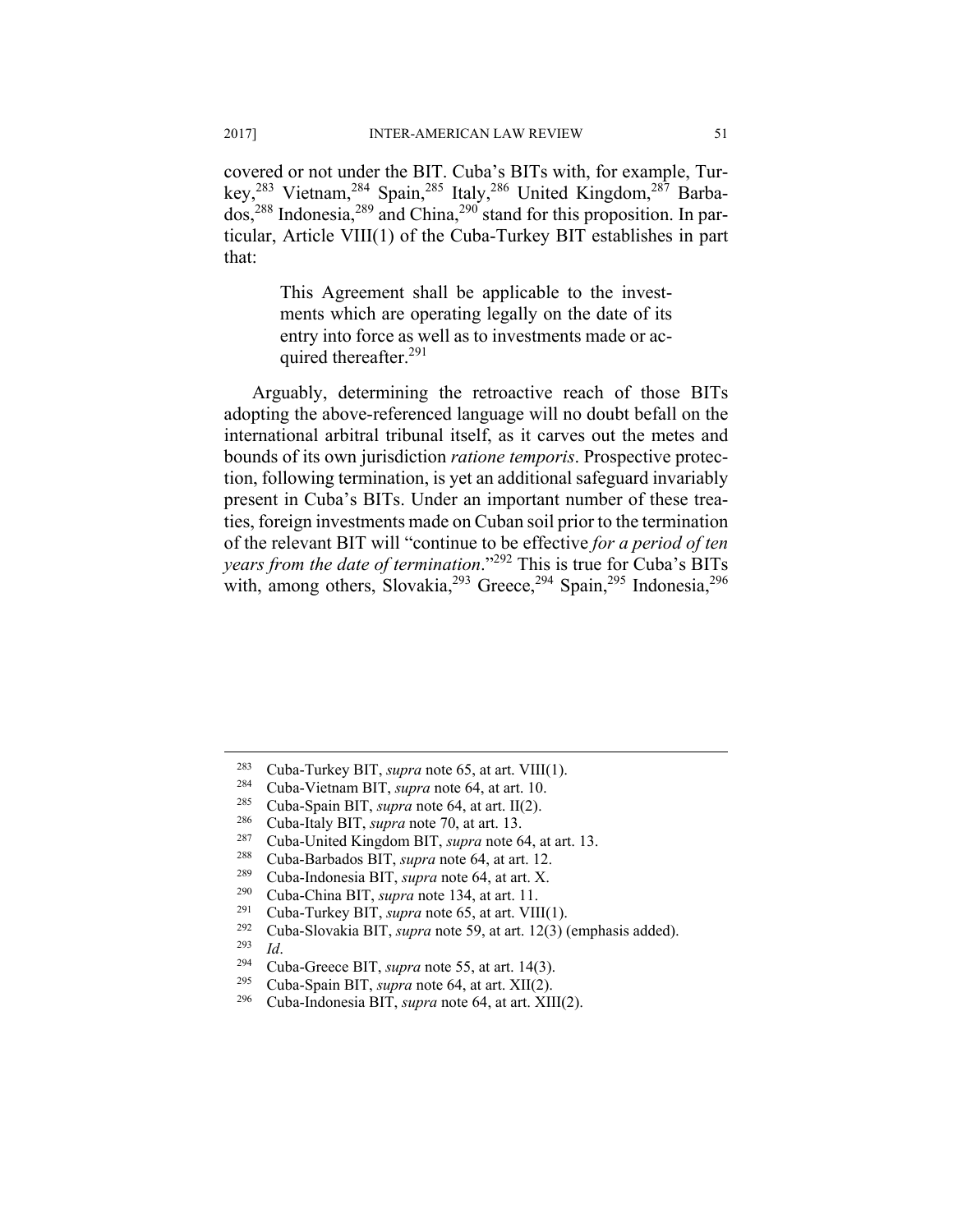covered or not under the BIT. Cuba's BITs with, for example, Turkey,[283] Vietnam,[284] Spain,[285] Italy,[286] United Kingdom,[287] Barbados,[288] Indonesia,[289] and China,[290] stand for this proposition. In particular, Article VIII(1) of the Cuba-Turkey BIT establishes in part that:

> This Agreement shall be applicable to the investments which are operating legally on the date of its entry into force as well as to investments made or acquired thereafter.[291]

Arguably, determining the retroactive reach of those BITs adopting the above-referenced language will no doubt befall on the international arbitral tribunal itself, as it carves out the metes and bounds of its own jurisdiction *ratione temporis*. Prospective protection, following termination, is yet an additional safeguard invariably present in Cuba's BITs. Under an important number of these treaties, foreign investments made on Cuban soil prior to the termination of the relevant BIT will "continue to be effective *for a period of ten years from the date of termination*."[292] This is true for Cuba's BITs with, among others, Slovakia,[293] Greece,[294] Spain,[295] Indonesia,[296]

---

[283] Cuba-Turkey BIT, *supra* note 65, at art. VIII(1).
[284] Cuba-Vietnam BIT, *supra* note 64, at art. 10.
[285] Cuba-Spain BIT, *supra* note 64, at art. II(2).
[286] Cuba-Italy BIT, *supra* note 70, at art. 13.
[287] Cuba-United Kingdom BIT, *supra* note 64, at art. 13.
[288] Cuba-Barbados BIT, *supra* note 64, at art. 12.
[289] Cuba-Indonesia BIT, *supra* note 64, at art. X.
[290] Cuba-China BIT, *supra* note 134, at art. 11.
[291] Cuba-Turkey BIT, *supra* note 65, at art. VIII(1).
[292] Cuba-Slovakia BIT, *supra* note 59, at art. 12(3) (emphasis added).
[293] *Id*.
[294] Cuba-Greece BIT, *supra* note 55, at art. 14(3).
[295] Cuba-Spain BIT, *supra* note 64, at art. XII(2).
[296] Cuba-Indonesia BIT, *supra* note 64, at art. XIII(2).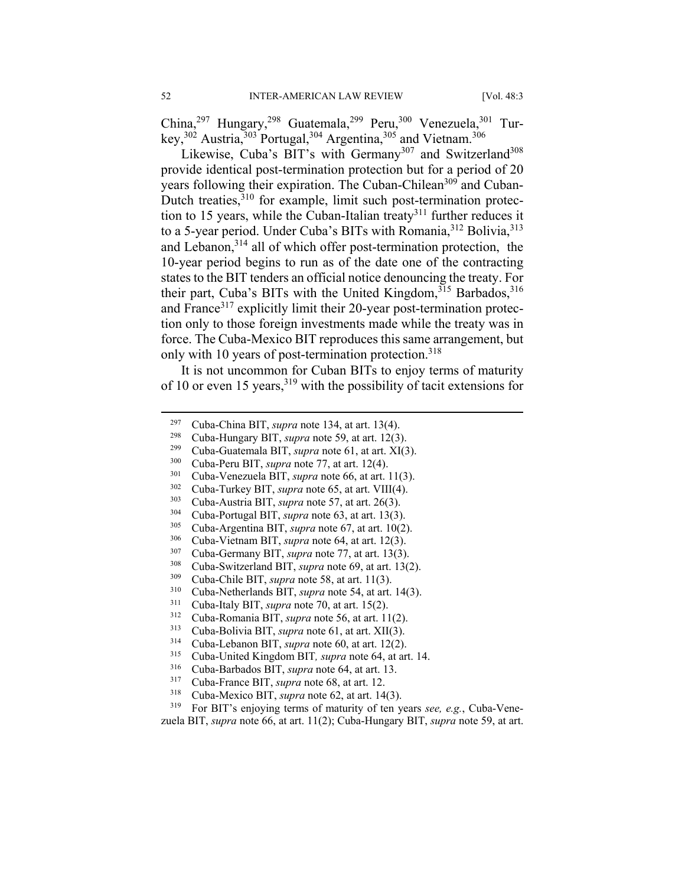China,[297] Hungary,[298] Guatemala,[299] Peru,[300] Venezuela,[301] Turkey,[302] Austria,[303] Portugal,[304] Argentina,[305] and Vietnam.[306]

Likewise, Cuba's BIT's with Germany[307] and Switzerland[308] provide identical post-termination protection but for a period of 20 years following their expiration. The Cuban-Chilean[309] and Cuban-Dutch treaties,[310] for example, limit such post-termination protection to 15 years, while the Cuban-Italian treaty[311] further reduces it to a 5-year period. Under Cuba's BITs with Romania,[312] Bolivia,[313] and Lebanon,[314] all of which offer post-termination protection, the 10-year period begins to run as of the date one of the contracting states to the BIT tenders an official notice denouncing the treaty. For their part, Cuba's BITs with the United Kingdom,[315] Barbados,[316] and France[317] explicitly limit their 20-year post-termination protection only to those foreign investments made while the treaty was in force. The Cuba-Mexico BIT reproduces this same arrangement, but only with 10 years of post-termination protection.[318]

It is not uncommon for Cuban BITs to enjoy terms of maturity of 10 or even 15 years,[319] with the possibility of tacit extensions for

---

[297] Cuba-China BIT, *supra* note 134, at art. 13(4).
[298] Cuba-Hungary BIT, *supra* note 59, at art. 12(3).
[299] Cuba-Guatemala BIT, *supra* note 61, at art. XI(3).
[300] Cuba-Peru BIT, *supra* note 77, at art. 12(4).
[301] Cuba-Venezuela BIT, *supra* note 66, at art. 11(3).
[302] Cuba-Turkey BIT, *supra* note 65, at art. VIII(4).
[303] Cuba-Austria BIT, *supra* note 57, at art. 26(3).
[304] Cuba-Portugal BIT, *supra* note 63, at art. 13(3).
[305] Cuba-Argentina BIT, *supra* note 67, at art. 10(2).
[306] Cuba-Vietnam BIT, *supra* note 64, at art. 12(3).
[307] Cuba-Germany BIT, *supra* note 77, at art. 13(3).
[308] Cuba-Switzerland BIT, *supra* note 69, at art. 13(2).
[309] Cuba-Chile BIT, *supra* note 58, at art. 11(3).
[310] Cuba-Netherlands BIT, *supra* note 54, at art. 14(3).
[311] Cuba-Italy BIT, *supra* note 70, at art. 15(2).
[312] Cuba-Romania BIT, *supra* note 56, at art. 11(2).
[313] Cuba-Bolivia BIT, *supra* note 61, at art. XII(3).
[314] Cuba-Lebanon BIT, *supra* note 60, at art. 12(2).
[315] Cuba-United Kingdom BIT*, supra* note 64, at art. 14.
[316] Cuba-Barbados BIT, *supra* note 64, at art. 13.
[317] Cuba-France BIT, *supra* note 68, at art. 12.
[318] Cuba-Mexico BIT, *supra* note 62, at art. 14(3).
[319] For BIT's enjoying terms of maturity of ten years *see, e.g.*, Cuba-Venezuela BIT, *supra* note 66, at art. 11(2); Cuba-Hungary BIT, *supra* note 59, at art.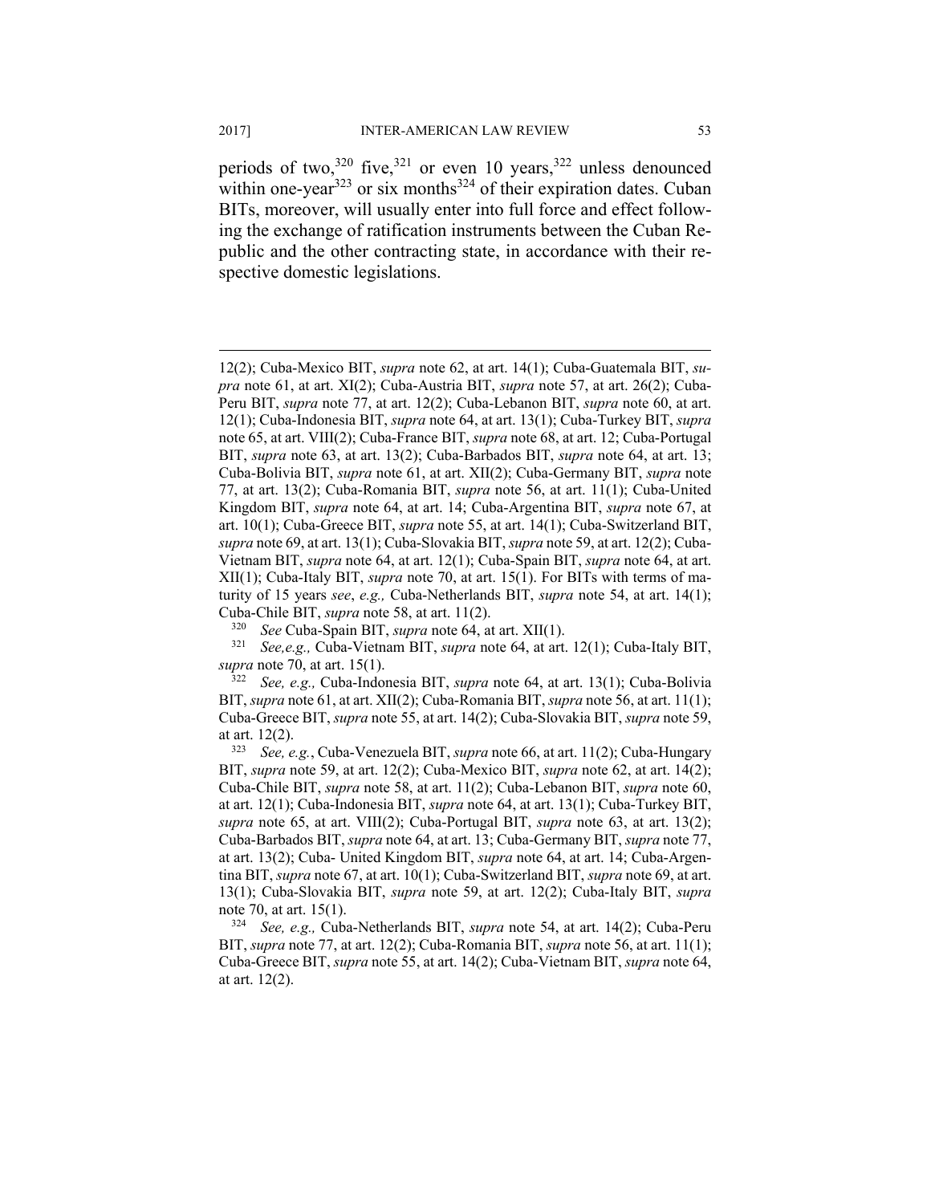periods of two,[320] five,[321] or even 10 years,[322] unless denounced within one-year[323] or six months[324] of their expiration dates. Cuban BITs, moreover, will usually enter into full force and effect following the exchange of ratification instruments between the Cuban Republic and the other contracting state, in accordance with their respective domestic legislations.

---

12(2); Cuba-Mexico BIT, *supra* note 62, at art. 14(1); Cuba-Guatemala BIT, *supra* note 61, at art. XI(2); Cuba-Austria BIT, *supra* note 57, at art. 26(2); Cuba-Peru BIT, *supra* note 77, at art. 12(2); Cuba-Lebanon BIT, *supra* note 60, at art. 12(1); Cuba-Indonesia BIT, *supra* note 64, at art. 13(1); Cuba-Turkey BIT, *supra* note 65, at art. VIII(2); Cuba-France BIT, *supra* note 68, at art. 12; Cuba-Portugal BIT, *supra* note 63, at art. 13(2); Cuba-Barbados BIT, *supra* note 64, at art. 13; Cuba-Bolivia BIT, *supra* note 61, at art. XII(2); Cuba-Germany BIT, *supra* note 77, at art. 13(2); Cuba-Romania BIT, *supra* note 56, at art. 11(1); Cuba-United Kingdom BIT, *supra* note 64, at art. 14; Cuba-Argentina BIT, *supra* note 67, at art. 10(1); Cuba-Greece BIT, *supra* note 55, at art. 14(1); Cuba-Switzerland BIT, *supra* note 69, at art. 13(1); Cuba-Slovakia BIT, *supra* note 59, at art. 12(2); Cuba-Vietnam BIT, *supra* note 64, at art. 12(1); Cuba-Spain BIT, *supra* note 64, at art. XII(1); Cuba-Italy BIT, *supra* note 70, at art. 15(1). For BITs with terms of maturity of 15 years *see*, *e.g.,* Cuba-Netherlands BIT, *supra* note 54, at art. 14(1); Cuba-Chile BIT, *supra* note 58, at art. 11(2).

[320] *See* Cuba-Spain BIT, *supra* note 64, at art. XII(1).

[321] *See,e.g.,* Cuba-Vietnam BIT, *supra* note 64, at art. 12(1); Cuba-Italy BIT, *supra* note 70, at art. 15(1).

[322] *See, e.g.,* Cuba-Indonesia BIT, *supra* note 64, at art. 13(1); Cuba-Bolivia BIT, *supra* note 61, at art. XII(2); Cuba-Romania BIT, *supra* note 56, at art. 11(1); Cuba-Greece BIT, *supra* note 55, at art. 14(2); Cuba-Slovakia BIT, *supra* note 59, at art. 12(2).

[323] *See, e.g.*, Cuba-Venezuela BIT, *supra* note 66, at art. 11(2); Cuba-Hungary BIT, *supra* note 59, at art. 12(2); Cuba-Mexico BIT, *supra* note 62, at art. 14(2); Cuba-Chile BIT, *supra* note 58, at art. 11(2); Cuba-Lebanon BIT, *supra* note 60, at art. 12(1); Cuba-Indonesia BIT, *supra* note 64, at art. 13(1); Cuba-Turkey BIT, *supra* note 65, at art. VIII(2); Cuba-Portugal BIT, *supra* note 63, at art. 13(2); Cuba-Barbados BIT, *supra* note 64, at art. 13; Cuba-Germany BIT, *supra* note 77, at art. 13(2); Cuba- United Kingdom BIT, *supra* note 64, at art. 14; Cuba-Argentina BIT, *supra* note 67, at art. 10(1); Cuba-Switzerland BIT, *supra* note 69, at art. 13(1); Cuba-Slovakia BIT, *supra* note 59, at art. 12(2); Cuba-Italy BIT, *supra* note 70, at art. 15(1).

[324] *See, e.g.,* Cuba-Netherlands BIT, *supra* note 54, at art. 14(2); Cuba-Peru BIT, *supra* note 77, at art. 12(2); Cuba-Romania BIT, *supra* note 56, at art. 11(1); Cuba-Greece BIT, *supra* note 55, at art. 14(2); Cuba-Vietnam BIT, *supra* note 64, at art. 12(2).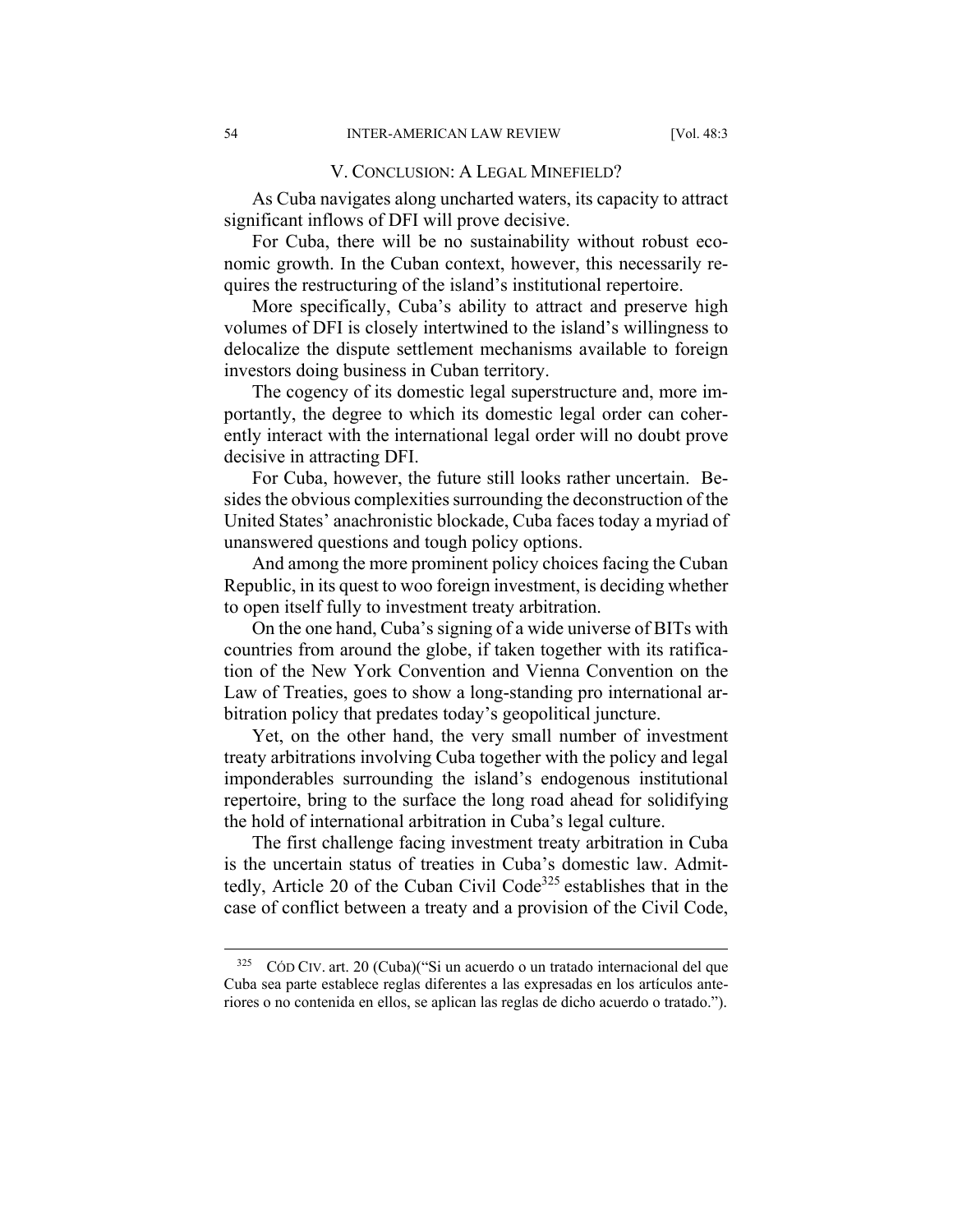## V. CONCLUSION: A LEGAL MINEFIELD?

As Cuba navigates along uncharted waters, its capacity to attract significant inflows of DFI will prove decisive.

For Cuba, there will be no sustainability without robust economic growth. In the Cuban context, however, this necessarily requires the restructuring of the island's institutional repertoire.

More specifically, Cuba's ability to attract and preserve high volumes of DFI is closely intertwined to the island's willingness to delocalize the dispute settlement mechanisms available to foreign investors doing business in Cuban territory.

The cogency of its domestic legal superstructure and, more importantly, the degree to which its domestic legal order can coherently interact with the international legal order will no doubt prove decisive in attracting DFI.

For Cuba, however, the future still looks rather uncertain. Besides the obvious complexities surrounding the deconstruction of the United States' anachronistic blockade, Cuba faces today a myriad of unanswered questions and tough policy options.

And among the more prominent policy choices facing the Cuban Republic, in its quest to woo foreign investment, is deciding whether to open itself fully to investment treaty arbitration.

On the one hand, Cuba's signing of a wide universe of BITs with countries from around the globe, if taken together with its ratification of the New York Convention and Vienna Convention on the Law of Treaties, goes to show a long-standing pro international arbitration policy that predates today's geopolitical juncture.

Yet, on the other hand, the very small number of investment treaty arbitrations involving Cuba together with the policy and legal imponderables surrounding the island's endogenous institutional repertoire, bring to the surface the long road ahead for solidifying the hold of international arbitration in Cuba's legal culture.

The first challenge facing investment treaty arbitration in Cuba is the uncertain status of treaties in Cuba's domestic law. Admittedly, Article 20 of the Cuban Civil Code[325] establishes that in the case of conflict between a treaty and a provision of the Civil Code,

---

[325] CÓD CIV. art. 20 (Cuba)("Si un acuerdo o un tratado internacional del que Cuba sea parte establece reglas diferentes a las expresadas en los artículos anteriores o no contenida en ellos, se aplican las reglas de dicho acuerdo o tratado.").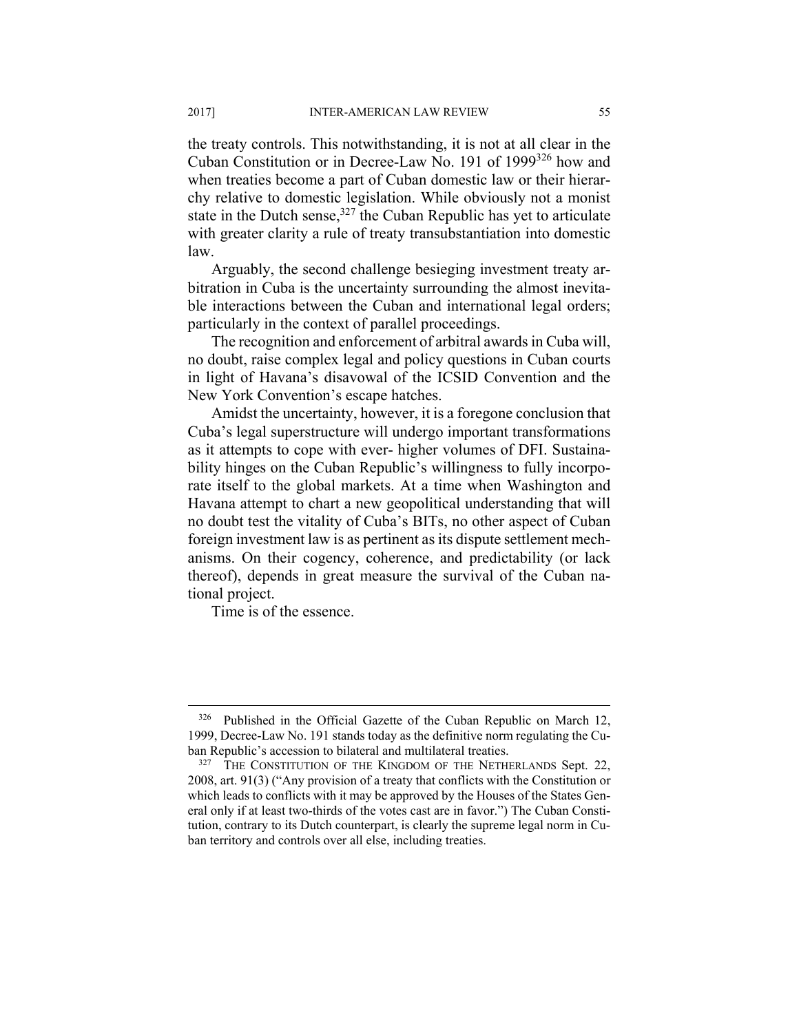the treaty controls. This notwithstanding, it is not at all clear in the Cuban Constitution or in Decree-Law No. 191 of 1999[326] how and when treaties become a part of Cuban domestic law or their hierarchy relative to domestic legislation. While obviously not a monist state in the Dutch sense,[327] the Cuban Republic has yet to articulate with greater clarity a rule of treaty transubstantiation into domestic law.

Arguably, the second challenge besieging investment treaty arbitration in Cuba is the uncertainty surrounding the almost inevitable interactions between the Cuban and international legal orders; particularly in the context of parallel proceedings.

The recognition and enforcement of arbitral awards in Cuba will, no doubt, raise complex legal and policy questions in Cuban courts in light of Havana's disavowal of the ICSID Convention and the New York Convention's escape hatches.

Amidst the uncertainty, however, it is a foregone conclusion that Cuba's legal superstructure will undergo important transformations as it attempts to cope with ever- higher volumes of DFI. Sustainability hinges on the Cuban Republic's willingness to fully incorporate itself to the global markets. At a time when Washington and Havana attempt to chart a new geopolitical understanding that will no doubt test the vitality of Cuba's BITs, no other aspect of Cuban foreign investment law is as pertinent as its dispute settlement mechanisms. On their cogency, coherence, and predictability (or lack thereof), depends in great measure the survival of the Cuban national project.

Time is of the essence.

---

[326] Published in the Official Gazette of the Cuban Republic on March 12, 1999, Decree-Law No. 191 stands today as the definitive norm regulating the Cuban Republic's accession to bilateral and multilateral treaties.

[327] THE CONSTITUTION OF THE KINGDOM OF THE NETHERLANDS Sept. 22, 2008, art. 91(3) ("Any provision of a treaty that conflicts with the Constitution or which leads to conflicts with it may be approved by the Houses of the States General only if at least two-thirds of the votes cast are in favor.") The Cuban Constitution, contrary to its Dutch counterpart, is clearly the supreme legal norm in Cuban territory and controls over all else, including treaties.